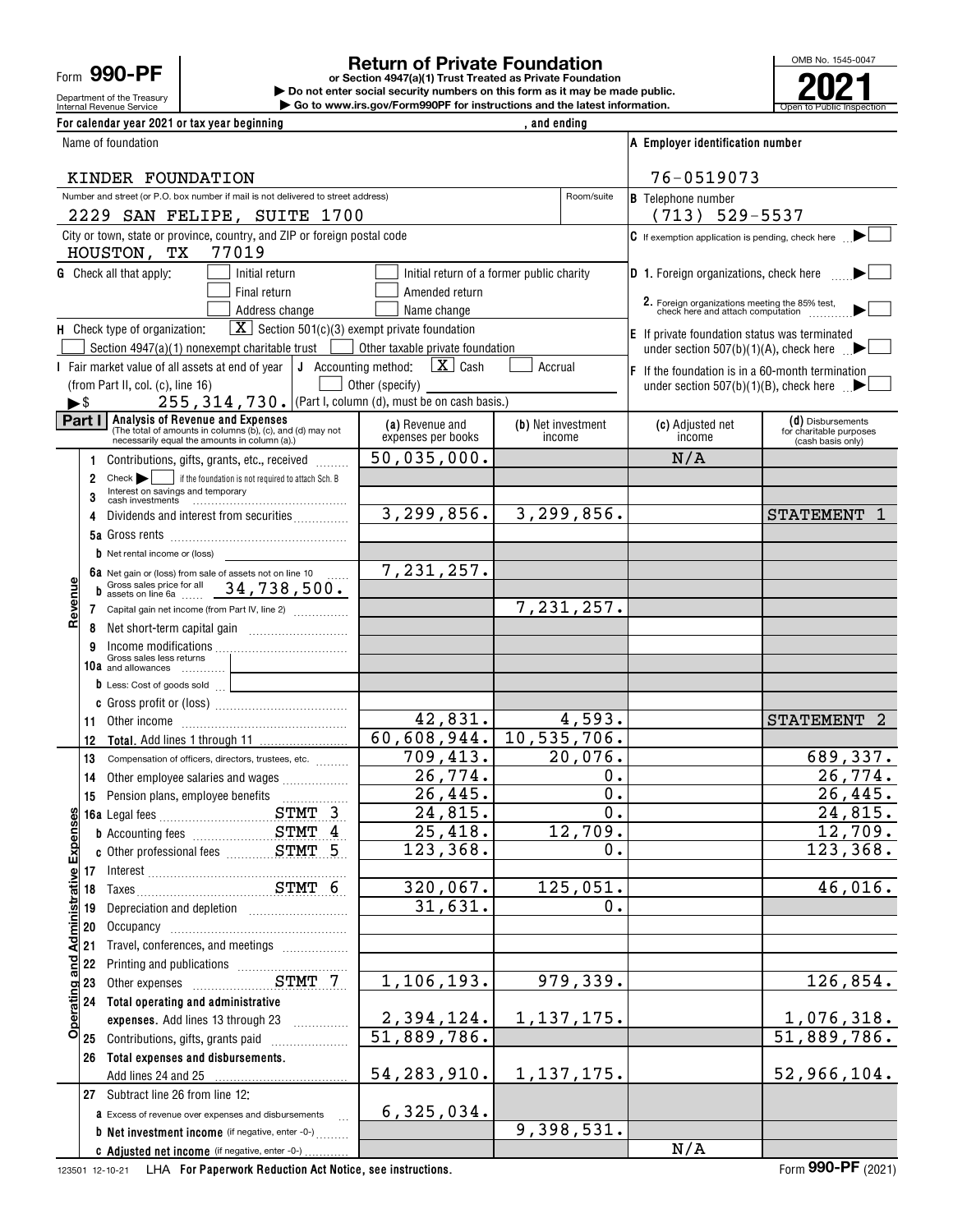Form **990-PF**

Department of the Treasury
Internal Revenue Service

# Return of Private Foundation

**or Section 4947(a)(1) Trust Treated as Private Foundation**

▶ Do not enter social security numbers on this form as it may be made public.

▶ Go to www.irs.gov/Form990PF for instructions and the latest information.

OMB No. 1545-0047

**2021**

Open to Public Inspection

For calendar year 2021 or tax year beginning , and ending

| | |
|---|---|
| Name of foundation: KINDER FOUNDATION | A Employer identification number: 76-0519073 |
| Number and street (or P.O. box number if mail is not delivered to street address) / Room/suite: 2229 SAN FELIPE, SUITE 1700 | B Telephone number: (713) 529-5537 |
| City or town, state or province, country, and ZIP or foreign postal code: HOUSTON, TX 77019 | C If exemption application is pending, check here ▶ ☐ |

G Check all that apply: ☐ Initial return ☐ Initial return of a former public charity ☐ Final return ☐ Amended return ☐ Address change ☐ Name change

D 1. Foreign organizations, check here ▶ ☐
2. Foreign organizations meeting the 85% test, check here and attach computation ▶ ☐

H Check type of organization: ☒ Section 501(c)(3) exempt private foundation ☐ Section 4947(a)(1) nonexempt charitable trust ☐ Other taxable private foundation

E If private foundation status was terminated under section 507(b)(1)(A), check here ▶ ☐

I Fair market value of all assets at end of year (from Part II, col. (c), line 16) ▶$ 255,314,730.

J Accounting method: ☒ Cash ☐ Accrual ☐ Other (specify) (Part I, column (d), must be on cash basis.)

F If the foundation is in a 60-month termination under section 507(b)(1)(B), check here ▶ ☐

**Part I Analysis of Revenue and Expenses** (The total of amounts in columns (b), (c), and (d) may not necessarily equal the amounts in column (a).)

| | | (a) Revenue and expenses per books | (b) Net investment income | (c) Adjusted net income | (d) Disbursements for charitable purposes (cash basis only) |
|---|---|---|---|---|---|
| **Revenue** | 1 Contributions, gifts, grants, etc., received | 50,035,000. | | N/A | |
| | 2 Check ▶ ☐ if the foundation is not required to attach Sch. B | | | | |
| | 3 Interest on savings and temporary cash investments | | | | |
| | 4 Dividends and interest from securities | 3,299,856. | 3,299,856. | | STATEMENT 1 |
| | 5a Gross rents | | | | |
| | b Net rental income or (loss) | | | | |
| | 6a Net gain or (loss) from sale of assets not on line 10 | 7,231,257. | | | |
| | b Gross sales price for all assets on line 6a 34,738,500. | | | | |
| | 7 Capital gain net income (from Part IV, line 2) | | 7,231,257. | | |
| | 8 Net short-term capital gain | | | | |
| | 9 Income modifications | | | | |
| | 10a Gross sales less returns and allowances | | | | |
| | b Less: Cost of goods sold | | | | |
| | c Gross profit or (loss) | | | | |
| | 11 Other income | 42,831. | 4,593. | | STATEMENT 2 |
| | 12 **Total.** Add lines 1 through 11 | 60,608,944. | 10,535,706. | | |
| **Operating and Administrative Expenses** | 13 Compensation of officers, directors, trustees, etc. | 709,413. | 20,076. | | 689,337. |
| | 14 Other employee salaries and wages | 26,774. | 0. | | 26,774. |
| | 15 Pension plans, employee benefits | 26,445. | 0. | | 26,445. |
| | 16a Legal fees STMT 3 | 24,815. | 0. | | 24,815. |
| | b Accounting fees STMT 4 | 25,418. | 12,709. | | 12,709. |
| | c Other professional fees STMT 5 | 123,368. | 0. | | 123,368. |
| | 17 Interest | | | | |
| | 18 Taxes STMT 6 | 320,067. | 125,051. | | 46,016. |
| | 19 Depreciation and depletion | 31,631. | 0. | | |
| | 20 Occupancy | | | | |
| | 21 Travel, conferences, and meetings | | | | |
| | 22 Printing and publications | | | | |
| | 23 Other expenses STMT 7 | 1,106,193. | 979,339. | | 126,854. |
| | 24 **Total operating and administrative expenses.** Add lines 13 through 23 | 2,394,124. | 1,137,175. | | 1,076,318. |
| | 25 Contributions, gifts, grants paid | 51,889,786. | | | 51,889,786. |
| | 26 **Total expenses and disbursements.** Add lines 24 and 25 | 54,283,910. | 1,137,175. | | 52,966,104. |
| | 27 Subtract line 26 from line 12: | | | | |
| | a Excess of revenue over expenses and disbursements | 6,325,034. | | | |
| | b **Net investment income** (if negative, enter -0-) | | 9,398,531. | | |
| | c **Adjusted net income** (if negative, enter -0-) | | | N/A | |

123501 12-10-21 LHA **For Paperwork Reduction Act Notice, see instructions.** Form **990-PF** (2021)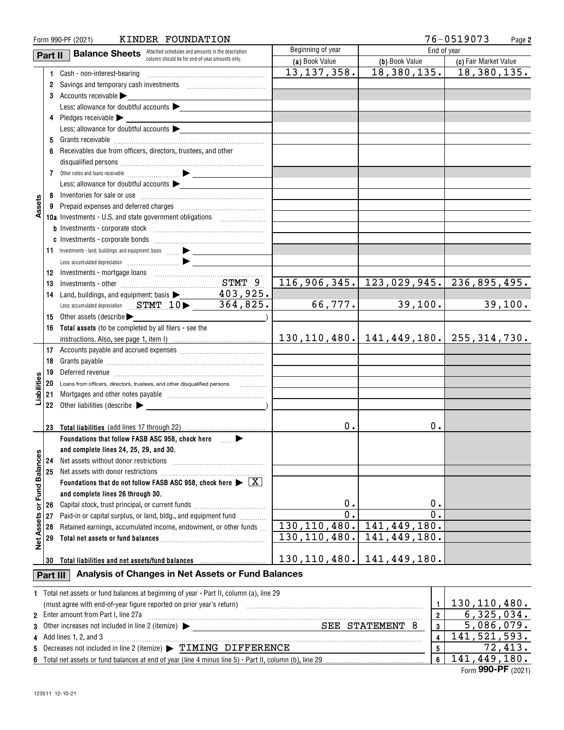Form 990-PF (2021) KINDER FOUNDATION 76-0519073

## Part II Balance Sheets

Attached schedules and amounts in the description column should be for end-of-year amounts only.

| | | | Beginning of year (a) Book Value | End of year (b) Book Value | End of year (c) Fair Market Value |
|---|---|---|---|---|---|
| Assets | 1 | Cash - non-interest-bearing | 13,137,358. | 18,380,135. | 18,380,135. |
| | 2 | Savings and temporary cash investments | | | |
| | 3 | Accounts receivable ▶ | | | |
| | | Less: allowance for doubtful accounts ▶ | | | |
| | 4 | Pledges receivable ▶ | | | |
| | | Less: allowance for doubtful accounts ▶ | | | |
| | 5 | Grants receivable | | | |
| | 6 | Receivables due from officers, directors, trustees, and other disqualified persons | | | |
| | 7 | Other notes and loans receivable ▶ | | | |
| | | Less: allowance for doubtful accounts ▶ | | | |
| | 8 | Inventories for sale or use | | | |
| | 9 | Prepaid expenses and deferred charges | | | |
| | 10a | Investments - U.S. and state government obligations | | | |
| | b | Investments - corporate stock | | | |
| | c | Investments - corporate bonds | | | |
| | 11 | Investments - land, buildings, and equipment: basis ▶ | | | |
| | | Less: accumulated depreciation ▶ | | | |
| | 12 | Investments - mortgage loans | | | |
| | 13 | Investments - other STMT 9 | 116,906,345. | 123,029,945. | 236,895,495. |
| | 14 | Land, buildings, and equipment: basis ▶ 403,925. | | | |
| | | Less: accumulated depreciation STMT 10 ▶ 364,825. | 66,777. | 39,100. | 39,100. |
| | 15 | Other assets (describe ▶ ) | | | |
| | 16 | **Total assets** (to be completed by all filers - see the instructions. Also, see page 1, item I) | 130,110,480. | 141,449,180. | 255,314,730. |
| Liabilities | 17 | Accounts payable and accrued expenses | | | |
| | 18 | Grants payable | | | |
| | 19 | Deferred revenue | | | |
| | 20 | Loans from officers, directors, trustees, and other disqualified persons | | | |
| | 21 | Mortgages and other notes payable | | | |
| | 22 | Other liabilities (describe ▶ ) | | | |
| | 23 | **Total liabilities** (add lines 17 through 22) | 0. | 0. | |
| Net Assets or Fund Balances | | **Foundations that follow FASB ASC 958, check here** ▶ **and complete lines 24, 25, 29, and 30.** | | | |
| | 24 | Net assets without donor restrictions | | | |
| | 25 | Net assets with donor restrictions | | | |
| | | **Foundations that do not follow FASB ASC 958, check here** ▶ [X] **and complete lines 26 through 30.** | | | |
| | 26 | Capital stock, trust principal, or current funds | 0. | 0. | |
| | 27 | Paid-in or capital surplus, or land, bldg., and equipment fund | 0. | 0. | |
| | 28 | Retained earnings, accumulated income, endowment, or other funds | 130,110,480. | 141,449,180. | |
| | 29 | **Total net assets or fund balances** | 130,110,480. | 141,449,180. | |
| | 30 | **Total liabilities and net assets/fund balances** | 130,110,480. | 141,449,180. | |

## Part III Analysis of Changes in Net Assets or Fund Balances

| | | | |
|---|---|---|---|
| 1 | Total net assets or fund balances at beginning of year - Part II, column (a), line 29 (must agree with end-of-year figure reported on prior year's return) | 1 | 130,110,480. |
| 2 | Enter amount from Part I, line 27a | 2 | 6,325,034. |
| 3 | Other increases not included in line 2 (itemize) ▶ SEE STATEMENT 8 | 3 | 5,086,079. |
| 4 | Add lines 1, 2, and 3 | 4 | 141,521,593. |
| 5 | Decreases not included in line 2 (itemize) ▶ TIMING DIFFERENCE | 5 | 72,413. |
| 6 | Total net assets or fund balances at end of year (line 4 minus line 5) - Part II, column (b), line 29 | 6 | 141,449,180. |

Form **990-PF** (2021)

123511 12-10-21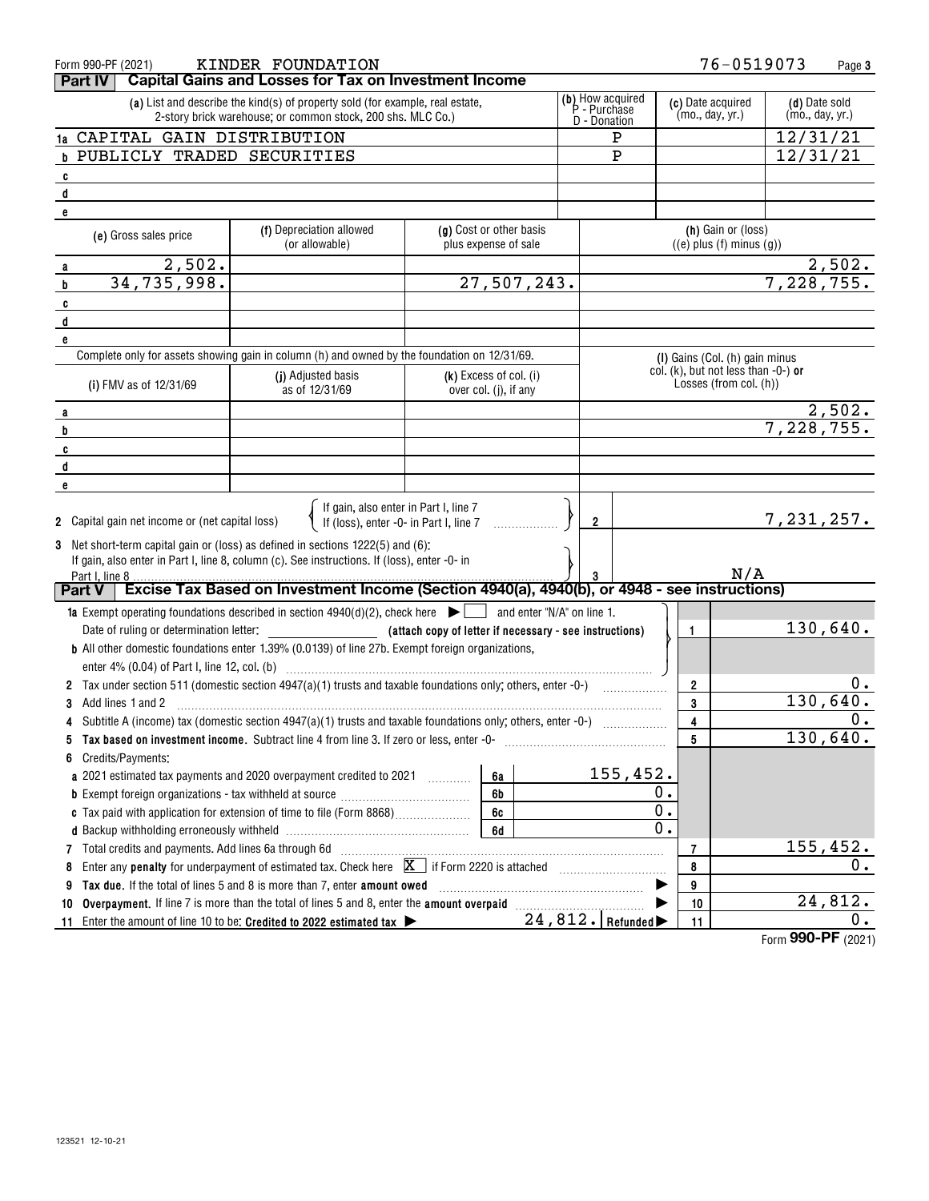Form 990-PF (2021) KINDER FOUNDATION 76-0519073

## Part IV Capital Gains and Losses for Tax on Investment Income

| | (a) List and describe the kind(s) of property sold (for example, real estate, 2-story brick warehouse; or common stock, 200 shs. MLC Co.) | (b) How acquired P - Purchase D - Donation | (c) Date acquired (mo., day, yr.) | (d) Date sold (mo., day, yr.) |
|---|---|---|---|---|
| 1a | CAPITAL GAIN DISTRIBUTION | P | | 12/31/21 |
| b | PUBLICLY TRADED SECURITIES | P | | 12/31/21 |
| c | | | | |
| d | | | | |
| e | | | | |

| | (e) Gross sales price | (f) Depreciation allowed (or allowable) | (g) Cost or other basis plus expense of sale | (h) Gain or (loss) ((e) plus (f) minus (g)) |
|---|---|---|---|---|
| a | 2,502. | | | 2,502. |
| b | 34,735,998. | | 27,507,243. | 7,228,755. |
| c | | | | |
| d | | | | |
| e | | | | |

Complete only for assets showing gain in column (h) and owned by the foundation on 12/31/69.

| | (i) FMV as of 12/31/69 | (j) Adjusted basis as of 12/31/69 | (k) Excess of col. (i) over col. (j), if any | (l) Gains (Col. (h) gain minus col. (k), but not less than -0-) or Losses (from col. (h)) |
|---|---|---|---|---|
| a | | | | 2,502. |
| b | | | | 7,228,755. |
| c | | | | |
| d | | | | |
| e | | | | |

2 Capital gain net income or (net capital loss) { If gain, also enter in Part I, line 7; If (loss), enter -0- in Part I, line 7 } — **2** — 7,231,257.

3 Net short-term capital gain or (loss) as defined in sections 1222(5) and (6): If gain, also enter in Part I, line 8, column (c). See instructions. If (loss), enter -0- in Part I, line 8 — **3** — N/A

## Part V Excise Tax Based on Investment Income (Section 4940(a), 4940(b), or 4948 - see instructions)

| | Description | | | Line | Amount |
|---|---|---|---|---|---|
| 1a | Exempt operating foundations described in section 4940(d)(2), check here ▶ ☐ and enter "N/A" on line 1. Date of ruling or determination letter: (attach copy of letter if necessary - see instructions) | | | 1 | 130,640. |
| b | All other domestic foundations enter 1.39% (0.0139) of line 27b. Exempt foreign organizations, enter 4% (0.04) of Part I, line 12, col. (b) | | | | |
| 2 | Tax under section 511 (domestic section 4947(a)(1) trusts and taxable foundations only; others, enter -0-) | | | 2 | 0. |
| 3 | Add lines 1 and 2 | | | 3 | 130,640. |
| 4 | Subtitle A (income) tax (domestic section 4947(a)(1) trusts and taxable foundations only; others, enter -0-) | | | 4 | 0. |
| 5 | **Tax based on investment income.** Subtract line 4 from line 3. If zero or less, enter -0- | | | 5 | 130,640. |
| 6 | Credits/Payments: | | | | |
| a | 2021 estimated tax payments and 2020 overpayment credited to 2021 | 6a | 155,452. | | |
| b | Exempt foreign organizations - tax withheld at source | 6b | 0. | | |
| c | Tax paid with application for extension of time to file (Form 8868) | 6c | 0. | | |
| d | Backup withholding erroneously withheld | 6d | 0. | | |
| 7 | Total credits and payments. Add lines 6a through 6d | | | 7 | 155,452. |
| 8 | Enter any **penalty** for underpayment of estimated tax. Check here ☒ if Form 2220 is attached | | | 8 | 0. |
| 9 | **Tax due.** If the total of lines 5 and 8 is more than 7, enter **amount owed** ▶ | | | 9 | |
| 10 | **Overpayment.** If line 7 is more than the total of lines 5 and 8, enter the **amount overpaid** ▶ | | | 10 | 24,812. |
| 11 | Enter the amount of line 10 to be: **Credited to 2022 estimated tax** ▶ | 24,812. | Refunded ▶ | 11 | 0. |

Form **990-PF** (2021)

123521 12-10-21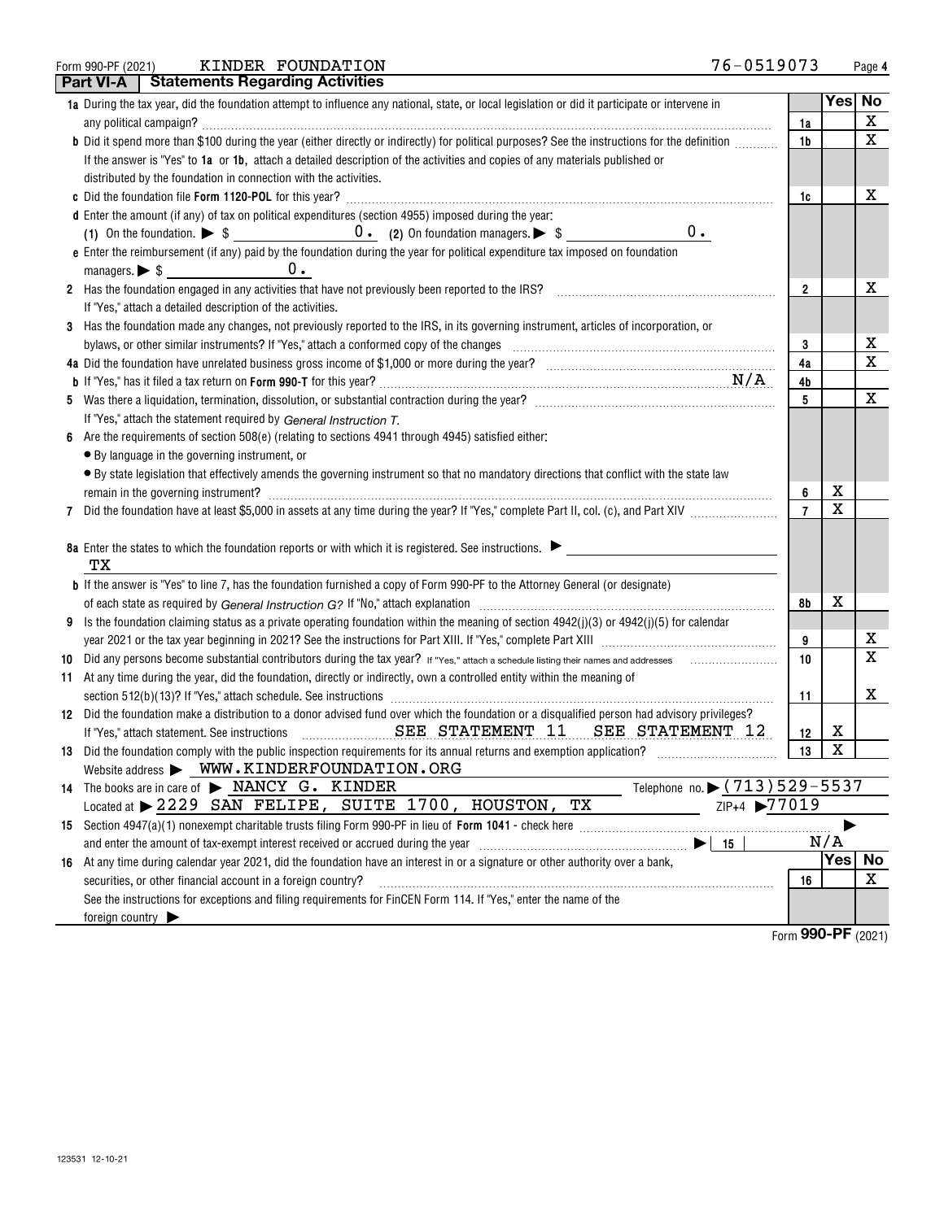Form 990-PF (2021) KINDER FOUNDATION 76-0519073

## Part VI-A Statements Regarding Activities

| | | | Yes | No |
|---|---|---|---|---|
| **1a** | During the tax year, did the foundation attempt to influence any national, state, or local legislation or did it participate or intervene in any political campaign? | 1a | | X |
| **b** | Did it spend more than $100 during the year (either directly or indirectly) for political purposes? See the instructions for the definition | 1b | | X |
| | If the answer is "Yes" to **1a** or **1b**, attach a detailed description of the activities and copies of any materials published or distributed by the foundation in connection with the activities. | | | |
| **c** | Did the foundation file **Form 1120-POL** for this year? | 1c | | X |
| **d** | Enter the amount (if any) of tax on political expenditures (section 4955) imposed during the year: (1) On the foundation. ▶ $ 0. (2) On foundation managers. ▶ $ 0. | | | |
| **e** | Enter the reimbursement (if any) paid by the foundation during the year for political expenditure tax imposed on foundation managers. ▶ $ 0. | | | |
| **2** | Has the foundation engaged in any activities that have not previously been reported to the IRS? | 2 | | X |
| | If "Yes," attach a detailed description of the activities. | | | |
| **3** | Has the foundation made any changes, not previously reported to the IRS, in its governing instrument, articles of incorporation, or bylaws, or other similar instruments? If "Yes," attach a conformed copy of the changes | 3 | | X |
| **4a** | Did the foundation have unrelated business gross income of $1,000 or more during the year? | 4a | | X |
| **b** | If "Yes," has it filed a tax return on **Form 990-T** for this year? N/A | 4b | | |
| **5** | Was there a liquidation, termination, dissolution, or substantial contraction during the year? | 5 | | X |
| | If "Yes," attach the statement required by *General Instruction T.* | | | |
| **6** | Are the requirements of section 508(e) (relating to sections 4941 through 4945) satisfied either: • By language in the governing instrument, or • By state legislation that effectively amends the governing instrument so that no mandatory directions that conflict with the state law remain in the governing instrument? | 6 | X | |
| **7** | Did the foundation have at least $5,000 in assets at any time during the year? If "Yes," complete Part II, col. (c), and Part XIV | 7 | X | |
| **8a** | Enter the states to which the foundation reports or with which it is registered. See instructions. ▶ TX | | | |
| **b** | If the answer is "Yes" to line 7, has the foundation furnished a copy of Form 990-PF to the Attorney General (or designate) of each state as required by *General Instruction G?* If "No," attach explanation | 8b | X | |
| **9** | Is the foundation claiming status as a private operating foundation within the meaning of section 4942(j)(3) or 4942(j)(5) for calendar year 2021 or the tax year beginning in 2021? See the instructions for Part XIII. If "Yes," complete Part XIII | 9 | | X |
| **10** | Did any persons become substantial contributors during the tax year? If "Yes," attach a schedule listing their names and addresses | 10 | | X |
| **11** | At any time during the year, did the foundation, directly or indirectly, own a controlled entity within the meaning of section 512(b)(13)? If "Yes," attach schedule. See instructions | 11 | | X |
| **12** | Did the foundation make a distribution to a donor advised fund over which the foundation or a disqualified person had advisory privileges? If "Yes," attach statement. See instructions SEE STATEMENT 11 SEE STATEMENT 12 | 12 | X | |
| **13** | Did the foundation comply with the public inspection requirements for its annual returns and exemption application? | 13 | X | |
| | Website address ▶ WWW.KINDERFOUNDATION.ORG | | | |
| **14** | The books are in care of ▶ NANCY G. KINDER Telephone no. ▶ (713)529-5537 | | | |
| | Located at ▶ 2229 SAN FELIPE, SUITE 1700, HOUSTON, TX ZIP+4 ▶ 77019 | | | |
| **15** | Section 4947(a)(1) nonexempt charitable trusts filing Form 990-PF in lieu of **Form 1041** - check here ▶ and enter the amount of tax-exempt interest received or accrued during the year ▶ 15 | N/A | | |
| | | | **Yes** | **No** |
| **16** | At any time during calendar year 2021, did the foundation have an interest in or a signature or other authority over a bank, securities, or other financial account in a foreign country? | 16 | | X |
| | See the instructions for exceptions and filing requirements for FinCEN Form 114. If "Yes," enter the name of the foreign country ▶ | | | |

Form **990-PF** (2021)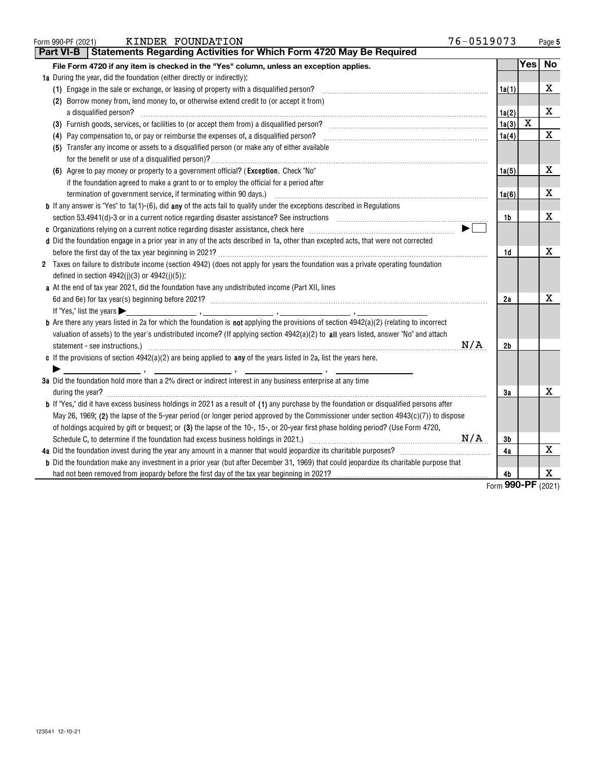Form 990-PF (2021) KINDER FOUNDATION 76-0519073

## Part VI-B Statements Regarding Activities for Which Form 4720 May Be Required

| File Form 4720 if any item is checked in the "Yes" column, unless an exception applies. | | Yes | No |
|---|---|---|---|
| **1a** During the year, did the foundation (either directly or indirectly): | | | |
| (1) Engage in the sale or exchange, or leasing of property with a disqualified person? | 1a(1) | | X |
| (2) Borrow money from, lend money to, or otherwise extend credit to (or accept it from) a disqualified person? | 1a(2) | | X |
| (3) Furnish goods, services, or facilities to (or accept them from) a disqualified person? | 1a(3) | X | |
| (4) Pay compensation to, or pay or reimburse the expenses of, a disqualified person? | 1a(4) | | X |
| (5) Transfer any income or assets to a disqualified person (or make any of either available for the benefit or use of a disqualified person)? | 1a(5) | | X |
| (6) Agree to pay money or property to a government official? (**Exception**. Check "No" if the foundation agreed to make a grant to or to employ the official for a period after termination of government service, if terminating within 90 days.) | 1a(6) | | X |
| **b** If any answer is "Yes" to 1a(1)-(6), did **any** of the acts fail to qualify under the exceptions described in Regulations section 53.4941(d)-3 or in a current notice regarding disaster assistance? See instructions | 1b | | X |
| **c** Organizations relying on a current notice regarding disaster assistance, check here ▶ ☐ | | | |
| **d** Did the foundation engage in a prior year in any of the acts described in 1a, other than excepted acts, that were not corrected before the first day of the tax year beginning in 2021? | 1d | | X |
| **2** Taxes on failure to distribute income (section 4942) (does not apply for years the foundation was a private operating foundation defined in section 4942(j)(3) or 4942(j)(5)): | | | |
| **a** At the end of tax year 2021, did the foundation have any undistributed income (Part XII, lines 6d and 6e) for tax year(s) beginning before 2021? | 2a | | X |
| If "Yes," list the years ▶ ______, ______, ______, ______ | | | |
| **b** Are there any years listed in 2a for which the foundation is **not** applying the provisions of section 4942(a)(2) (relating to incorrect valuation of assets) to the year's undistributed income? (If applying section 4942(a)(2) to **all** years listed, answer "No" and attach statement - see instructions.) N/A | 2b | | |
| **c** If the provisions of section 4942(a)(2) are being applied to **any** of the years listed in 2a, list the years here. ▶ ______, ______, ______, ______ | | | |
| **3a** Did the foundation hold more than a 2% direct or indirect interest in any business enterprise at any time during the year? | 3a | | X |
| **b** If "Yes," did it have excess business holdings in 2021 as a result of **(1)** any purchase by the foundation or disqualified persons after May 26, 1969; **(2)** the lapse of the 5-year period (or longer period approved by the Commissioner under section 4943(c)(7)) to dispose of holdings acquired by gift or bequest; or **(3)** the lapse of the 10-, 15-, or 20-year first phase holding period? (Use Form 4720, Schedule C, to determine if the foundation had excess business holdings in 2021.) N/A | 3b | | |
| **4a** Did the foundation invest during the year any amount in a manner that would jeopardize its charitable purposes? | 4a | | X |
| **b** Did the foundation make any investment in a prior year (but after December 31, 1969) that could jeopardize its charitable purpose that had not been removed from jeopardy before the first day of the tax year beginning in 2021? | 4b | | X |

Form **990-PF** (2021)

123541 12-10-21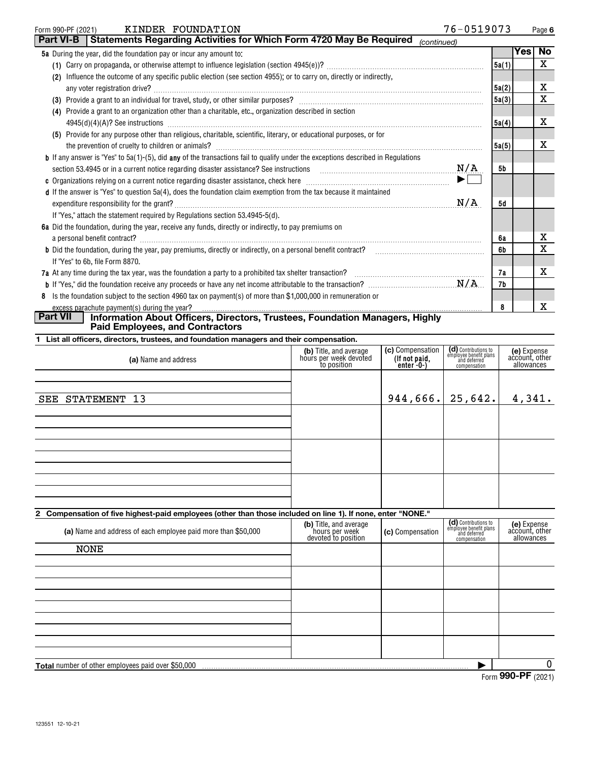Form 990-PF (2021) KINDER FOUNDATION 76-0519073

## Part VI-B Statements Regarding Activities for Which Form 4720 May Be Required *(continued)*

| | | Yes | No |
|---|---|---|---|
| **5a** During the year, did the foundation pay or incur any amount to: | | | |
| (1) Carry on propaganda, or otherwise attempt to influence legislation (section 4945(e))? | 5a(1) | | X |
| (2) Influence the outcome of any specific public election (see section 4955); or to carry on, directly or indirectly, any voter registration drive? | 5a(2) | | X |
| (3) Provide a grant to an individual for travel, study, or other similar purposes? | 5a(3) | | X |
| (4) Provide a grant to an organization other than a charitable, etc., organization described in section 4945(d)(4)(A)? See instructions | 5a(4) | | X |
| (5) Provide for any purpose other than religious, charitable, scientific, literary, or educational purposes, or for the prevention of cruelty to children or animals? | 5a(5) | | X |
| **b** If any answer is "Yes" to 5a(1)-(5), did **any** of the transactions fail to qualify under the exceptions described in Regulations section 53.4945 or in a current notice regarding disaster assistance? See instructions N/A | 5b | | |
| **c** Organizations relying on a current notice regarding disaster assistance, check here ▶ ☐ | | | |
| **d** If the answer is "Yes" to question 5a(4), does the foundation claim exemption from the tax because it maintained expenditure responsibility for the grant? N/A | 5d | | |
| If "Yes," attach the statement required by Regulations section 53.4945-5(d). | | | |
| **6a** Did the foundation, during the year, receive any funds, directly or indirectly, to pay premiums on a personal benefit contract? | 6a | | X |
| **b** Did the foundation, during the year, pay premiums, directly or indirectly, on a personal benefit contract? | 6b | | X |
| If "Yes" to 6b, file Form 8870. | | | |
| **7a** At any time during the tax year, was the foundation a party to a prohibited tax shelter transaction? | 7a | | X |
| **b** If "Yes," did the foundation receive any proceeds or have any net income attributable to the transaction? N/A | 7b | | |
| **8** Is the foundation subject to the section 4960 tax on payment(s) of more than $1,000,000 in remuneration or excess parachute payment(s) during the year? | 8 | | X |

## Part VII Information About Officers, Directors, Trustees, Foundation Managers, Highly Paid Employees, and Contractors

**1 List all officers, directors, trustees, and foundation managers and their compensation.**

| (a) Name and address | (b) Title, and average hours per week devoted to position | (c) Compensation (If not paid, enter -0-) | (d) Contributions to employee benefit plans and deferred compensation | (e) Expense account, other allowances |
|---|---|---|---|---|
| SEE STATEMENT 13 | | 944,666. | 25,642. | 4,341. |

**2 Compensation of five highest-paid employees (other than those included on line 1). If none, enter "NONE."**

| (a) Name and address of each employee paid more than $50,000 | (b) Title, and average hours per week devoted to position | (c) Compensation | (d) Contributions to employee benefit plans and deferred compensation | (e) Expense account, other allowances |
|---|---|---|---|---|
| NONE | | | | |

**Total** number of other employees paid over $50,000 ▶ 0

Form **990-PF** (2021)

123551 12-10-21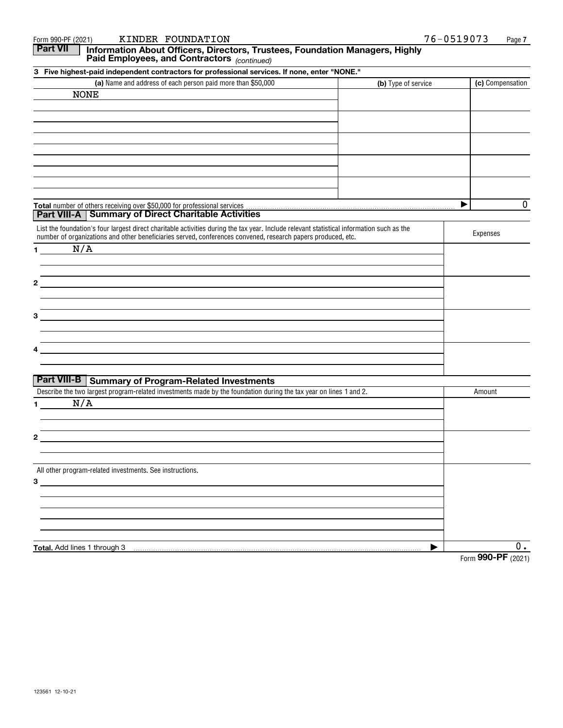Form 990-PF (2021) KINDER FOUNDATION 76-0519073

## Part VII Information About Officers, Directors, Trustees, Foundation Managers, Highly Paid Employees, and Contractors *(continued)*

**3 Five highest-paid independent contractors for professional services. If none, enter "NONE."**

| (a) Name and address of each person paid more than $50,000 | (b) Type of service | (c) Compensation |
|---|---|---|
| NONE | | |
| | | |
| | | |
| | | |
| | | |

**Total** number of others receiving over $50,000 for professional services ▶ 0

## Part VIII-A Summary of Direct Charitable Activities

| List the foundation's four largest direct charitable activities during the tax year. Include relevant statistical information such as the number of organizations and other beneficiaries served, conferences convened, research papers produced, etc. | Expenses |
|---|---|
| 1 N/A | |
| 2 | |
| 3 | |
| 4 | |

## Part VIII-B Summary of Program-Related Investments

| Describe the two largest program-related investments made by the foundation during the tax year on lines 1 and 2. | Amount |
|---|---|
| 1 N/A | |
| 2 | |
| All other program-related investments. See instructions.<br>3 | |
| **Total.** Add lines 1 through 3 ▶ | 0. |

Form **990-PF** (2021)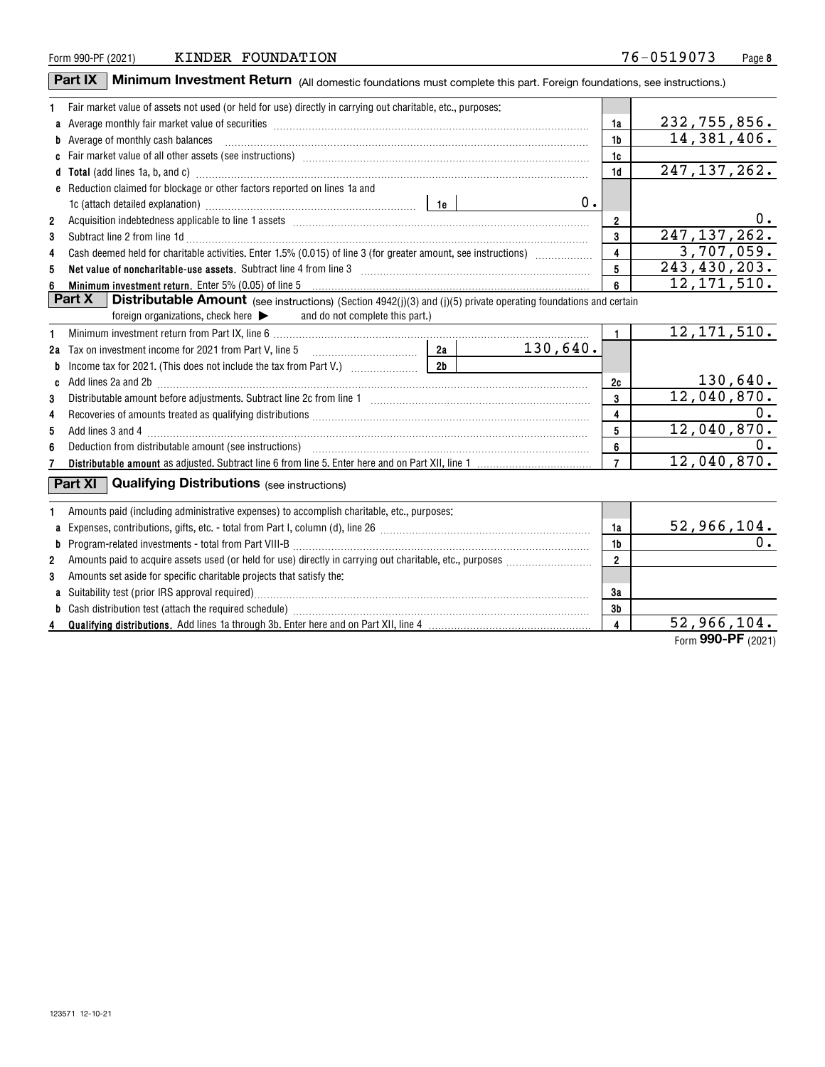Form 990-PF (2021) KINDER FOUNDATION 76-0519073

## Part IX Minimum Investment Return (All domestic foundations must complete this part. Foreign foundations, see instructions.)

| | | | |
|---|---|---|---|
| 1 | Fair market value of assets not used (or held for use) directly in carrying out charitable, etc., purposes: | | |
| a | Average monthly fair market value of securities | 1a | 232,755,856. |
| b | Average of monthly cash balances | 1b | 14,381,406. |
| c | Fair market value of all other assets (see instructions) | 1c | |
| d | **Total** (add lines 1a, b, and c) | 1d | 247,137,262. |
| e | Reduction claimed for blockage or other factors reported on lines 1a and 1c (attach detailed explanation) — 1e: 0. | | |
| 2 | Acquisition indebtedness applicable to line 1 assets | 2 | 0. |
| 3 | Subtract line 2 from line 1d | 3 | 247,137,262. |
| 4 | Cash deemed held for charitable activities. Enter 1.5% (0.015) of line 3 (for greater amount, see instructions) | 4 | 3,707,059. |
| 5 | **Net value of noncharitable-use assets.** Subtract line 4 from line 3 | 5 | 243,430,203. |
| 6 | **Minimum investment return.** Enter 5% (0.05) of line 5 | 6 | 12,171,510. |

## Part X Distributable Amount (see instructions) (Section 4942(j)(3) and (j)(5) private operating foundations and certain foreign organizations, check here ▶ and do not complete this part.)

| | | | |
|---|---|---|---|
| 1 | Minimum investment return from Part IX, line 6 | 1 | 12,171,510. |
| 2a | Tax on investment income for 2021 from Part V, line 5 — 2a: 130,640. | | |
| b | Income tax for 2021. (This does not include the tax from Part V.) — 2b: | | |
| c | Add lines 2a and 2b | 2c | 130,640. |
| 3 | Distributable amount before adjustments. Subtract line 2c from line 1 | 3 | 12,040,870. |
| 4 | Recoveries of amounts treated as qualifying distributions | 4 | 0. |
| 5 | Add lines 3 and 4 | 5 | 12,040,870. |
| 6 | Deduction from distributable amount (see instructions) | 6 | 0. |
| 7 | **Distributable amount** as adjusted. Subtract line 6 from line 5. Enter here and on Part XII, line 1 | 7 | 12,040,870. |

## Part XI Qualifying Distributions (see instructions)

| | | | |
|---|---|---|---|
| 1 | Amounts paid (including administrative expenses) to accomplish charitable, etc., purposes: | | |
| a | Expenses, contributions, gifts, etc. - total from Part I, column (d), line 26 | 1a | 52,966,104. |
| b | Program-related investments - total from Part VIII-B | 1b | 0. |
| 2 | Amounts paid to acquire assets used (or held for use) directly in carrying out charitable, etc., purposes | 2 | |
| 3 | Amounts set aside for specific charitable projects that satisfy the: | | |
| a | Suitability test (prior IRS approval required) | 3a | |
| b | Cash distribution test (attach the required schedule) | 3b | |
| 4 | **Qualifying distributions.** Add lines 1a through 3b. Enter here and on Part XII, line 4 | 4 | 52,966,104. |

Form **990-PF** (2021)

123571 12-10-21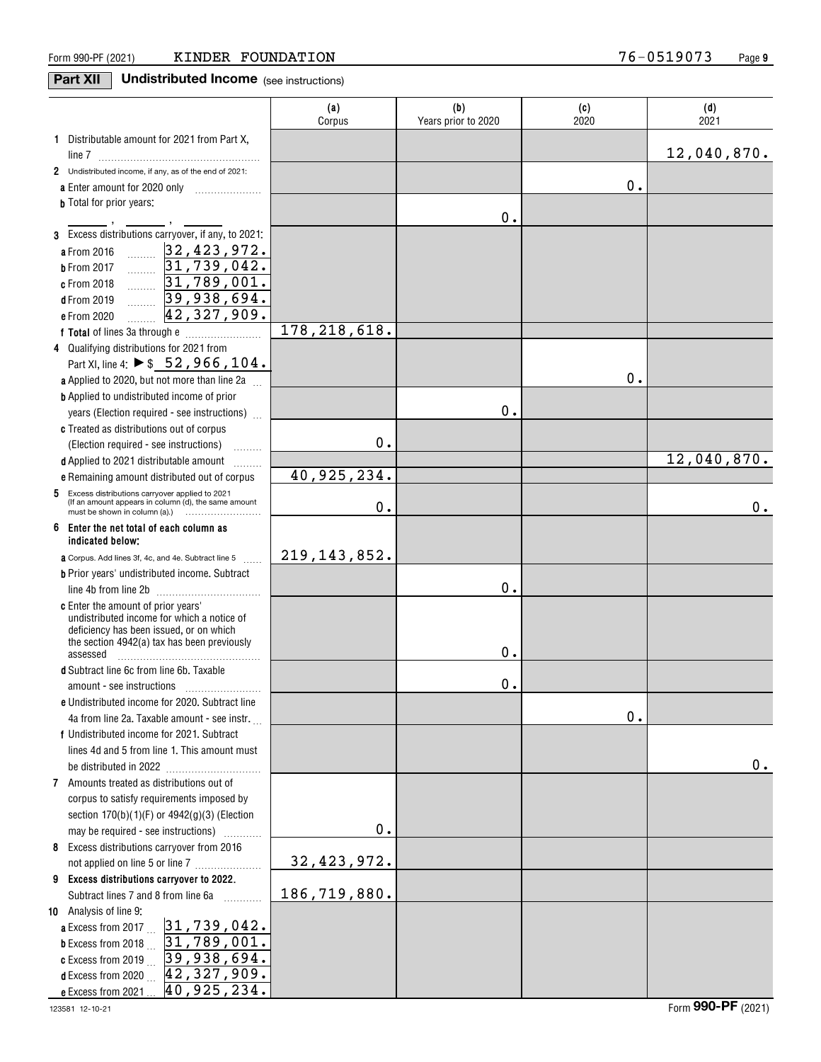Form 990-PF (2021) KINDER FOUNDATION 76-0519073

**Part XII Undistributed Income** (see instructions)

| | (a) Corpus | (b) Years prior to 2020 | (c) 2020 | (d) 2021 |
|---|---|---|---|---|
| **1** Distributable amount for 2021 from Part X, line 7 | | | | 12,040,870. |
| **2** Undistributed income, if any, as of the end of 2021: | | | | |
| **a** Enter amount for 2020 only | | | 0. | |
| **b** Total for prior years: \_\_\_\_, \_\_\_\_, \_\_\_\_ | | 0. | | |
| **3** Excess distributions carryover, if any, to 2021: | | | | |
| **a** From 2016 ......... 32,423,972. | | | | |
| **b** From 2017 ......... 31,739,042. | | | | |
| **c** From 2018 ......... 31,789,001. | | | | |
| **d** From 2019 ......... 39,938,694. | | | | |
| **e** From 2020 ......... 42,327,909. | | | | |
| **f Total** of lines 3a through e | 178,218,618. | | | |
| **4** Qualifying distributions for 2021 from Part XI, line 4: ▶ $ 52,966,104. | | | | |
| **a** Applied to 2020, but not more than line 2a | | | 0. | |
| **b** Applied to undistributed income of prior years (Election required - see instructions) | | 0. | | |
| **c** Treated as distributions out of corpus (Election required - see instructions) | 0. | | | |
| **d** Applied to 2021 distributable amount | | | | 12,040,870. |
| **e** Remaining amount distributed out of corpus | 40,925,234. | | | |
| **5** Excess distributions carryover applied to 2021 (If an amount appears in column (d), the same amount must be shown in column (a).) | 0. | | | 0. |
| **6 Enter the net total of each column as indicated below:** | | | | |
| **a** Corpus. Add lines 3f, 4c, and 4e. Subtract line 5 | 219,143,852. | | | |
| **b** Prior years' undistributed income. Subtract line 4b from line 2b | | 0. | | |
| **c** Enter the amount of prior years' undistributed income for which a notice of deficiency has been issued, or on which the section 4942(a) tax has been previously assessed | | 0. | | |
| **d** Subtract line 6c from line 6b. Taxable amount - see instructions | | 0. | | |
| **e** Undistributed income for 2020. Subtract line 4a from line 2a. Taxable amount - see instr. | | | 0. | |
| **f** Undistributed income for 2021. Subtract lines 4d and 5 from line 1. This amount must be distributed in 2022 | | | | 0. |
| **7** Amounts treated as distributions out of corpus to satisfy requirements imposed by section 170(b)(1)(F) or 4942(g)(3) (Election may be required - see instructions) | 0. | | | |
| **8** Excess distributions carryover from 2016 not applied on line 5 or line 7 | 32,423,972. | | | |
| **9 Excess distributions carryover to 2022.** Subtract lines 7 and 8 from line 6a | 186,719,880. | | | |
| **10** Analysis of line 9: | | | | |
| **a** Excess from 2017 ... 31,739,042. | | | | |
| **b** Excess from 2018 ... 31,789,001. | | | | |
| **c** Excess from 2019 ... 39,938,694. | | | | |
| **d** Excess from 2020 ... 42,327,909. | | | | |
| **e** Excess from 2021 ... 40,925,234. | | | | |

123581 12-10-21

Form **990-PF** (2021)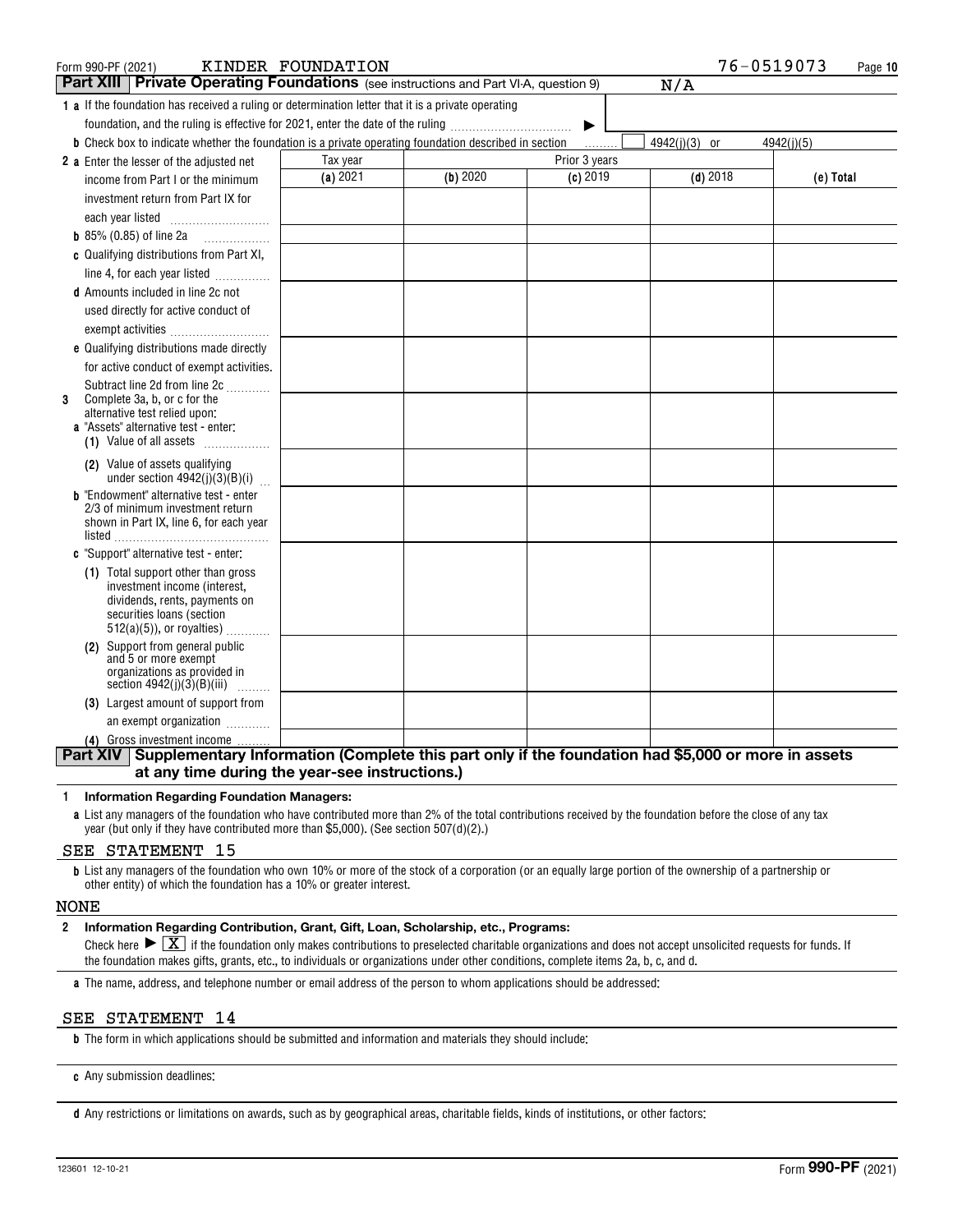Form 990-PF (2021) KINDER FOUNDATION 76-0519073

## Part XIII Private Operating Foundations (see instructions and Part VI-A, question 9) N/A

**1 a** If the foundation has received a ruling or determination letter that it is a private operating foundation, and the ruling is effective for 2021, enter the date of the ruling ▶

**b** Check box to indicate whether the foundation is a private operating foundation described in section ☐ 4942(j)(3) or ☐ 4942(j)(5)

| | Tax year | Prior 3 years | | | |
|---|---|---|---|---|---|
| | (a) 2021 | (b) 2020 | (c) 2019 | (d) 2018 | (e) Total |
| **2 a** Enter the lesser of the adjusted net income from Part I or the minimum investment return from Part IX for each year listed | | | | | |
| **b** 85% (0.85) of line 2a | | | | | |
| **c** Qualifying distributions from Part XI, line 4, for each year listed | | | | | |
| **d** Amounts included in line 2c not used directly for active conduct of exempt activities | | | | | |
| **e** Qualifying distributions made directly for active conduct of exempt activities. Subtract line 2d from line 2c | | | | | |
| **3** Complete 3a, b, or c for the alternative test relied upon: **a** "Assets" alternative test - enter: **(1)** Value of all assets | | | | | |
| **(2)** Value of assets qualifying under section 4942(j)(3)(B)(i) | | | | | |
| **b** "Endowment" alternative test - enter 2/3 of minimum investment return shown in Part IX, line 6, for each year listed | | | | | |
| **c** "Support" alternative test - enter: **(1)** Total support other than gross investment income (interest, dividends, rents, payments on securities loans (section 512(a)(5)), or royalties) | | | | | |
| **(2)** Support from general public and 5 or more exempt organizations as provided in section 4942(j)(3)(B)(iii) | | | | | |
| **(3)** Largest amount of support from an exempt organization | | | | | |
| **(4)** Gross investment income | | | | | |

## Part XIV Supplementary Information (Complete this part only if the foundation had $5,000 or more in assets at any time during the year-see instructions.)

**1 Information Regarding Foundation Managers:**

**a** List any managers of the foundation who have contributed more than 2% of the total contributions received by the foundation before the close of any tax year (but only if they have contributed more than $5,000). (See section 507(d)(2).)

SEE STATEMENT 15

**b** List any managers of the foundation who own 10% or more of the stock of a corporation (or an equally large portion of the ownership of a partnership or other entity) of which the foundation has a 10% or greater interest.

NONE

**2 Information Regarding Contribution, Grant, Gift, Loan, Scholarship, etc., Programs:**

Check here ▶ [X] if the foundation only makes contributions to preselected charitable organizations and does not accept unsolicited requests for funds. If the foundation makes gifts, grants, etc., to individuals or organizations under other conditions, complete items 2a, b, c, and d.

**a** The name, address, and telephone number or email address of the person to whom applications should be addressed:

SEE STATEMENT 14

**b** The form in which applications should be submitted and information and materials they should include:

**c** Any submission deadlines:

**d** Any restrictions or limitations on awards, such as by geographical areas, charitable fields, kinds of institutions, or other factors:

123601 12-10-21 Form **990-PF** (2021)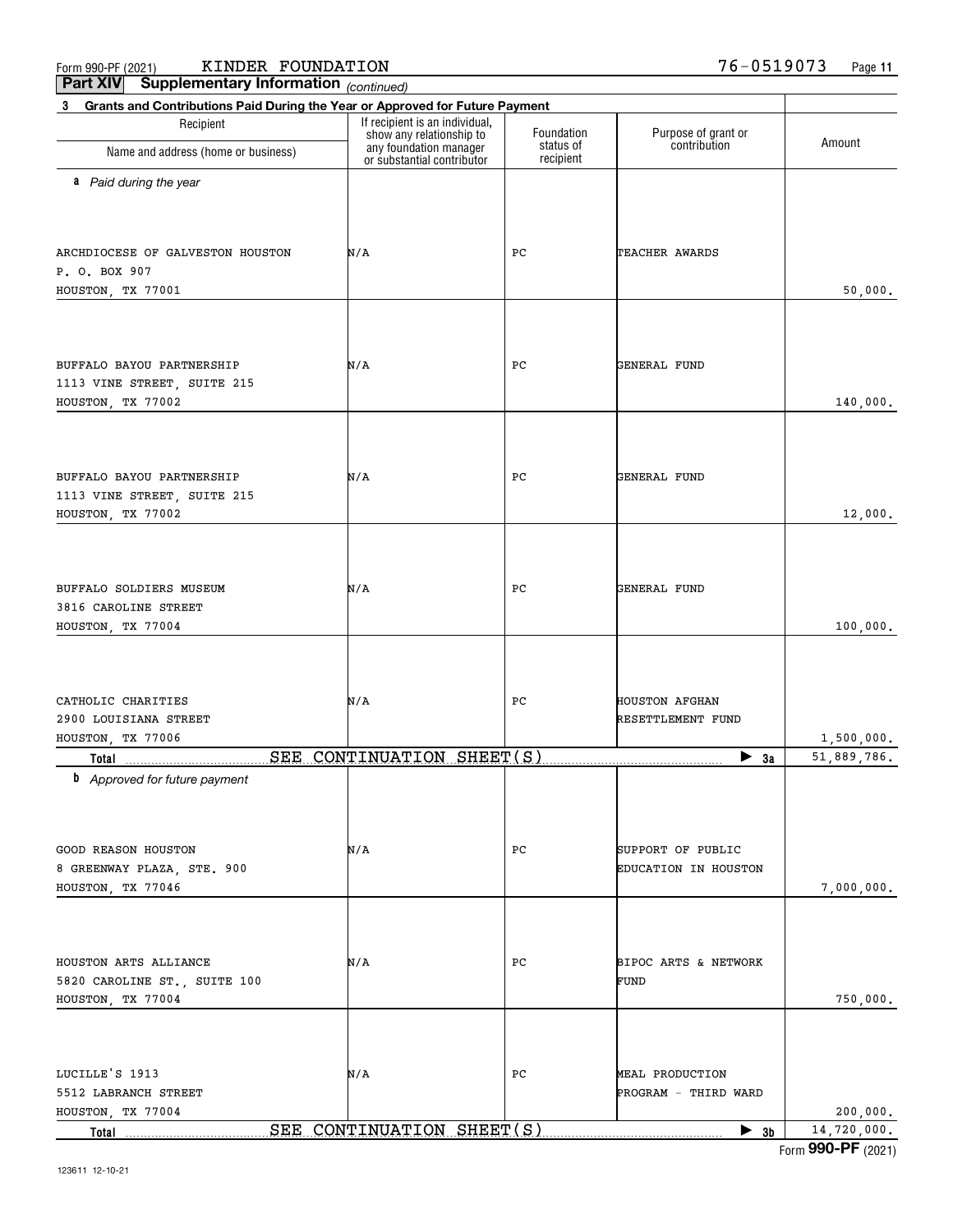Form 990-PF (2021) KINDER FOUNDATION 76-0519073

**Part XIV Supplementary Information** *(continued)*

**3 Grants and Contributions Paid During the Year or Approved for Future Payment**

| Recipient Name and address (home or business) | If recipient is an individual, show any relationship to any foundation manager or substantial contributor | Foundation status of recipient | Purpose of grant or contribution | Amount |
|---|---|---|---|---|
| ***a** Paid during the year* | | | | |
| ARCHDIOCESE OF GALVESTON HOUSTON<br>P. O. BOX 907<br>HOUSTON, TX 77001 | N/A | PC | TEACHER AWARDS | 50,000. |
| BUFFALO BAYOU PARTNERSHIP<br>1113 VINE STREET, SUITE 215<br>HOUSTON, TX 77002 | N/A | PC | GENERAL FUND | 140,000. |
| BUFFALO BAYOU PARTNERSHIP<br>1113 VINE STREET, SUITE 215<br>HOUSTON, TX 77002 | N/A | PC | GENERAL FUND | 12,000. |
| BUFFALO SOLDIERS MUSEUM<br>3816 CAROLINE STREET<br>HOUSTON, TX 77004 | N/A | PC | GENERAL FUND | 100,000. |
| CATHOLIC CHARITIES<br>2900 LOUISIANA STREET<br>HOUSTON, TX 77006 | N/A | PC | HOUSTON AFGHAN RESETTLEMENT FUND | 1,500,000. |
| **Total** | SEE CONTINUATION SHEET(S) | | ▶ **3a** | 51,889,786. |
| ***b** Approved for future payment* | | | | |
| GOOD REASON HOUSTON<br>8 GREENWAY PLAZA, STE. 900<br>HOUSTON, TX 77046 | N/A | PC | SUPPORT OF PUBLIC EDUCATION IN HOUSTON | 7,000,000. |
| HOUSTON ARTS ALLIANCE<br>5820 CAROLINE ST., SUITE 100<br>HOUSTON, TX 77004 | N/A | PC | BIPOC ARTS & NETWORK FUND | 750,000. |
| LUCILLE'S 1913<br>5512 LABRANCH STREET<br>HOUSTON, TX 77004 | N/A | PC | MEAL PRODUCTION PROGRAM - THIRD WARD | 200,000. |
| **Total** | SEE CONTINUATION SHEET(S) | | ▶ **3b** | 14,720,000. |

Form **990-PF** (2021)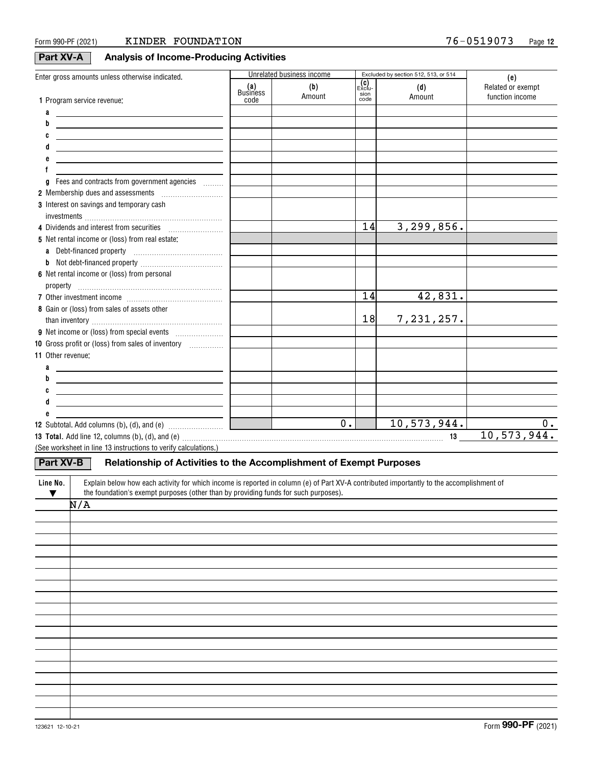Form 990-PF (2021) KINDER FOUNDATION 76-0519073

## Part XV-A Analysis of Income-Producing Activities

| Enter gross amounts unless otherwise indicated. | Unrelated business income | | Excluded by section 512, 513, or 514 | | (e) |
|---|---|---|---|---|---|
| | (a) Business code | (b) Amount | (c) Exclu-sion code | (d) Amount | Related or exempt function income |
| 1 Program service revenue: | | | | | |
| a | | | | | |
| b | | | | | |
| c | | | | | |
| d | | | | | |
| e | | | | | |
| f | | | | | |
| g Fees and contracts from government agencies | | | | | |
| 2 Membership dues and assessments | | | | | |
| 3 Interest on savings and temporary cash investments | | | | | |
| 4 Dividends and interest from securities | | | 14 | 3,299,856. | |
| 5 Net rental income or (loss) from real estate: | | | | | |
| a Debt-financed property | | | | | |
| b Not debt-financed property | | | | | |
| 6 Net rental income or (loss) from personal property | | | | | |
| 7 Other investment income | | | 14 | 42,831. | |
| 8 Gain or (loss) from sales of assets other than inventory | | | 18 | 7,231,257. | |
| 9 Net income or (loss) from special events | | | | | |
| 10 Gross profit or (loss) from sales of inventory | | | | | |
| 11 Other revenue: | | | | | |
| a | | | | | |
| b | | | | | |
| c | | | | | |
| d | | | | | |
| e | | | | | |
| 12 Subtotal. Add columns (b), (d), and (e) | | 0. | | 10,573,944. | 0. |

**13 Total.** Add line 12, columns (b), (d), and (e) ... 13 10,573,944.

(See worksheet in line 13 instructions to verify calculations.)

## Part XV-B Relationship of Activities to the Accomplishment of Exempt Purposes

| Line No. ▼ | Explain below how each activity for which income is reported in column (e) of Part XV-A contributed importantly to the accomplishment of the foundation's exempt purposes (other than by providing funds for such purposes). |
|---|---|
| | N/A |

123621 12-10-21 Form **990-PF** (2021)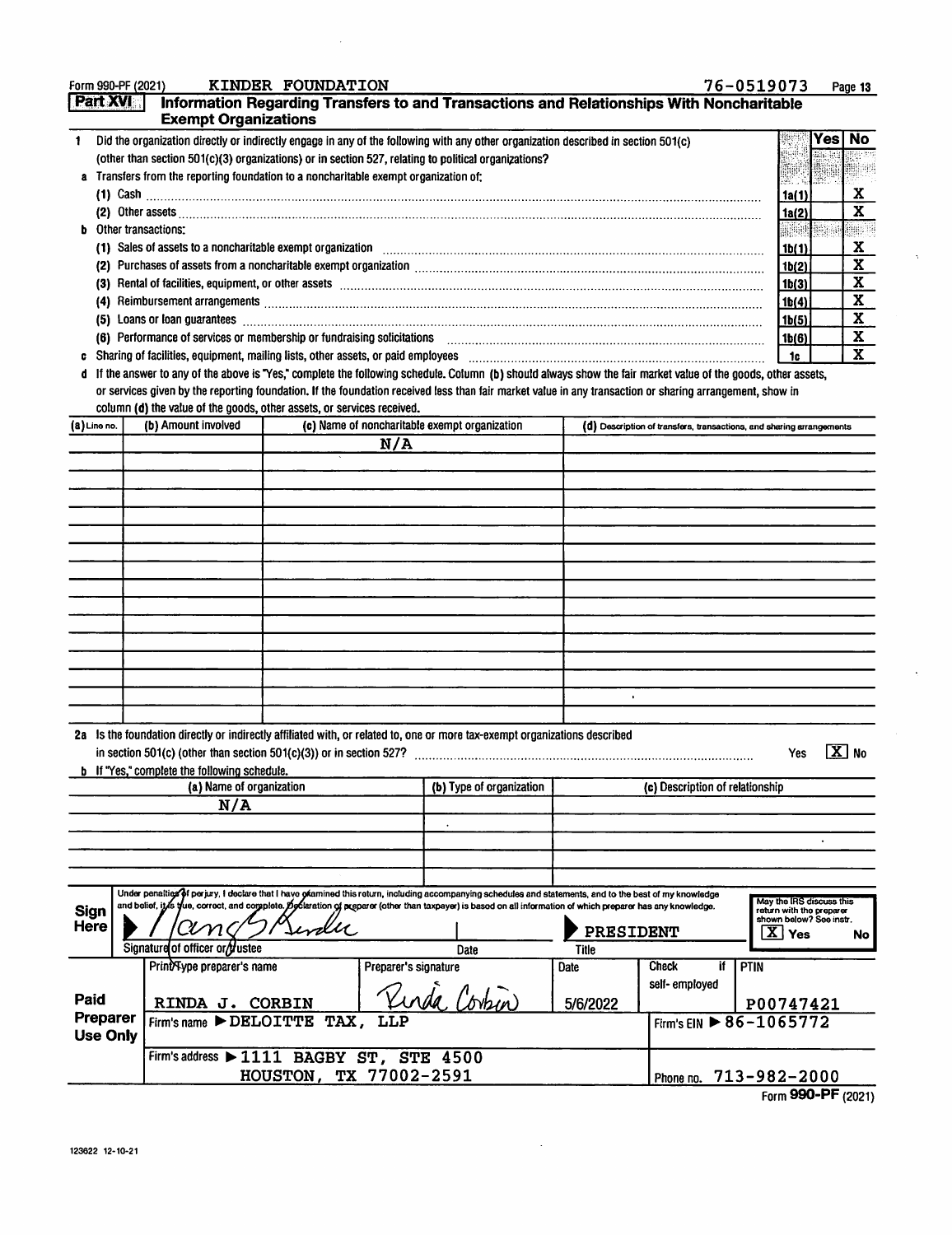Form 990-PF (2021) KINDER FOUNDATION 76-0519073

## Part XVI Information Regarding Transfers to and Transactions and Relationships With Noncharitable Exempt Organizations

1 Did the organization directly or indirectly engage in any of the following with any other organization described in section 501(c) (other than section 501(c)(3) organizations) or in section 527, relating to political organizations?

| | | Yes | No |
|---|---|---|---|
| a Transfers from the reporting foundation to a noncharitable exempt organization of: | | | |
| (1) Cash | 1a(1) | | X |
| (2) Other assets | 1a(2) | | X |
| b Other transactions: | | | |
| (1) Sales of assets to a noncharitable exempt organization | 1b(1) | | X |
| (2) Purchases of assets from a noncharitable exempt organization | 1b(2) | | X |
| (3) Rental of facilities, equipment, or other assets | 1b(3) | | X |
| (4) Reimbursement arrangements | 1b(4) | | X |
| (5) Loans or loan guarantees | 1b(5) | | X |
| (6) Performance of services or membership or fundraising solicitations | 1b(6) | | X |
| c Sharing of facilities, equipment, mailing lists, other assets, or paid employees | 1c | | X |

d If the answer to any of the above is "Yes," complete the following schedule. Column (b) should always show the fair market value of the goods, other assets, or services given by the reporting foundation. If the foundation received less than fair market value in any transaction or sharing arrangement, show in column (d) the value of the goods, other assets, or services received.

| (a) Line no. | (b) Amount involved | (c) Name of noncharitable exempt organization | (d) Description of transfers, transactions, and sharing arrangements |
|---|---|---|---|
| | | N/A | |

2a Is the foundation directly or indirectly affiliated with, or related to, one or more tax-exempt organizations described in section 501(c) (other than section 501(c)(3)) or in section 527? Yes [X] No

b If "Yes," complete the following schedule.

| (a) Name of organization | (b) Type of organization | (c) Description of relationship |
|---|---|---|
| N/A | | |

**Sign Here**

Under penalties of perjury, I declare that I have examined this return, including accompanying schedules and statements, and to the best of my knowledge and belief, it is true, correct, and complete. Declaration of preparer (other than taxpayer) is based on all information of which preparer has any knowledge.

Signature of officer or trustee: Nancy G. Kinder | Date: | Title: PRESIDENT

May the IRS discuss this return with the preparer shown below? See instr. [X] Yes No

**Paid Preparer Use Only**

| Print/Type preparer's name | Preparer's signature | Date | Check if self-employed | PTIN |
|---|---|---|---|---|
| RINDA J. CORBIN | Rinda Corbin | 5/6/2022 | | P00747421 |

Firm's name ▶ DELOITTE TAX, LLP — Firm's EIN ▶ 86-1065772

Firm's address ▶ 1111 BAGBY ST, STE 4500, HOUSTON, TX 77002-2591 — Phone no. 713-982-2000

Form 990-PF (2021)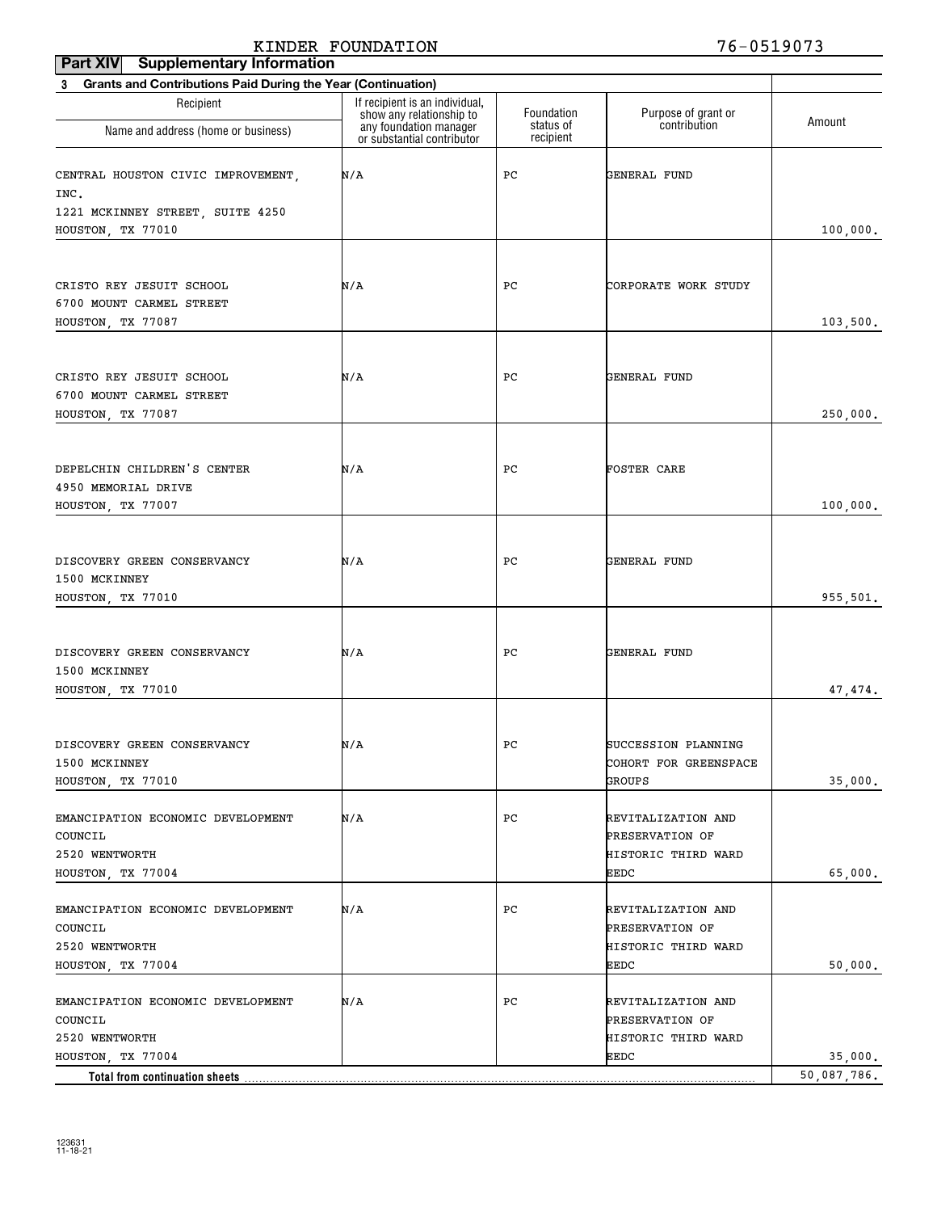KINDER FOUNDATION 76-0519073

**Part XIV Supplementary Information**

**3 Grants and Contributions Paid During the Year (Continuation)**

| Recipient Name and address (home or business) | If recipient is an individual, show any relationship to any foundation manager or substantial contributor | Foundation status of recipient | Purpose of grant or contribution | Amount |
|---|---|---|---|---|
| CENTRAL HOUSTON CIVIC IMPROVEMENT, INC.<br>1221 MCKINNEY STREET, SUITE 4250<br>HOUSTON, TX 77010 | N/A | PC | GENERAL FUND | 100,000. |
| CRISTO REY JESUIT SCHOOL<br>6700 MOUNT CARMEL STREET<br>HOUSTON, TX 77087 | N/A | PC | CORPORATE WORK STUDY | 103,500. |
| CRISTO REY JESUIT SCHOOL<br>6700 MOUNT CARMEL STREET<br>HOUSTON, TX 77087 | N/A | PC | GENERAL FUND | 250,000. |
| DEPELCHIN CHILDREN'S CENTER<br>4950 MEMORIAL DRIVE<br>HOUSTON, TX 77007 | N/A | PC | FOSTER CARE | 100,000. |
| DISCOVERY GREEN CONSERVANCY<br>1500 MCKINNEY<br>HOUSTON, TX 77010 | N/A | PC | GENERAL FUND | 955,501. |
| DISCOVERY GREEN CONSERVANCY<br>1500 MCKINNEY<br>HOUSTON, TX 77010 | N/A | PC | GENERAL FUND | 47,474. |
| DISCOVERY GREEN CONSERVANCY<br>1500 MCKINNEY<br>HOUSTON, TX 77010 | N/A | PC | SUCCESSION PLANNING COHORT FOR GREENSPACE GROUPS | 35,000. |
| EMANCIPATION ECONOMIC DEVELOPMENT COUNCIL<br>2520 WENTWORTH<br>HOUSTON, TX 77004 | N/A | PC | REVITALIZATION AND PRESERVATION OF HISTORIC THIRD WARD EEDC | 65,000. |
| EMANCIPATION ECONOMIC DEVELOPMENT COUNCIL<br>2520 WENTWORTH<br>HOUSTON, TX 77004 | N/A | PC | REVITALIZATION AND PRESERVATION OF HISTORIC THIRD WARD EEDC | 50,000. |
| EMANCIPATION ECONOMIC DEVELOPMENT COUNCIL<br>2520 WENTWORTH<br>HOUSTON, TX 77004 | N/A | PC | REVITALIZATION AND PRESERVATION OF HISTORIC THIRD WARD EEDC | 35,000. |
| **Total from continuation sheets** | | | | 50,087,786. |

123631
11-18-21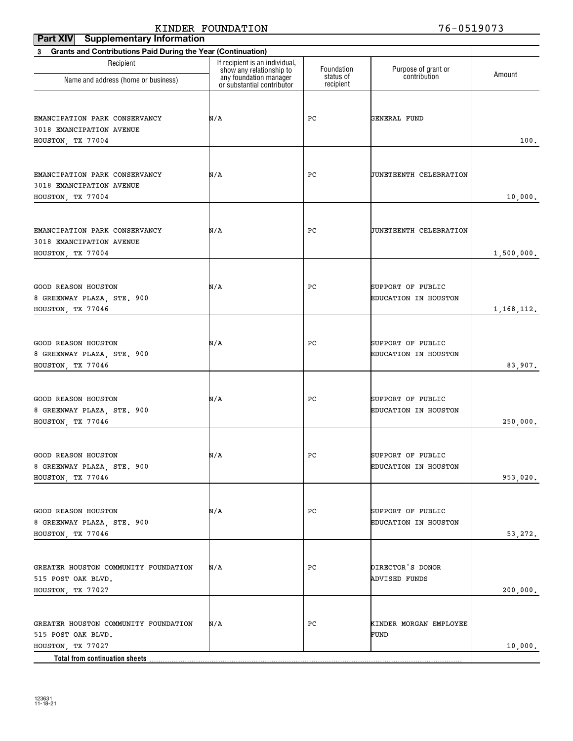KINDER FOUNDATION 76-0519073

**Part XIV Supplementary Information**

**3 Grants and Contributions Paid During the Year (Continuation)**

| Recipient<br>Name and address (home or business) | If recipient is an individual, show any relationship to any foundation manager or substantial contributor | Foundation status of recipient | Purpose of grant or contribution | Amount |
|---|---|---|---|---|
| EMANCIPATION PARK CONSERVANCY<br>3018 EMANCIPATION AVENUE<br>HOUSTON, TX 77004 | N/A | PC | GENERAL FUND | 100. |
| EMANCIPATION PARK CONSERVANCY<br>3018 EMANCIPATION AVENUE<br>HOUSTON, TX 77004 | N/A | PC | JUNETEENTH CELEBRATION | 10,000. |
| EMANCIPATION PARK CONSERVANCY<br>3018 EMANCIPATION AVENUE<br>HOUSTON, TX 77004 | N/A | PC | JUNETEENTH CELEBRATION | 1,500,000. |
| GOOD REASON HOUSTON<br>8 GREENWAY PLAZA, STE. 900<br>HOUSTON, TX 77046 | N/A | PC | SUPPORT OF PUBLIC EDUCATION IN HOUSTON | 1,168,112. |
| GOOD REASON HOUSTON<br>8 GREENWAY PLAZA, STE. 900<br>HOUSTON, TX 77046 | N/A | PC | SUPPORT OF PUBLIC EDUCATION IN HOUSTON | 83,907. |
| GOOD REASON HOUSTON<br>8 GREENWAY PLAZA, STE. 900<br>HOUSTON, TX 77046 | N/A | PC | SUPPORT OF PUBLIC EDUCATION IN HOUSTON | 250,000. |
| GOOD REASON HOUSTON<br>8 GREENWAY PLAZA, STE. 900<br>HOUSTON, TX 77046 | N/A | PC | SUPPORT OF PUBLIC EDUCATION IN HOUSTON | 953,020. |
| GOOD REASON HOUSTON<br>8 GREENWAY PLAZA, STE. 900<br>HOUSTON, TX 77046 | N/A | PC | SUPPORT OF PUBLIC EDUCATION IN HOUSTON | 53,272. |
| GREATER HOUSTON COMMUNITY FOUNDATION<br>515 POST OAK BLVD.<br>HOUSTON, TX 77027 | N/A | PC | DIRECTOR'S DONOR ADVISED FUNDS | 200,000. |
| GREATER HOUSTON COMMUNITY FOUNDATION<br>515 POST OAK BLVD.<br>HOUSTON, TX 77027 | N/A | PC | KINDER MORGAN EMPLOYEE FUND | 10,000. |
| **Total from continuation sheets** | | | | |

123631
11-18-21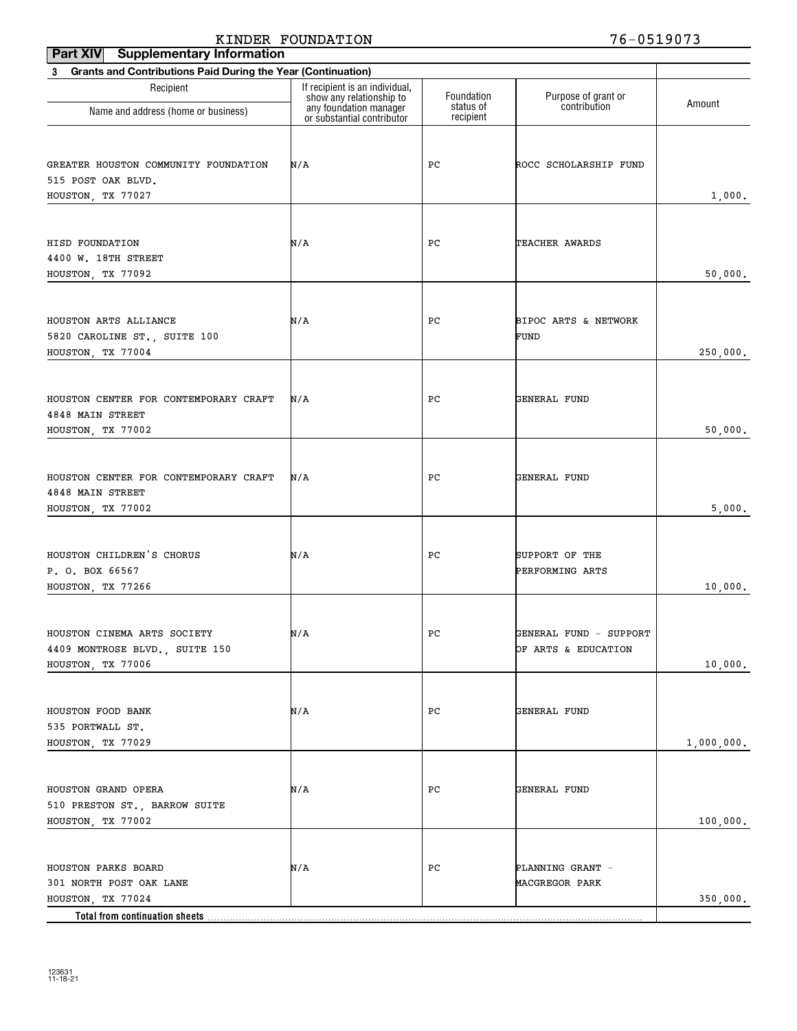KINDER FOUNDATION 76-0519073

**Part XIV Supplementary Information**

**3 Grants and Contributions Paid During the Year (Continuation)**

| Recipient<br>Name and address (home or business) | If recipient is an individual, show any relationship to any foundation manager or substantial contributor | Foundation status of recipient | Purpose of grant or contribution | Amount |
|---|---|---|---|---|
| GREATER HOUSTON COMMUNITY FOUNDATION<br>515 POST OAK BLVD.<br>HOUSTON, TX 77027 | N/A | PC | ROCC SCHOLARSHIP FUND | 1,000. |
| HISD FOUNDATION<br>4400 W. 18TH STREET<br>HOUSTON, TX 77092 | N/A | PC | TEACHER AWARDS | 50,000. |
| HOUSTON ARTS ALLIANCE<br>5820 CAROLINE ST., SUITE 100<br>HOUSTON, TX 77004 | N/A | PC | BIPOC ARTS & NETWORK FUND | 250,000. |
| HOUSTON CENTER FOR CONTEMPORARY CRAFT<br>4848 MAIN STREET<br>HOUSTON, TX 77002 | N/A | PC | GENERAL FUND | 50,000. |
| HOUSTON CENTER FOR CONTEMPORARY CRAFT<br>4848 MAIN STREET<br>HOUSTON, TX 77002 | N/A | PC | GENERAL FUND | 5,000. |
| HOUSTON CHILDREN'S CHORUS<br>P. O. BOX 66567<br>HOUSTON, TX 77266 | N/A | PC | SUPPORT OF THE PERFORMING ARTS | 10,000. |
| HOUSTON CINEMA ARTS SOCIETY<br>4409 MONTROSE BLVD., SUITE 150<br>HOUSTON, TX 77006 | N/A | PC | GENERAL FUND - SUPPORT OF ARTS & EDUCATION | 10,000. |
| HOUSTON FOOD BANK<br>535 PORTWALL ST.<br>HOUSTON, TX 77029 | N/A | PC | GENERAL FUND | 1,000,000. |
| HOUSTON GRAND OPERA<br>510 PRESTON ST., BARROW SUITE<br>HOUSTON, TX 77002 | N/A | PC | GENERAL FUND | 100,000. |
| HOUSTON PARKS BOARD<br>301 NORTH POST OAK LANE<br>HOUSTON, TX 77024 | N/A | PC | PLANNING GRANT - MACGREGOR PARK | 350,000. |
| **Total from continuation sheets** | | | | |

123631
11-18-21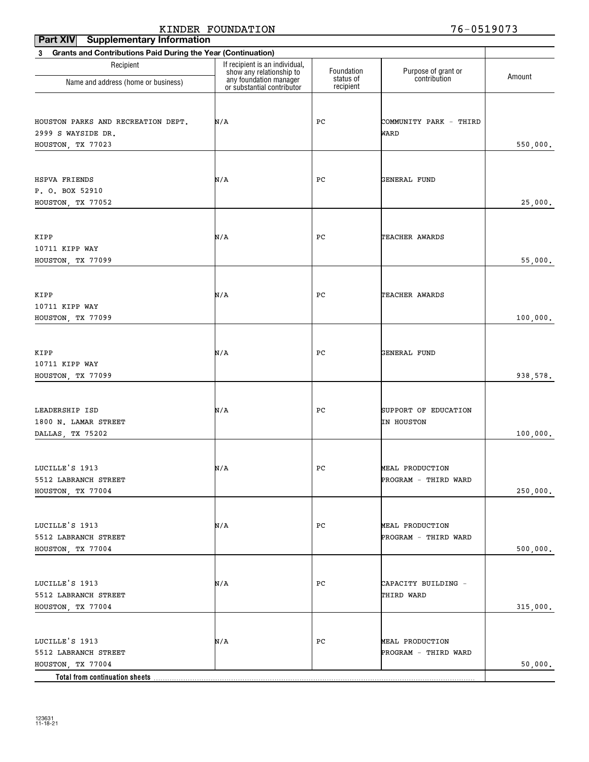KINDER FOUNDATION 76-0519073

**Part XIV Supplementary Information**

**3 Grants and Contributions Paid During the Year (Continuation)**

| Recipient<br>Name and address (home or business) | If recipient is an individual, show any relationship to any foundation manager or substantial contributor | Foundation status of recipient | Purpose of grant or contribution | Amount |
|---|---|---|---|---|
| HOUSTON PARKS AND RECREATION DEPT.<br>2999 S WAYSIDE DR.<br>HOUSTON, TX 77023 | N/A | PC | COMMUNITY PARK - THIRD WARD | 550,000. |
| HSPVA FRIENDS<br>P. O. BOX 52910<br>HOUSTON, TX 77052 | N/A | PC | GENERAL FUND | 25,000. |
| KIPP<br>10711 KIPP WAY<br>HOUSTON, TX 77099 | N/A | PC | TEACHER AWARDS | 55,000. |
| KIPP<br>10711 KIPP WAY<br>HOUSTON, TX 77099 | N/A | PC | TEACHER AWARDS | 100,000. |
| KIPP<br>10711 KIPP WAY<br>HOUSTON, TX 77099 | N/A | PC | GENERAL FUND | 938,578. |
| LEADERSHIP ISD<br>1800 N. LAMAR STREET<br>DALLAS, TX 75202 | N/A | PC | SUPPORT OF EDUCATION IN HOUSTON | 100,000. |
| LUCILLE'S 1913<br>5512 LABRANCH STREET<br>HOUSTON, TX 77004 | N/A | PC | MEAL PRODUCTION PROGRAM - THIRD WARD | 250,000. |
| LUCILLE'S 1913<br>5512 LABRANCH STREET<br>HOUSTON, TX 77004 | N/A | PC | MEAL PRODUCTION PROGRAM - THIRD WARD | 500,000. |
| LUCILLE'S 1913<br>5512 LABRANCH STREET<br>HOUSTON, TX 77004 | N/A | PC | CAPACITY BUILDING - THIRD WARD | 315,000. |
| LUCILLE'S 1913<br>5512 LABRANCH STREET<br>HOUSTON, TX 77004 | N/A | PC | MEAL PRODUCTION PROGRAM - THIRD WARD | 50,000. |
| **Total from continuation sheets** | | | | |

123631
11-18-21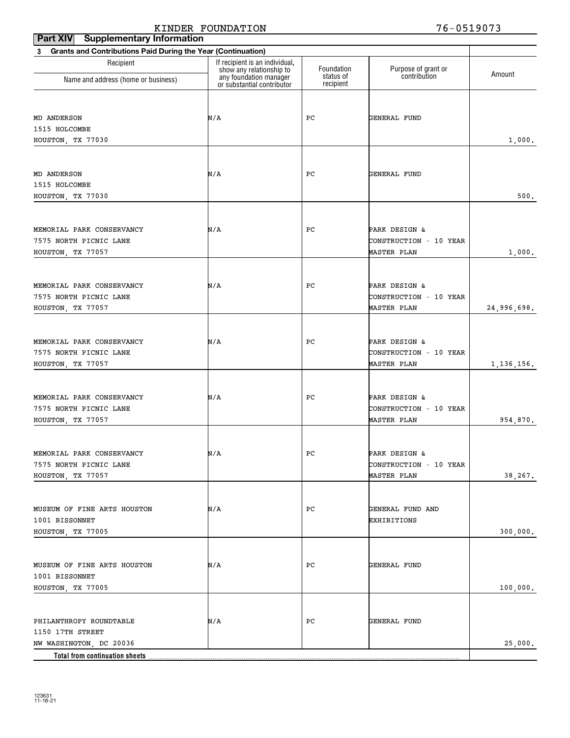KINDER FOUNDATION 76-0519073

**Part XIV Supplementary Information**

**3 Grants and Contributions Paid During the Year (Continuation)**

| Recipient Name and address (home or business) | If recipient is an individual, show any relationship to any foundation manager or substantial contributor | Foundation status of recipient | Purpose of grant or contribution | Amount |
|---|---|---|---|---|
| MD ANDERSON<br>1515 HOLCOMBE<br>HOUSTON, TX 77030 | N/A | PC | GENERAL FUND | 1,000. |
| MD ANDERSON<br>1515 HOLCOMBE<br>HOUSTON, TX 77030 | N/A | PC | GENERAL FUND | 500. |
| MEMORIAL PARK CONSERVANCY<br>7575 NORTH PICNIC LANE<br>HOUSTON, TX 77057 | N/A | PC | PARK DESIGN & CONSTRUCTION - 10 YEAR MASTER PLAN | 1,000. |
| MEMORIAL PARK CONSERVANCY<br>7575 NORTH PICNIC LANE<br>HOUSTON, TX 77057 | N/A | PC | PARK DESIGN & CONSTRUCTION - 10 YEAR MASTER PLAN | 24,996,698. |
| MEMORIAL PARK CONSERVANCY<br>7575 NORTH PICNIC LANE<br>HOUSTON, TX 77057 | N/A | PC | PARK DESIGN & CONSTRUCTION - 10 YEAR MASTER PLAN | 1,136,156. |
| MEMORIAL PARK CONSERVANCY<br>7575 NORTH PICNIC LANE<br>HOUSTON, TX 77057 | N/A | PC | PARK DESIGN & CONSTRUCTION - 10 YEAR MASTER PLAN | 954,870. |
| MEMORIAL PARK CONSERVANCY<br>7575 NORTH PICNIC LANE<br>HOUSTON, TX 77057 | N/A | PC | PARK DESIGN & CONSTRUCTION - 10 YEAR MASTER PLAN | 38,267. |
| MUSEUM OF FINE ARTS HOUSTON<br>1001 BISSONNET<br>HOUSTON, TX 77005 | N/A | PC | GENERAL FUND AND EXHIBITIONS | 300,000. |
| MUSEUM OF FINE ARTS HOUSTON<br>1001 BISSONNET<br>HOUSTON, TX 77005 | N/A | PC | GENERAL FUND | 100,000. |
| PHILANTHROPY ROUNDTABLE<br>1150 17TH STREET<br>NW WASHINGTON, DC 20036 | N/A | PC | GENERAL FUND | 25,000. |
| **Total from continuation sheets** | | | | |

123631
11-18-21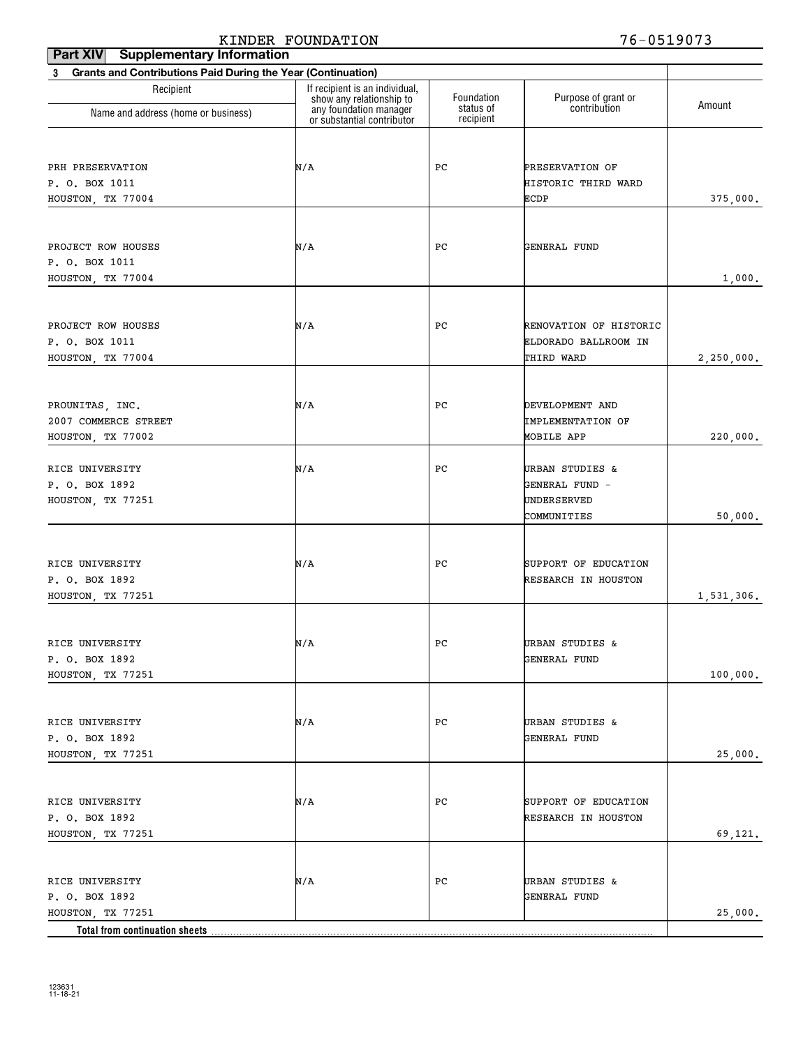KINDER FOUNDATION 76-0519073

**Part XIV Supplementary Information**

**3 Grants and Contributions Paid During the Year (Continuation)**

| Recipient Name and address (home or business) | If recipient is an individual, show any relationship to any foundation manager or substantial contributor | Foundation status of recipient | Purpose of grant or contribution | Amount |
|---|---|---|---|---|
| PRH PRESERVATION<br>P. O. BOX 1011<br>HOUSTON, TX 77004 | N/A | PC | PRESERVATION OF HISTORIC THIRD WARD ECDP | 375,000. |
| PROJECT ROW HOUSES<br>P. O. BOX 1011<br>HOUSTON, TX 77004 | N/A | PC | GENERAL FUND | 1,000. |
| PROJECT ROW HOUSES<br>P. O. BOX 1011<br>HOUSTON, TX 77004 | N/A | PC | RENOVATION OF HISTORIC ELDORADO BALLROOM IN THIRD WARD | 2,250,000. |
| PROUNITAS, INC.<br>2007 COMMERCE STREET<br>HOUSTON, TX 77002 | N/A | PC | DEVELOPMENT AND IMPLEMENTATION OF MOBILE APP | 220,000. |
| RICE UNIVERSITY<br>P. O. BOX 1892<br>HOUSTON, TX 77251 | N/A | PC | URBAN STUDIES & GENERAL FUND - UNDERSERVED COMMUNITIES | 50,000. |
| RICE UNIVERSITY<br>P. O. BOX 1892<br>HOUSTON, TX 77251 | N/A | PC | SUPPORT OF EDUCATION RESEARCH IN HOUSTON | 1,531,306. |
| RICE UNIVERSITY<br>P. O. BOX 1892<br>HOUSTON, TX 77251 | N/A | PC | URBAN STUDIES & GENERAL FUND | 100,000. |
| RICE UNIVERSITY<br>P. O. BOX 1892<br>HOUSTON, TX 77251 | N/A | PC | URBAN STUDIES & GENERAL FUND | 25,000. |
| RICE UNIVERSITY<br>P. O. BOX 1892<br>HOUSTON, TX 77251 | N/A | PC | SUPPORT OF EDUCATION RESEARCH IN HOUSTON | 69,121. |
| RICE UNIVERSITY<br>P. O. BOX 1892<br>HOUSTON, TX 77251 | N/A | PC | URBAN STUDIES & GENERAL FUND | 25,000. |
| **Total from continuation sheets** | | | | |

123631
11-18-21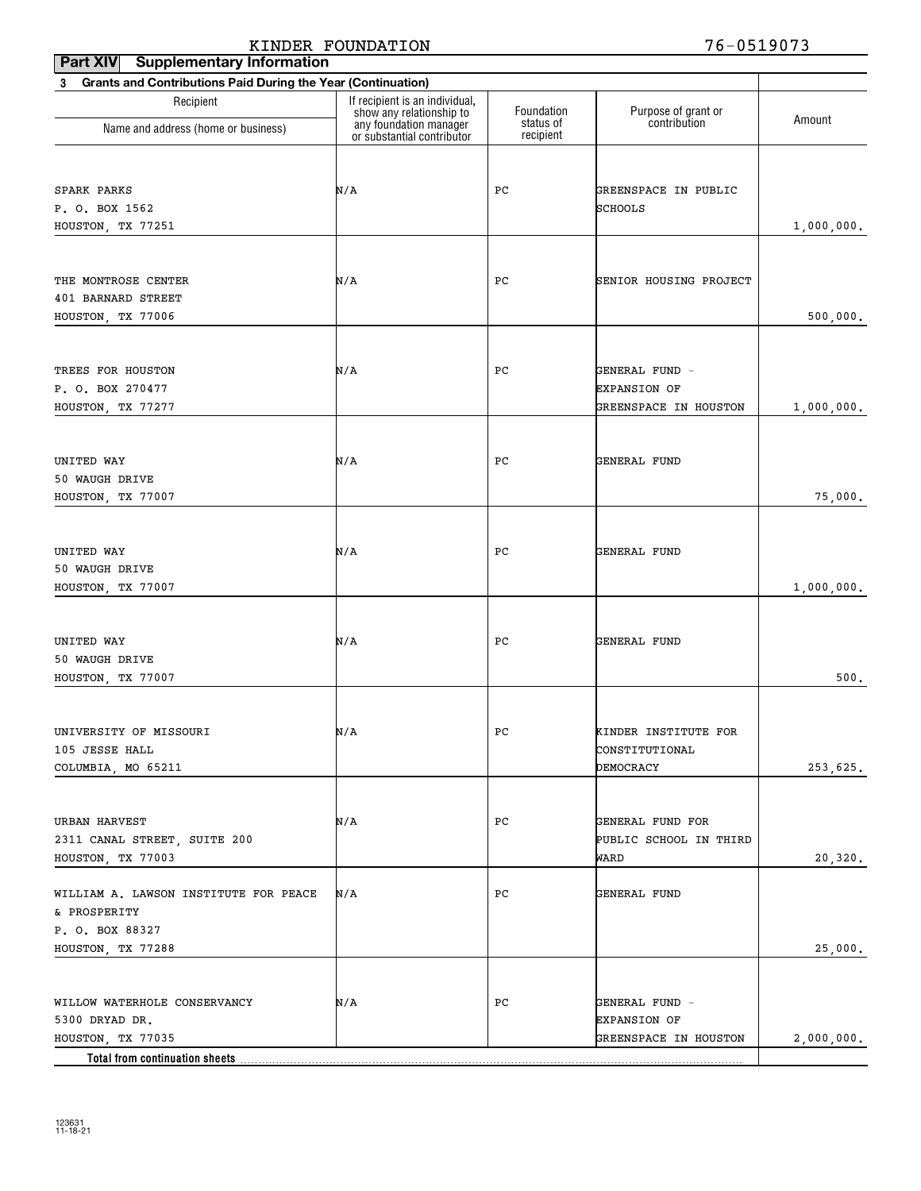KINDER FOUNDATION 76-0519073

**Part XIV Supplementary Information**

**3 Grants and Contributions Paid During the Year (Continuation)**

| Recipient<br>Name and address (home or business) | If recipient is an individual, show any relationship to any foundation manager or substantial contributor | Foundation status of recipient | Purpose of grant or contribution | Amount |
|---|---|---|---|---|
| SPARK PARKS<br>P. O. BOX 1562<br>HOUSTON, TX 77251 | N/A | PC | GREENSPACE IN PUBLIC SCHOOLS | 1,000,000. |
| THE MONTROSE CENTER<br>401 BARNARD STREET<br>HOUSTON, TX 77006 | N/A | PC | SENIOR HOUSING PROJECT | 500,000. |
| TREES FOR HOUSTON<br>P. O. BOX 270477<br>HOUSTON, TX 77277 | N/A | PC | GENERAL FUND - EXPANSION OF GREENSPACE IN HOUSTON | 1,000,000. |
| UNITED WAY<br>50 WAUGH DRIVE<br>HOUSTON, TX 77007 | N/A | PC | GENERAL FUND | 75,000. |
| UNITED WAY<br>50 WAUGH DRIVE<br>HOUSTON, TX 77007 | N/A | PC | GENERAL FUND | 1,000,000. |
| UNITED WAY<br>50 WAUGH DRIVE<br>HOUSTON, TX 77007 | N/A | PC | GENERAL FUND | 500. |
| UNIVERSITY OF MISSOURI<br>105 JESSE HALL<br>COLUMBIA, MO 65211 | N/A | PC | KINDER INSTITUTE FOR CONSTITUTIONAL DEMOCRACY | 253,625. |
| URBAN HARVEST<br>2311 CANAL STREET, SUITE 200<br>HOUSTON, TX 77003 | N/A | PC | GENERAL FUND FOR PUBLIC SCHOOL IN THIRD WARD | 20,320. |
| WILLIAM A. LAWSON INSTITUTE FOR PEACE & PROSPERITY<br>P. O. BOX 88327<br>HOUSTON, TX 77288 | N/A | PC | GENERAL FUND | 25,000. |
| WILLOW WATERHOLE CONSERVANCY<br>5300 DRYAD DR.<br>HOUSTON, TX 77035 | N/A | PC | GENERAL FUND - EXPANSION OF GREENSPACE IN HOUSTON | 2,000,000. |
| **Total from continuation sheets** | | | | |

123631
11-18-21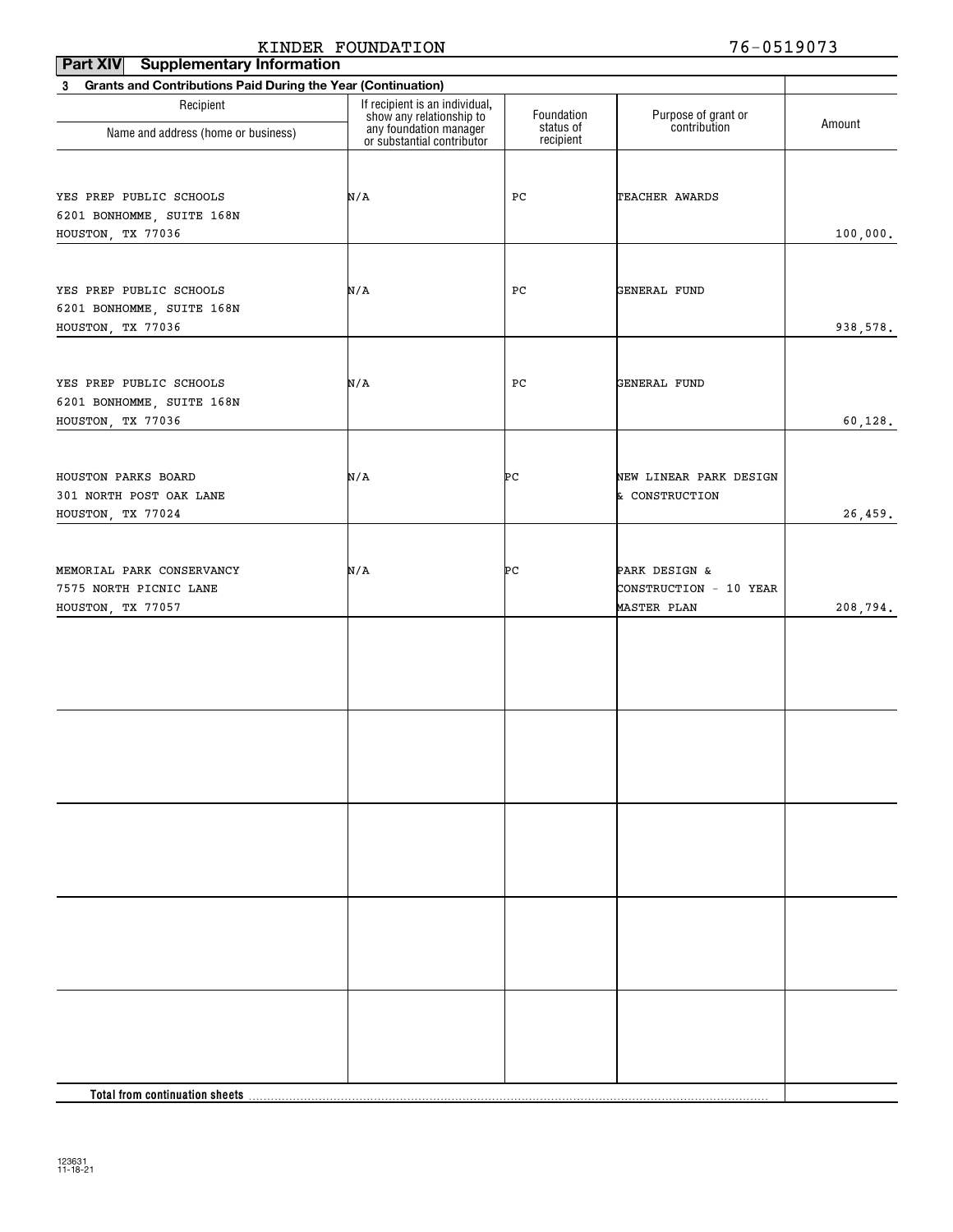KINDER FOUNDATION 76-0519073

**Part XIV Supplementary Information**

**3 Grants and Contributions Paid During the Year (Continuation)**

| Recipient<br>Name and address (home or business) | If recipient is an individual, show any relationship to any foundation manager or substantial contributor | Foundation status of recipient | Purpose of grant or contribution | Amount |
|---|---|---|---|---|
| YES PREP PUBLIC SCHOOLS<br>6201 BONHOMME, SUITE 168N<br>HOUSTON, TX 77036 | N/A | PC | TEACHER AWARDS | 100,000. |
| YES PREP PUBLIC SCHOOLS<br>6201 BONHOMME, SUITE 168N<br>HOUSTON, TX 77036 | N/A | PC | GENERAL FUND | 938,578. |
| YES PREP PUBLIC SCHOOLS<br>6201 BONHOMME, SUITE 168N<br>HOUSTON, TX 77036 | N/A | PC | GENERAL FUND | 60,128. |
| HOUSTON PARKS BOARD<br>301 NORTH POST OAK LANE<br>HOUSTON, TX 77024 | N/A | PC | NEW LINEAR PARK DESIGN & CONSTRUCTION | 26,459. |
| MEMORIAL PARK CONSERVANCY<br>7575 NORTH PICNIC LANE<br>HOUSTON, TX 77057 | N/A | PC | PARK DESIGN & CONSTRUCTION - 10 YEAR MASTER PLAN | 208,794. |
| | | | | |
| | | | | |
| | | | | |
| | | | | |
| | | | | |
| **Total from continuation sheets** | | | | |

123631
11-18-21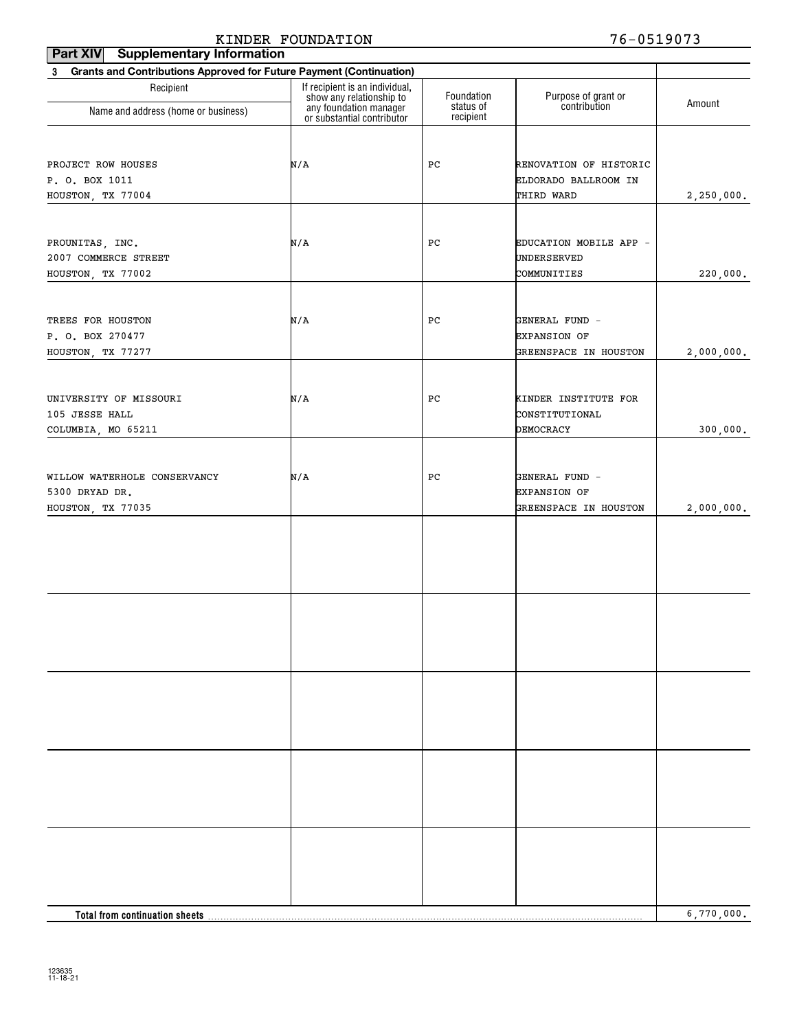KINDER FOUNDATION 76-0519073

**Part XIV Supplementary Information**

**3 Grants and Contributions Approved for Future Payment (Continuation)**

| Recipient<br>Name and address (home or business) | If recipient is an individual, show any relationship to any foundation manager or substantial contributor | Foundation status of recipient | Purpose of grant or contribution | Amount |
|---|---|---|---|---|
| PROJECT ROW HOUSES<br>P. O. BOX 1011<br>HOUSTON, TX 77004 | N/A | PC | RENOVATION OF HISTORIC ELDORADO BALLROOM IN THIRD WARD | 2,250,000. |
| PROUNITAS, INC.<br>2007 COMMERCE STREET<br>HOUSTON, TX 77002 | N/A | PC | EDUCATION MOBILE APP - UNDERSERVED COMMUNITIES | 220,000. |
| TREES FOR HOUSTON<br>P. O. BOX 270477<br>HOUSTON, TX 77277 | N/A | PC | GENERAL FUND - EXPANSION OF GREENSPACE IN HOUSTON | 2,000,000. |
| UNIVERSITY OF MISSOURI<br>105 JESSE HALL<br>COLUMBIA, MO 65211 | N/A | PC | KINDER INSTITUTE FOR CONSTITUTIONAL DEMOCRACY | 300,000. |
| WILLOW WATERHOLE CONSERVANCY<br>5300 DRYAD DR.<br>HOUSTON, TX 77035 | N/A | PC | GENERAL FUND - EXPANSION OF GREENSPACE IN HOUSTON | 2,000,000. |
| **Total from continuation sheets** | | | | 6,770,000. |

123635
11-18-21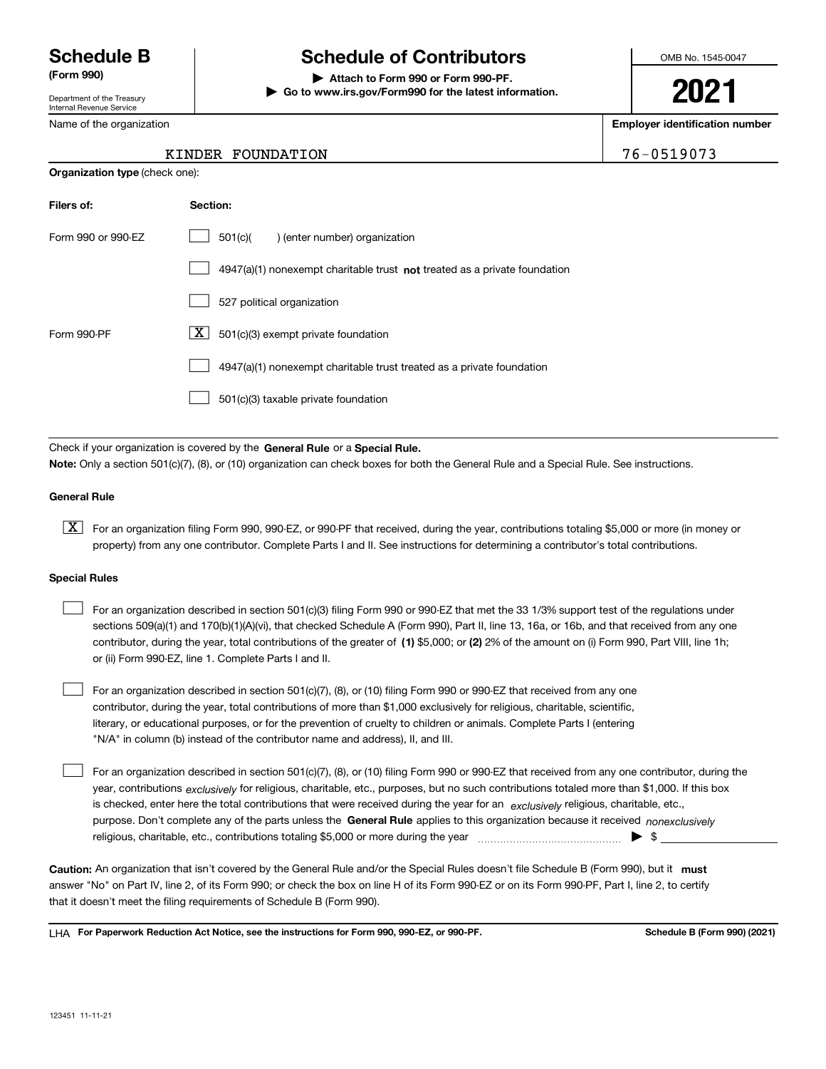# Schedule B (Form 990)

Department of the Treasury
Internal Revenue Service

## Schedule of Contributors

▶ Attach to Form 990 or Form 990-PF.
▶ Go to www.irs.gov/Form990 for the latest information.

OMB No. 1545-0047

**2021**

Name of the organization: KINDER FOUNDATION

**Employer identification number**: 76-0519073

**Organization type** (check one):

| Filers of: | Section: |
|---|---|
| Form 990 or 990-EZ | ☐ 501(c)( ) (enter number) organization |
| | ☐ 4947(a)(1) nonexempt charitable trust **not** treated as a private foundation |
| | ☐ 527 political organization |
| Form 990-PF | ☒ 501(c)(3) exempt private foundation |
| | ☐ 4947(a)(1) nonexempt charitable trust treated as a private foundation |
| | ☐ 501(c)(3) taxable private foundation |

Check if your organization is covered by the **General Rule** or a **Special Rule.**

**Note:** Only a section 501(c)(7), (8), or (10) organization can check boxes for both the General Rule and a Special Rule. See instructions.

### General Rule

☒ For an organization filing Form 990, 990-EZ, or 990-PF that received, during the year, contributions totaling $5,000 or more (in money or property) from any one contributor. Complete Parts I and II. See instructions for determining a contributor's total contributions.

### Special Rules

☐ For an organization described in section 501(c)(3) filing Form 990 or 990-EZ that met the 33 1/3% support test of the regulations under sections 509(a)(1) and 170(b)(1)(A)(vi), that checked Schedule A (Form 990), Part II, line 13, 16a, or 16b, and that received from any one contributor, during the year, total contributions of the greater of **(1)** $5,000; or **(2)** 2% of the amount on (i) Form 990, Part VIII, line 1h; or (ii) Form 990-EZ, line 1. Complete Parts I and II.

☐ For an organization described in section 501(c)(7), (8), or (10) filing Form 990 or 990-EZ that received from any one contributor, during the year, total contributions of more than $1,000 exclusively for religious, charitable, scientific, literary, or educational purposes, or for the prevention of cruelty to children or animals. Complete Parts I (entering "N/A" in column (b) instead of the contributor name and address), II, and III.

☐ For an organization described in section 501(c)(7), (8), or (10) filing Form 990 or 990-EZ that received from any one contributor, during the year, contributions *exclusively* for religious, charitable, etc., purposes, but no such contributions totaled more than $1,000. If this box is checked, enter here the total contributions that were received during the year for an *exclusively* religious, charitable, etc., purpose. Don't complete any of the parts unless the **General Rule** applies to this organization because it received *nonexclusively* religious, charitable, etc., contributions totaling $5,000 or more during the year ▶ $

**Caution:** An organization that isn't covered by the General Rule and/or the Special Rules doesn't file Schedule B (Form 990), but it **must** answer "No" on Part IV, line 2, of its Form 990; or check the box on line H of its Form 990-EZ or on its Form 990-PF, Part I, line 2, to certify that it doesn't meet the filing requirements of Schedule B (Form 990).

LHA **For Paperwork Reduction Act Notice, see the instructions for Form 990, 990-EZ, or 990-PF.** **Schedule B (Form 990) (2021)**

123451 11-11-21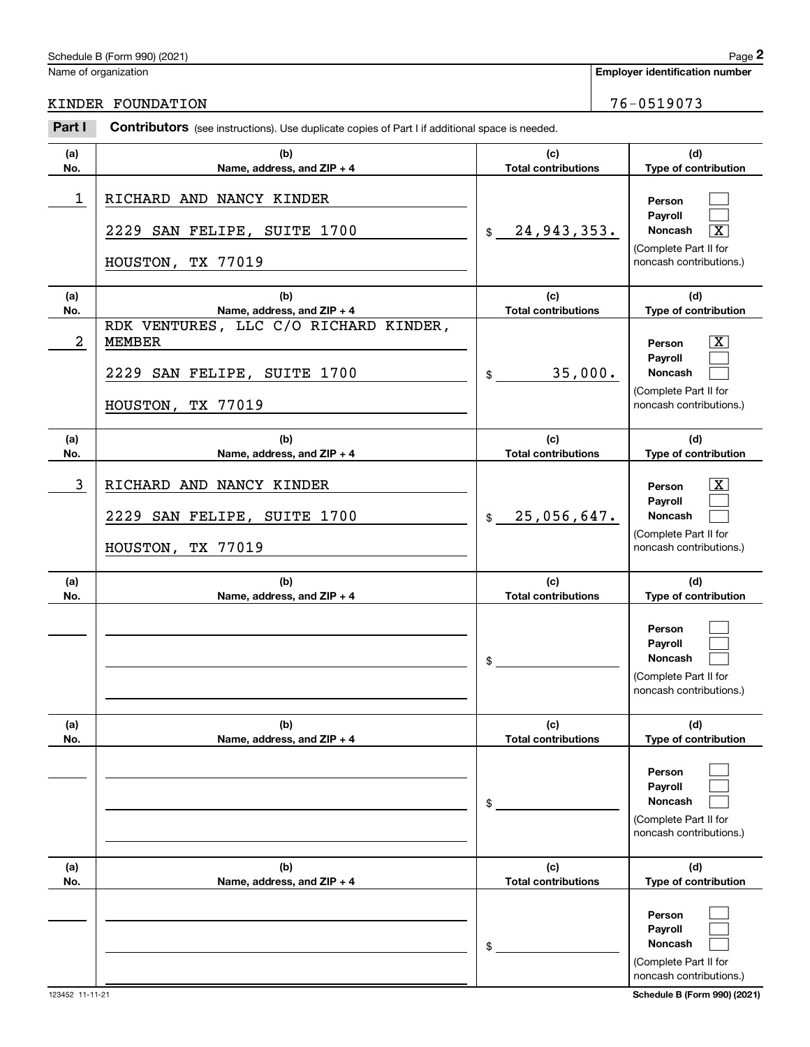Name of organization

KINDER FOUNDATION

**Employer identification number**

76-0519073

**Part I** **Contributors** (see instructions). Use duplicate copies of Part I if additional space is needed.

| (a) No. | (b) Name, address, and ZIP + 4 | (c) Total contributions | (d) Type of contribution |
|---|---|---|---|
| 1 | RICHARD AND NANCY KINDER<br>2229 SAN FELIPE, SUITE 1700<br>HOUSTON, TX 77019 | $ 24,943,353. | Person [ ]<br>Payroll [ ]<br>Noncash [X]<br>(Complete Part II for noncash contributions.) |
| 2 | RDK VENTURES, LLC C/O RICHARD KINDER, MEMBER<br>2229 SAN FELIPE, SUITE 1700<br>HOUSTON, TX 77019 | $ 35,000. | Person [X]<br>Payroll [ ]<br>Noncash [ ]<br>(Complete Part II for noncash contributions.) |
| 3 | RICHARD AND NANCY KINDER<br>2229 SAN FELIPE, SUITE 1700<br>HOUSTON, TX 77019 | $ 25,056,647. | Person [X]<br>Payroll [ ]<br>Noncash [ ]<br>(Complete Part II for noncash contributions.) |
| | | $ | Person [ ]<br>Payroll [ ]<br>Noncash [ ]<br>(Complete Part II for noncash contributions.) |
| | | $ | Person [ ]<br>Payroll [ ]<br>Noncash [ ]<br>(Complete Part II for noncash contributions.) |
| | | $ | Person [ ]<br>Payroll [ ]<br>Noncash [ ]<br>(Complete Part II for noncash contributions.) |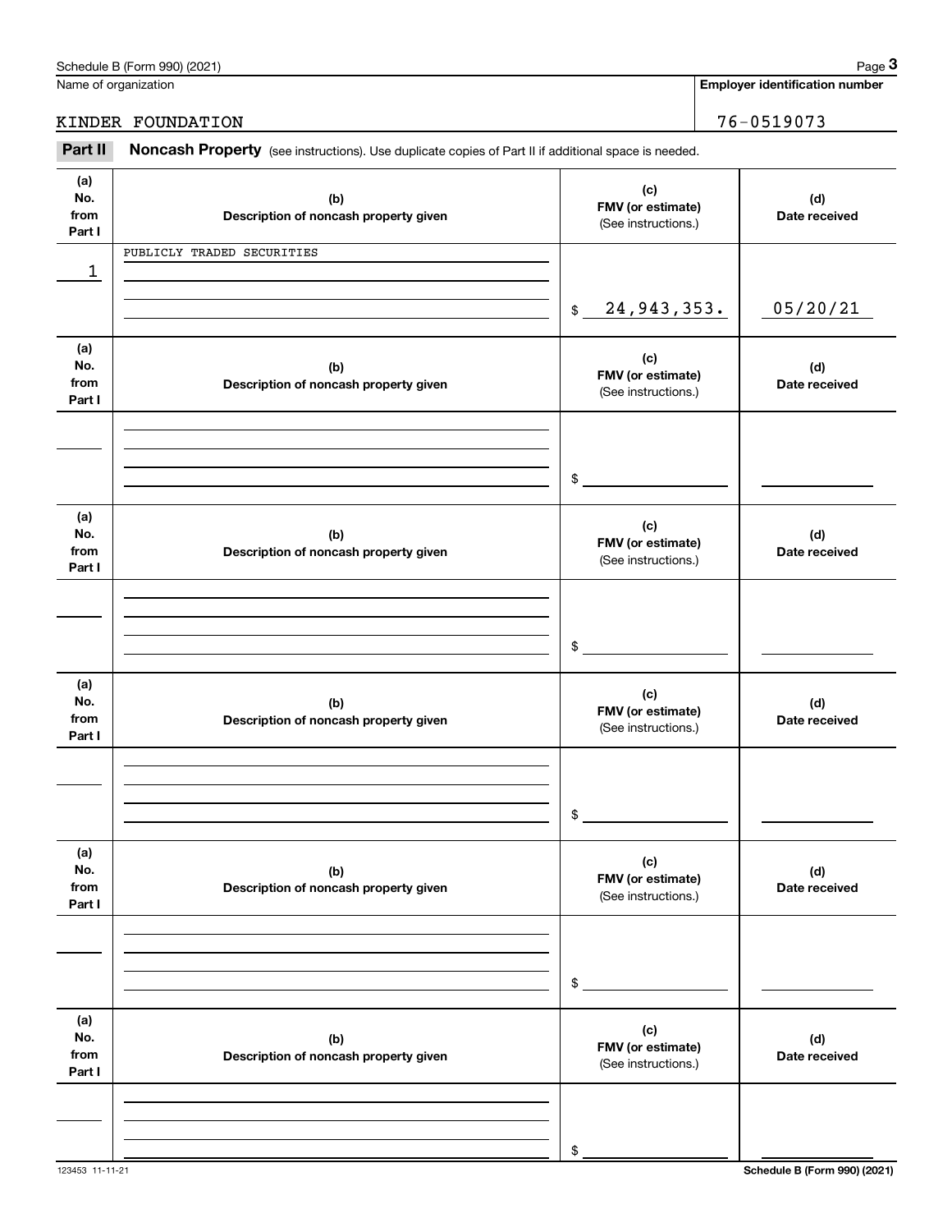Name of organization: KINDER FOUNDATION

**Employer identification number:** 76-0519073

## Part II Noncash Property

(see instructions). Use duplicate copies of Part II if additional space is needed.

| (a) No. from Part I | (b) Description of noncash property given | (c) FMV (or estimate) (See instructions.) | (d) Date received |
|---|---|---|---|
| 1 | PUBLICLY TRADED SECURITIES | $ 24,943,353. | 05/20/21 |
| | | $ | |
| | | $ | |
| | | $ | |
| | | $ | |
| | | $ | |

Schedule B (Form 990) (2021)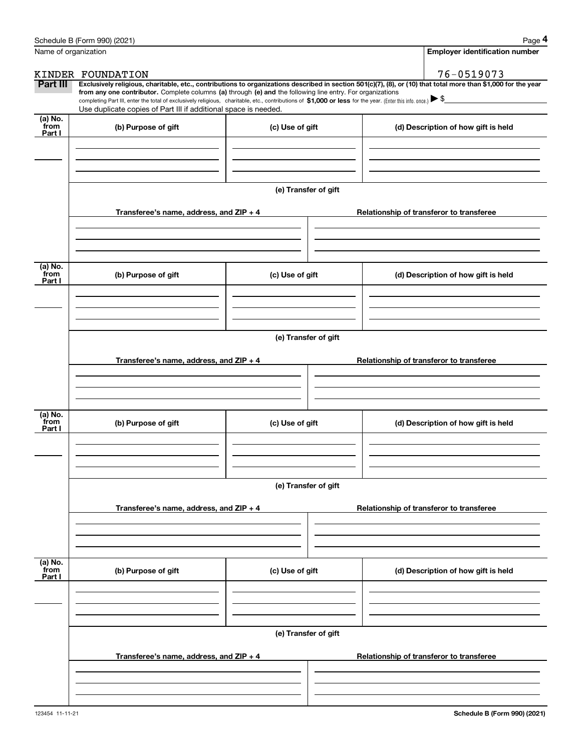Name of organization

KINDER FOUNDATION

**Employer identification number**

76-0519073

**Part III** **Exclusively religious, charitable, etc., contributions to organizations described in section 501(c)(7), (8), or (10) that total more than $1,000 for the year from any one contributor.** Complete columns **(a)** through **(e) and** the following line entry. For organizations completing Part III, enter the total of exclusively religious, charitable, etc., contributions of **$1,000 or less** for the year. (Enter this info. once.) ▶ $

Use duplicate copies of Part III if additional space is needed.

| (a) No. from Part I | (b) Purpose of gift | (c) Use of gift | (d) Description of how gift is held |
|---|---|---|---|
| | | | |

**(e) Transfer of gift**

| Transferee's name, address, and ZIP + 4 | Relationship of transferor to transferee |
|---|---|
| | |

| (a) No. from Part I | (b) Purpose of gift | (c) Use of gift | (d) Description of how gift is held |
|---|---|---|---|
| | | | |

**(e) Transfer of gift**

| Transferee's name, address, and ZIP + 4 | Relationship of transferor to transferee |
|---|---|
| | |

| (a) No. from Part I | (b) Purpose of gift | (c) Use of gift | (d) Description of how gift is held |
|---|---|---|---|
| | | | |

**(e) Transfer of gift**

| Transferee's name, address, and ZIP + 4 | Relationship of transferor to transferee |
|---|---|
| | |

| (a) No. from Part I | (b) Purpose of gift | (c) Use of gift | (d) Description of how gift is held |
|---|---|---|---|
| | | | |

**(e) Transfer of gift**

| Transferee's name, address, and ZIP + 4 | Relationship of transferor to transferee |
|---|---|
| | |

123454 11-11-21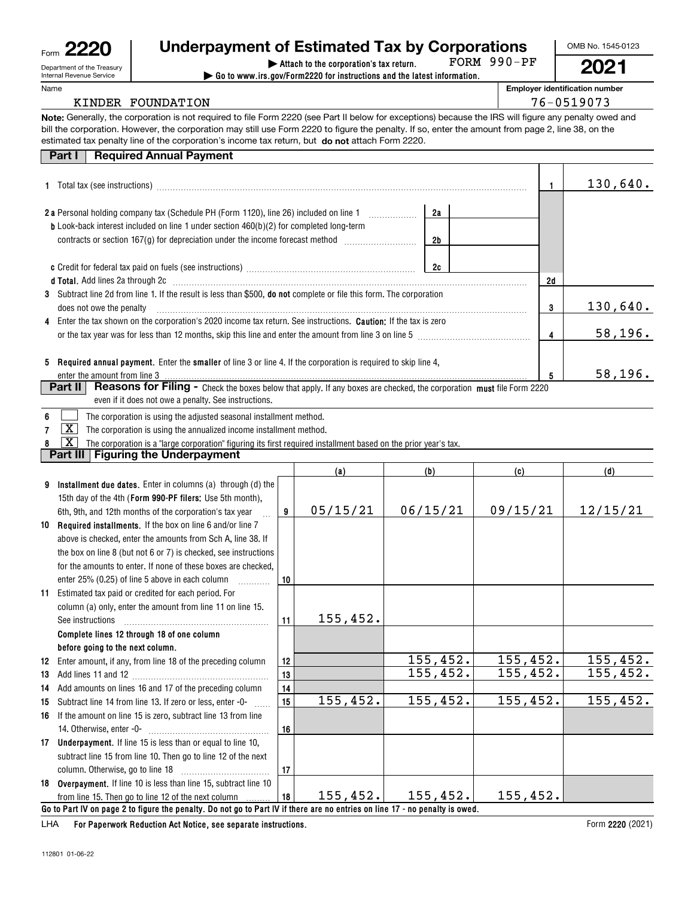Form **2220**

Department of the Treasury
Internal Revenue Service

# Underpayment of Estimated Tax by Corporations

▶ Attach to the corporation's tax return. FORM 990-PF

▶ Go to www.irs.gov/Form2220 for instructions and the latest information.

OMB No. 1545-0123

**2021**

Name: KINDER FOUNDATION

Employer identification number: 76-0519073

**Note:** Generally, the corporation is not required to file Form 2220 (see Part II below for exceptions) because the IRS will figure any penalty owed and bill the corporation. However, the corporation may still use Form 2220 to figure the penalty. If so, enter the amount from page 2, line 38, on the estimated tax penalty line of the corporation's income tax return, but **do not** attach Form 2220.

## Part I Required Annual Payment

| | | | |
|---|---|---|---|
| **1** Total tax (see instructions) | | 1 | 130,640. |
| **2a** Personal holding company tax (Schedule PH (Form 1120), line 26) included on line 1 | 2a | | |
| **b** Look-back interest included on line 1 under section 460(b)(2) for completed long-term contracts or section 167(g) for depreciation under the income forecast method | 2b | | |
| **c** Credit for federal tax paid on fuels (see instructions) | 2c | | |
| **d Total.** Add lines 2a through 2c | | 2d | |
| **3** Subtract line 2d from line 1. If the result is less than $500, **do not** complete or file this form. The corporation does not owe the penalty | | 3 | 130,640. |
| **4** Enter the tax shown on the corporation's 2020 income tax return. See instructions. **Caution:** If the tax is zero or the tax year was for less than 12 months, skip this line and enter the amount from line 3 on line 5 | | 4 | 58,196. |
| **5 Required annual payment.** Enter the **smaller** of line 3 or line 4. If the corporation is required to skip line 4, enter the amount from line 3 | | 5 | 58,196. |

## Part II Reasons for Filing - Check the boxes below that apply. If any boxes are checked, the corporation **must** file Form 2220 even if it does not owe a penalty. See instructions.

6 ☐ The corporation is using the adjusted seasonal installment method.

7 ☒ The corporation is using the annualized income installment method.

8 ☒ The corporation is a "large corporation" figuring its first required installment based on the prior year's tax.

## Part III Figuring the Underpayment

| | | (a) | (b) | (c) | (d) |
|---|---|---|---|---|---|
| **9 Installment due dates.** Enter in columns (a) through (d) the 15th day of the 4th (**Form 990-PF filers:** Use 5th month), 6th, 9th, and 12th months of the corporation's tax year | 9 | 05/15/21 | 06/15/21 | 09/15/21 | 12/15/21 |
| **10 Required installments.** If the box on line 6 and/or line 7 above is checked, enter the amounts from Sch A, line 38. If the box on line 8 (but not 6 or 7) is checked, see instructions for the amounts to enter. If none of these boxes are checked, enter 25% (0.25) of line 5 above in each column | 10 | | | | |
| **11** Estimated tax paid or credited for each period. For column (a) only, enter the amount from line 11 on line 15. See instructions | 11 | 155,452. | | | |
| **Complete lines 12 through 18 of one column before going to the next column.** | | | | | |
| **12** Enter amount, if any, from line 18 of the preceding column | 12 | | 155,452. | 155,452. | 155,452. |
| **13** Add lines 11 and 12 | 13 | | 155,452. | 155,452. | 155,452. |
| **14** Add amounts on lines 16 and 17 of the preceding column | 14 | | | | |
| **15** Subtract line 14 from line 13. If zero or less, enter -0- | 15 | 155,452. | 155,452. | 155,452. | 155,452. |
| **16** If the amount on line 15 is zero, subtract line 13 from line 14. Otherwise, enter -0- | 16 | | | | |
| **17 Underpayment.** If line 15 is less than or equal to line 10, subtract line 15 from line 10. Then go to line 12 of the next column. Otherwise, go to line 18 | 17 | | | | |
| **18 Overpayment.** If line 10 is less than line 15, subtract line 10 from line 15. Then go to line 12 of the next column | 18 | 155,452. | 155,452. | 155,452. | |

**Go to Part IV on page 2 to figure the penalty. Do not go to Part IV if there are no entries on line 17 - no penalty is owed.**

LHA **For Paperwork Reduction Act Notice, see separate instructions.** Form **2220** (2021)

112801 01-06-22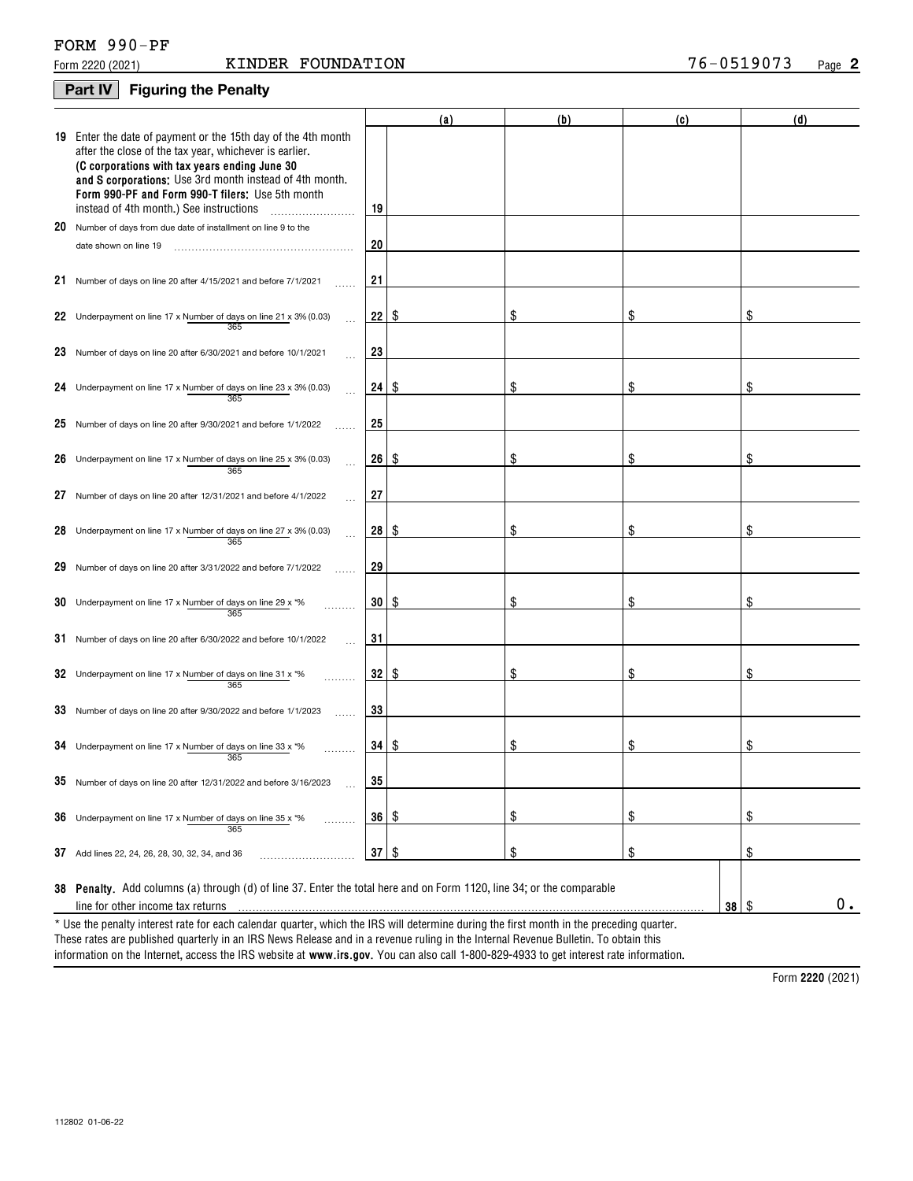FORM 990-PF

Form 2220 (2021) KINDER FOUNDATION 76-0519073

## Part IV Figuring the Penalty

| | | | (a) | (b) | (c) | (d) |
|---|---|---|---|---|---|---|
| 19 | Enter the date of payment or the 15th day of the 4th month after the close of the tax year, whichever is earlier. **(C corporations with tax years ending June 30 and S corporations:** Use 3rd month instead of 4th month. **Form 990-PF and Form 990-T filers:** Use 5th month instead of 4th month.) See instructions | 19 | | | | |
| 20 | Number of days from due date of installment on line 9 to the date shown on line 19 | 20 | | | | |
| 21 | Number of days on line 20 after 4/15/2021 and before 7/1/2021 | 21 | | | | |
| 22 | Underpayment on line 17 x Number of days on line 21 / 365 x 3% (0.03) | 22 | $ | $ | $ | $ |
| 23 | Number of days on line 20 after 6/30/2021 and before 10/1/2021 | 23 | | | | |
| 24 | Underpayment on line 17 x Number of days on line 23 / 365 x 3% (0.03) | 24 | $ | $ | $ | $ |
| 25 | Number of days on line 20 after 9/30/2021 and before 1/1/2022 | 25 | | | | |
| 26 | Underpayment on line 17 x Number of days on line 25 / 365 x 3% (0.03) | 26 | $ | $ | $ | $ |
| 27 | Number of days on line 20 after 12/31/2021 and before 4/1/2022 | 27 | | | | |
| 28 | Underpayment on line 17 x Number of days on line 27 / 365 x 3% (0.03) | 28 | $ | $ | $ | $ |
| 29 | Number of days on line 20 after 3/31/2022 and before 7/1/2022 | 29 | | | | |
| 30 | Underpayment on line 17 x Number of days on line 29 / 365 x *% | 30 | $ | $ | $ | $ |
| 31 | Number of days on line 20 after 6/30/2022 and before 10/1/2022 | 31 | | | | |
| 32 | Underpayment on line 17 x Number of days on line 31 / 365 x *% | 32 | $ | $ | $ | $ |
| 33 | Number of days on line 20 after 9/30/2022 and before 1/1/2023 | 33 | | | | |
| 34 | Underpayment on line 17 x Number of days on line 33 / 365 x *% | 34 | $ | $ | $ | $ |
| 35 | Number of days on line 20 after 12/31/2022 and before 3/16/2023 | 35 | | | | |
| 36 | Underpayment on line 17 x Number of days on line 35 / 365 x *% | 36 | $ | $ | $ | $ |
| 37 | Add lines 22, 24, 26, 28, 30, 32, 34, and 36 | 37 | $ | $ | $ | $ |

**38 Penalty.** Add columns (a) through (d) of line 37. Enter the total here and on Form 1120, line 34; or the comparable line for other income tax returns ..... 38 $ 0.

\* Use the penalty interest rate for each calendar quarter, which the IRS will determine during the first month in the preceding quarter. These rates are published quarterly in an IRS News Release and in a revenue ruling in the Internal Revenue Bulletin. To obtain this information on the Internet, access the IRS website at **www.irs.gov**. You can also call 1-800-829-4933 to get interest rate information.

Form **2220** (2021)

112802 01-06-22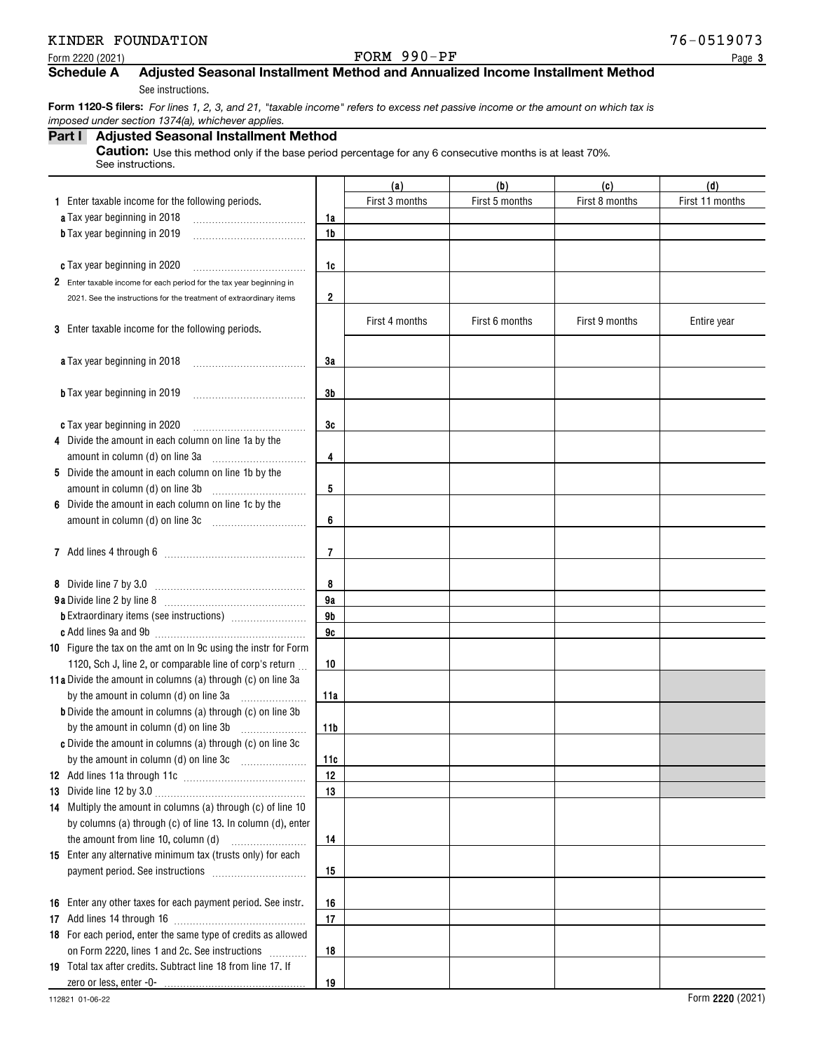KINDER FOUNDATION 76-0519073

Form 2220 (2021) FORM 990-PF Page 3

## Schedule A Adjusted Seasonal Installment Method and Annualized Income Installment Method

See instructions.

**Form 1120-S filers:** *For lines 1, 2, 3, and 21, "taxable income" refers to excess net passive income or the amount on which tax is imposed under section 1374(a), whichever applies.*

### Part I Adjusted Seasonal Installment Method

**Caution:** Use this method only if the base period percentage for any 6 consecutive months is at least 70%. See instructions.

| | | (a) | (b) | (c) | (d) |
|---|---|---|---|---|---|
| **1** Enter taxable income for the following periods. | | First 3 months | First 5 months | First 8 months | First 11 months |
| **a** Tax year beginning in 2018 | 1a | | | | |
| **b** Tax year beginning in 2019 | 1b | | | | |
| **c** Tax year beginning in 2020 | 1c | | | | |
| **2** Enter taxable income for each period for the tax year beginning in 2021. See the instructions for the treatment of extraordinary items | 2 | | | | |
| **3** Enter taxable income for the following periods. | | First 4 months | First 6 months | First 9 months | Entire year |
| **a** Tax year beginning in 2018 | 3a | | | | |
| **b** Tax year beginning in 2019 | 3b | | | | |
| **c** Tax year beginning in 2020 | 3c | | | | |
| **4** Divide the amount in each column on line 1a by the amount in column (d) on line 3a | 4 | | | | |
| **5** Divide the amount in each column on line 1b by the amount in column (d) on line 3b | 5 | | | | |
| **6** Divide the amount in each column on line 1c by the amount in column (d) on line 3c | 6 | | | | |
| **7** Add lines 4 through 6 | 7 | | | | |
| **8** Divide line 7 by 3.0 | 8 | | | | |
| **9a** Divide line 2 by line 8 | 9a | | | | |
| **b** Extraordinary items (see instructions) | 9b | | | | |
| **c** Add lines 9a and 9b | 9c | | | | |
| **10** Figure the tax on the amt on ln 9c using the instr for Form 1120, Sch J, line 2, or comparable line of corp's return | 10 | | | | |
| **11a** Divide the amount in columns (a) through (c) on line 3a by the amount in column (d) on line 3a | 11a | | | | |
| **b** Divide the amount in columns (a) through (c) on line 3b by the amount in column (d) on line 3b | 11b | | | | |
| **c** Divide the amount in columns (a) through (c) on line 3c by the amount in column (d) on line 3c | 11c | | | | |
| **12** Add lines 11a through 11c | 12 | | | | |
| **13** Divide line 12 by 3.0 | 13 | | | | |
| **14** Multiply the amount in columns (a) through (c) of line 10 by columns (a) through (c) of line 13. In column (d), enter the amount from line 10, column (d) | 14 | | | | |
| **15** Enter any alternative minimum tax (trusts only) for each payment period. See instructions | 15 | | | | |
| **16** Enter any other taxes for each payment period. See instr. | 16 | | | | |
| **17** Add lines 14 through 16 | 17 | | | | |
| **18** For each period, enter the same type of credits as allowed on Form 2220, lines 1 and 2c. See instructions | 18 | | | | |
| **19** Total tax after credits. Subtract line 18 from line 17. If zero or less, enter -0- | 19 | | | | |

112821 01-06-22 Form **2220** (2021)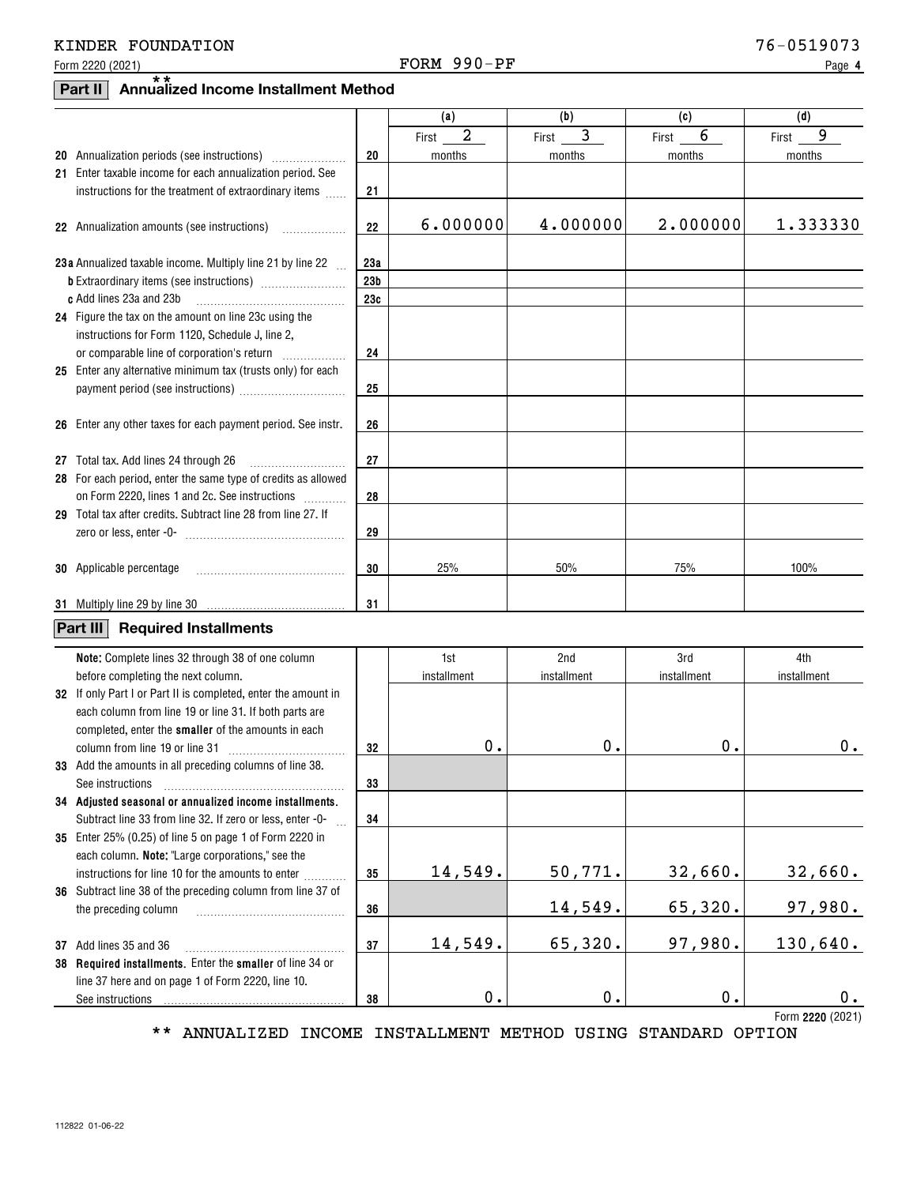KINDER FOUNDATION 76-0519073

Form 2220 (2021) FORM 990-PF Page **4**

## Part II ** Annualized Income Installment Method

| | | | (a) | (b) | (c) | (d) |
|---|---|---|---|---|---|---|
| **20** | Annualization periods (see instructions) | 20 | First 2 months | First 3 months | First 6 months | First 9 months |
| **21** | Enter taxable income for each annualization period. See instructions for the treatment of extraordinary items | 21 | | | | |
| **22** | Annualization amounts (see instructions) | 22 | 6.000000 | 4.000000 | 2.000000 | 1.333330 |
| **23a** | Annualized taxable income. Multiply line 21 by line 22 | 23a | | | | |
| **b** | Extraordinary items (see instructions) | 23b | | | | |
| **c** | Add lines 23a and 23b | 23c | | | | |
| **24** | Figure the tax on the amount on line 23c using the instructions for Form 1120, Schedule J, line 2, or comparable line of corporation's return | 24 | | | | |
| **25** | Enter any alternative minimum tax (trusts only) for each payment period (see instructions) | 25 | | | | |
| **26** | Enter any other taxes for each payment period. See instr. | 26 | | | | |
| **27** | Total tax. Add lines 24 through 26 | 27 | | | | |
| **28** | For each period, enter the same type of credits as allowed on Form 2220, lines 1 and 2c. See instructions | 28 | | | | |
| **29** | Total tax after credits. Subtract line 28 from line 27. If zero or less, enter -0- | 29 | | | | |
| **30** | Applicable percentage | 30 | 25% | 50% | 75% | 100% |
| **31** | Multiply line 29 by line 30 | 31 | | | | |

## Part III Required Installments

| | **Note:** Complete lines 32 through 38 of one column before completing the next column. | | 1st installment | 2nd installment | 3rd installment | 4th installment |
|---|---|---|---|---|---|---|
| **32** | If only Part I or Part II is completed, enter the amount in each column from line 19 or line 31. If both parts are completed, enter the **smaller** of the amounts in each column from line 19 or line 31 | 32 | 0. | 0. | 0. | 0. |
| **33** | Add the amounts in all preceding columns of line 38. See instructions | 33 | | | | |
| **34** | **Adjusted seasonal or annualized income installments.** Subtract line 33 from line 32. If zero or less, enter -0- | 34 | | | | |
| **35** | Enter 25% (0.25) of line 5 on page 1 of Form 2220 in each column. **Note:** "Large corporations," see the instructions for line 10 for the amounts to enter | 35 | 14,549. | 50,771. | 32,660. | 32,660. |
| **36** | Subtract line 38 of the preceding column from line 37 of the preceding column | 36 | | 14,549. | 65,320. | 97,980. |
| **37** | Add lines 35 and 36 | 37 | 14,549. | 65,320. | 97,980. | 130,640. |
| **38** | **Required installments.** Enter the **smaller** of line 34 or line 37 here and on page 1 of Form 2220, line 10. See instructions | 38 | 0. | 0. | 0. | 0. |

Form **2220** (2021)

** ANNUALIZED INCOME INSTALLMENT METHOD USING STANDARD OPTION

112822 01-06-22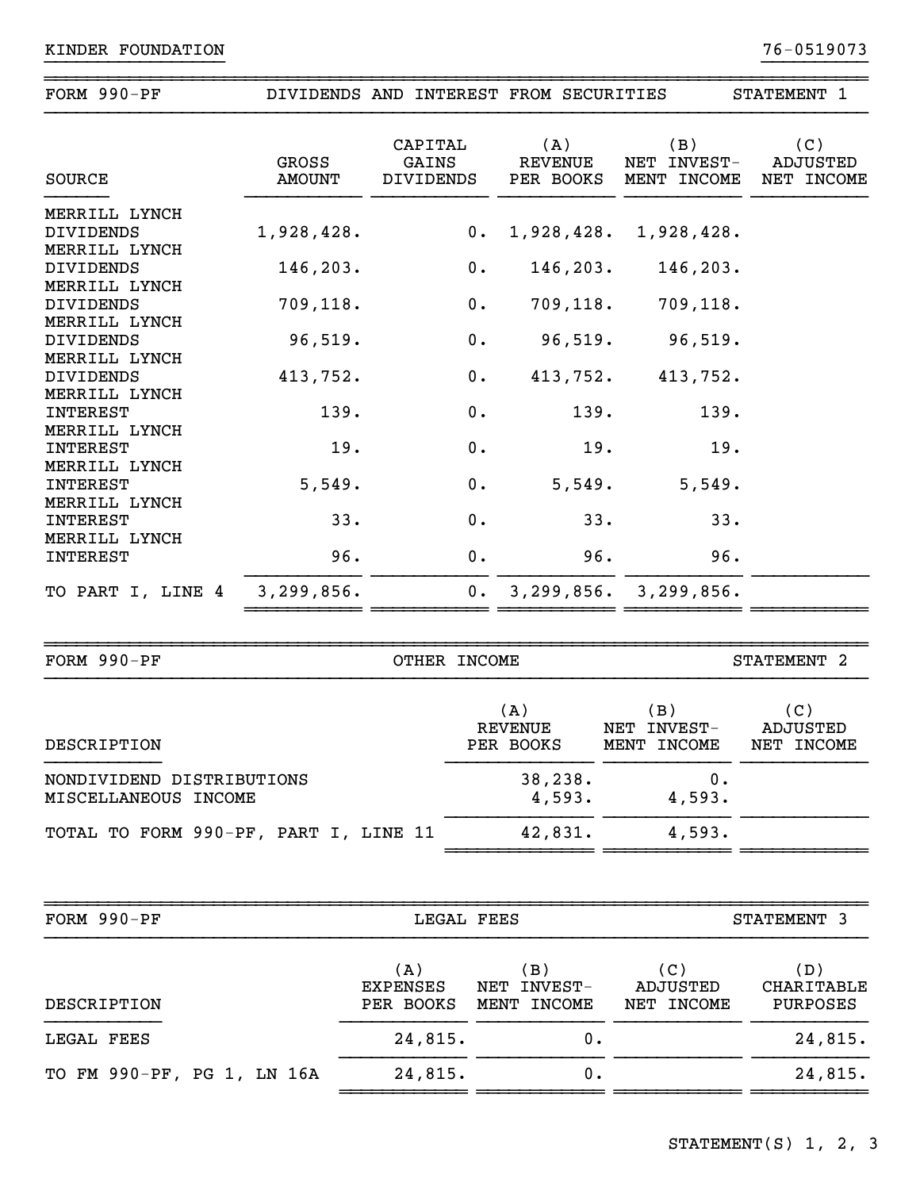KINDER FOUNDATION 76-0519073

## FORM 990-PF DIVIDENDS AND INTEREST FROM SECURITIES STATEMENT 1

| SOURCE | GROSS AMOUNT | CAPITAL GAINS DIVIDENDS | (A) REVENUE PER BOOKS | (B) NET INVEST- MENT INCOME | (C) ADJUSTED NET INCOME |
|---|---|---|---|---|---|
| MERRILL LYNCH DIVIDENDS | 1,928,428. | 0. | 1,928,428. | 1,928,428. | |
| MERRILL LYNCH DIVIDENDS | 146,203. | 0. | 146,203. | 146,203. | |
| MERRILL LYNCH DIVIDENDS | 709,118. | 0. | 709,118. | 709,118. | |
| MERRILL LYNCH DIVIDENDS | 96,519. | 0. | 96,519. | 96,519. | |
| MERRILL LYNCH DIVIDENDS | 413,752. | 0. | 413,752. | 413,752. | |
| MERRILL LYNCH INTEREST | 139. | 0. | 139. | 139. | |
| MERRILL LYNCH INTEREST | 19. | 0. | 19. | 19. | |
| MERRILL LYNCH INTEREST | 5,549. | 0. | 5,549. | 5,549. | |
| MERRILL LYNCH INTEREST | 33. | 0. | 33. | 33. | |
| MERRILL LYNCH INTEREST | 96. | 0. | 96. | 96. | |
| TO PART I, LINE 4 | 3,299,856. | 0. | 3,299,856. | 3,299,856. | |

## FORM 990-PF OTHER INCOME STATEMENT 2

| DESCRIPTION | (A) REVENUE PER BOOKS | (B) NET INVEST- MENT INCOME | (C) ADJUSTED NET INCOME |
|---|---|---|---|
| NONDIVIDEND DISTRIBUTIONS | 38,238. | 0. | |
| MISCELLANEOUS INCOME | 4,593. | 4,593. | |
| TOTAL TO FORM 990-PF, PART I, LINE 11 | 42,831. | 4,593. | |

## FORM 990-PF LEGAL FEES STATEMENT 3

| DESCRIPTION | (A) EXPENSES PER BOOKS | (B) NET INVEST- MENT INCOME | (C) ADJUSTED NET INCOME | (D) CHARITABLE PURPOSES |
|---|---|---|---|---|
| LEGAL FEES | 24,815. | 0. | | 24,815. |
| TO FM 990-PF, PG 1, LN 16A | 24,815. | 0. | | 24,815. |

STATEMENT(S) 1, 2, 3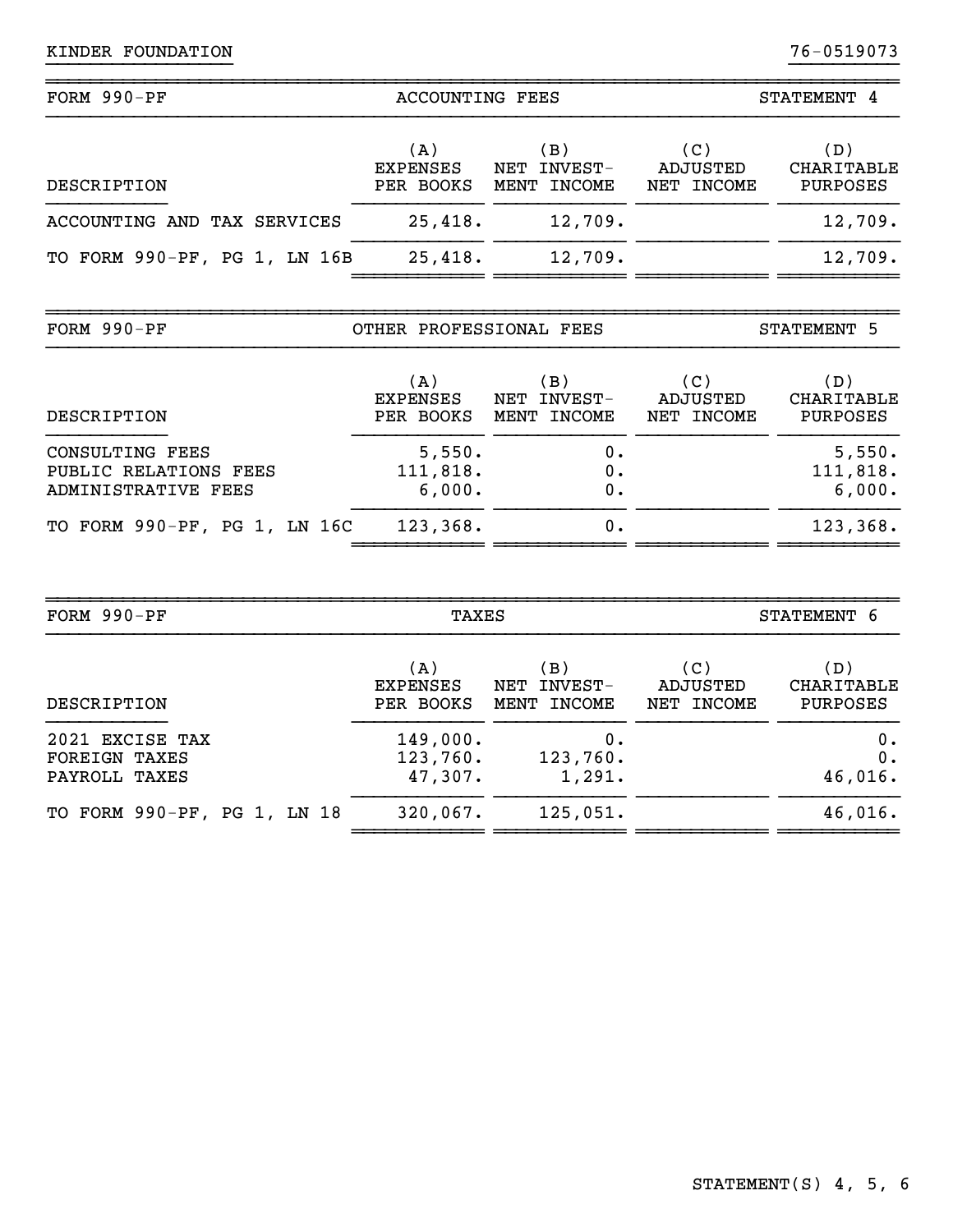KINDER FOUNDATION 76-0519073

## FORM 990-PF — ACCOUNTING FEES — STATEMENT 4

| DESCRIPTION | (A) EXPENSES PER BOOKS | (B) NET INVEST- MENT INCOME | (C) ADJUSTED NET INCOME | (D) CHARITABLE PURPOSES |
|---|---|---|---|---|
| ACCOUNTING AND TAX SERVICES | 25,418. | 12,709. | | 12,709. |
| TO FORM 990-PF, PG 1, LN 16B | 25,418. | 12,709. | | 12,709. |

## FORM 990-PF — OTHER PROFESSIONAL FEES — STATEMENT 5

| DESCRIPTION | (A) EXPENSES PER BOOKS | (B) NET INVEST- MENT INCOME | (C) ADJUSTED NET INCOME | (D) CHARITABLE PURPOSES |
|---|---|---|---|---|
| CONSULTING FEES | 5,550. | 0. | | 5,550. |
| PUBLIC RELATIONS FEES | 111,818. | 0. | | 111,818. |
| ADMINISTRATIVE FEES | 6,000. | 0. | | 6,000. |
| TO FORM 990-PF, PG 1, LN 16C | 123,368. | 0. | | 123,368. |

## FORM 990-PF — TAXES — STATEMENT 6

| DESCRIPTION | (A) EXPENSES PER BOOKS | (B) NET INVEST- MENT INCOME | (C) ADJUSTED NET INCOME | (D) CHARITABLE PURPOSES |
|---|---|---|---|---|
| 2021 EXCISE TAX | 149,000. | 0. | | 0. |
| FOREIGN TAXES | 123,760. | 123,760. | | 0. |
| PAYROLL TAXES | 47,307. | 1,291. | | 46,016. |
| TO FORM 990-PF, PG 1, LN 18 | 320,067. | 125,051. | | 46,016. |

STATEMENT(S) 4, 5, 6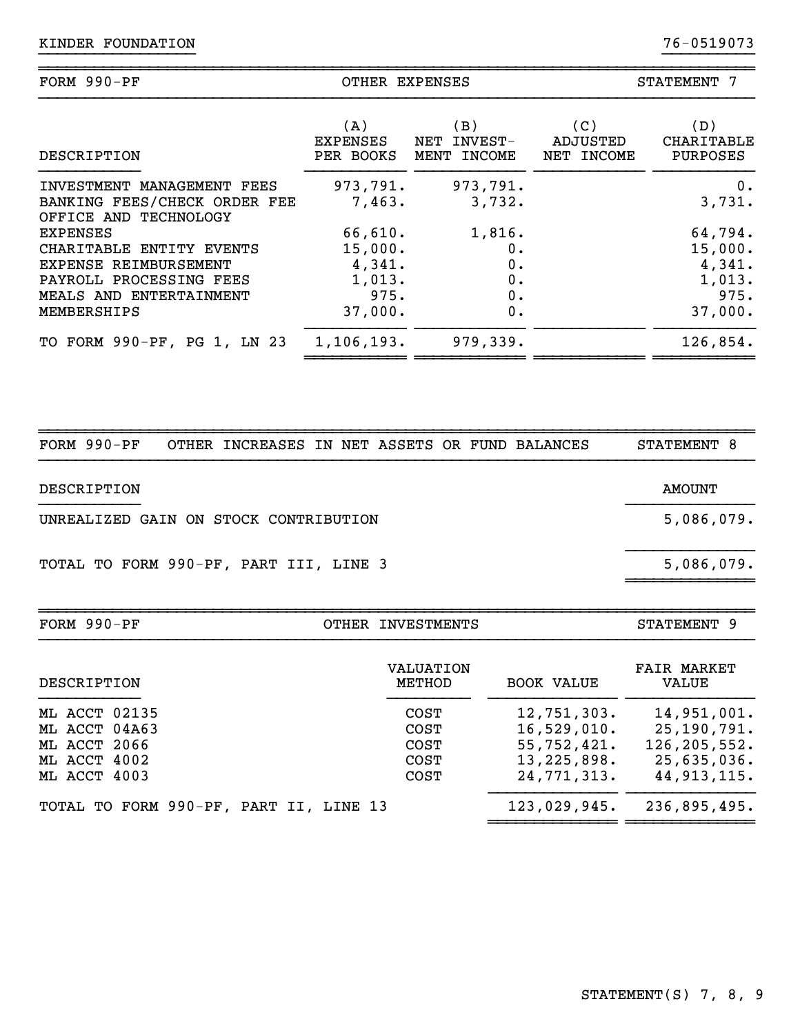KINDER FOUNDATION 76-0519073

## FORM 990-PF — OTHER EXPENSES — STATEMENT 7

| DESCRIPTION | (A) EXPENSES PER BOOKS | (B) NET INVEST-MENT INCOME | (C) ADJUSTED NET INCOME | (D) CHARITABLE PURPOSES |
|---|---|---|---|---|
| INVESTMENT MANAGEMENT FEES | 973,791. | 973,791. | | 0. |
| BANKING FEES/CHECK ORDER FEE | 7,463. | 3,732. | | 3,731. |
| OFFICE AND TECHNOLOGY EXPENSES | 66,610. | 1,816. | | 64,794. |
| CHARITABLE ENTITY EVENTS | 15,000. | 0. | | 15,000. |
| EXPENSE REIMBURSEMENT | 4,341. | 0. | | 4,341. |
| PAYROLL PROCESSING FEES | 1,013. | 0. | | 1,013. |
| MEALS AND ENTERTAINMENT | 975. | 0. | | 975. |
| MEMBERSHIPS | 37,000. | 0. | | 37,000. |
| TO FORM 990-PF, PG 1, LN 23 | 1,106,193. | 979,339. | | 126,854. |

## FORM 990-PF — OTHER INCREASES IN NET ASSETS OR FUND BALANCES — STATEMENT 8

| DESCRIPTION | AMOUNT |
|---|---|
| UNREALIZED GAIN ON STOCK CONTRIBUTION | 5,086,079. |
| TOTAL TO FORM 990-PF, PART III, LINE 3 | 5,086,079. |

## FORM 990-PF — OTHER INVESTMENTS — STATEMENT 9

| DESCRIPTION | VALUATION METHOD | BOOK VALUE | FAIR MARKET VALUE |
|---|---|---|---|
| ML ACCT 02135 | COST | 12,751,303. | 14,951,001. |
| ML ACCT 04A63 | COST | 16,529,010. | 25,190,791. |
| ML ACCT 2066 | COST | 55,752,421. | 126,205,552. |
| ML ACCT 4002 | COST | 13,225,898. | 25,635,036. |
| ML ACCT 4003 | COST | 24,771,313. | 44,913,115. |
| TOTAL TO FORM 990-PF, PART II, LINE 13 | | 123,029,945. | 236,895,495. |

STATEMENT(S) 7, 8, 9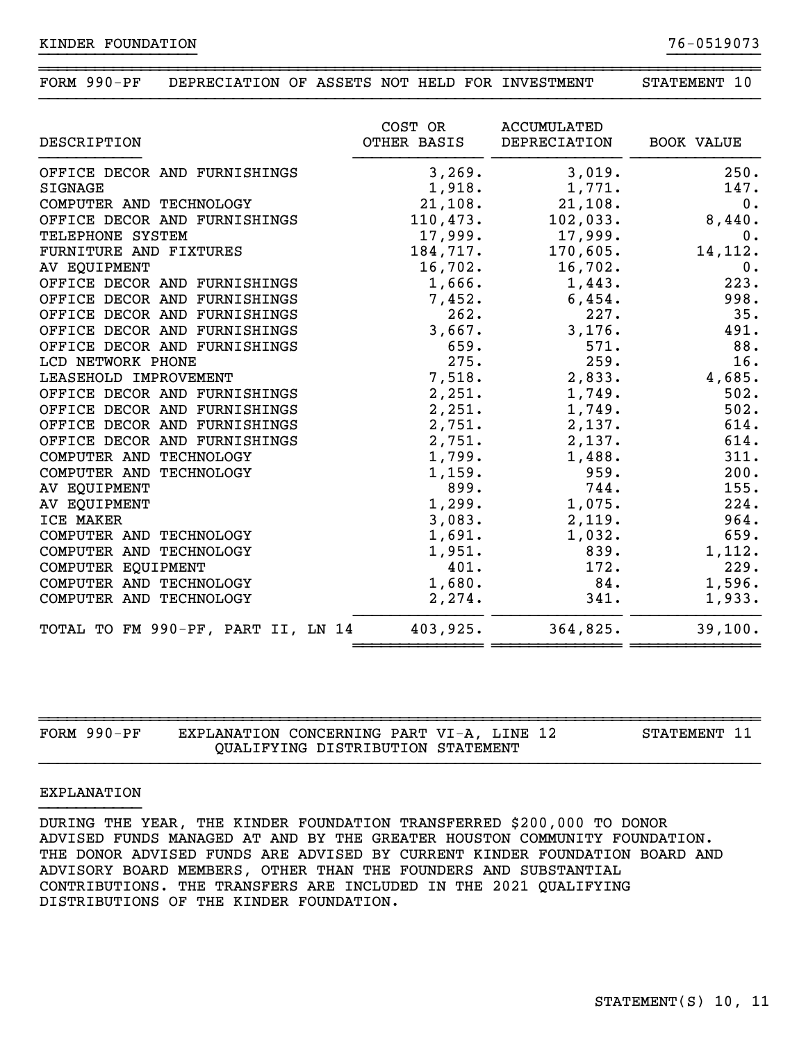KINDER FOUNDATION 76-0519073

## FORM 990-PF DEPRECIATION OF ASSETS NOT HELD FOR INVESTMENT STATEMENT 10

| DESCRIPTION | COST OR OTHER BASIS | ACCUMULATED DEPRECIATION | BOOK VALUE |
|---|---|---|---|
| OFFICE DECOR AND FURNISHINGS | 3,269. | 3,019. | 250. |
| SIGNAGE | 1,918. | 1,771. | 147. |
| COMPUTER AND TECHNOLOGY | 21,108. | 21,108. | 0. |
| OFFICE DECOR AND FURNISHINGS | 110,473. | 102,033. | 8,440. |
| TELEPHONE SYSTEM | 17,999. | 17,999. | 0. |
| FURNITURE AND FIXTURES | 184,717. | 170,605. | 14,112. |
| AV EQUIPMENT | 16,702. | 16,702. | 0. |
| OFFICE DECOR AND FURNISHINGS | 1,666. | 1,443. | 223. |
| OFFICE DECOR AND FURNISHINGS | 7,452. | 6,454. | 998. |
| OFFICE DECOR AND FURNISHINGS | 262. | 227. | 35. |
| OFFICE DECOR AND FURNISHINGS | 3,667. | 3,176. | 491. |
| OFFICE DECOR AND FURNISHINGS | 659. | 571. | 88. |
| LCD NETWORK PHONE | 275. | 259. | 16. |
| LEASEHOLD IMPROVEMENT | 7,518. | 2,833. | 4,685. |
| OFFICE DECOR AND FURNISHINGS | 2,251. | 1,749. | 502. |
| OFFICE DECOR AND FURNISHINGS | 2,251. | 1,749. | 502. |
| OFFICE DECOR AND FURNISHINGS | 2,751. | 2,137. | 614. |
| OFFICE DECOR AND FURNISHINGS | 2,751. | 2,137. | 614. |
| COMPUTER AND TECHNOLOGY | 1,799. | 1,488. | 311. |
| COMPUTER AND TECHNOLOGY | 1,159. | 959. | 200. |
| AV EQUIPMENT | 899. | 744. | 155. |
| AV EQUIPMENT | 1,299. | 1,075. | 224. |
| ICE MAKER | 3,083. | 2,119. | 964. |
| COMPUTER AND TECHNOLOGY | 1,691. | 1,032. | 659. |
| COMPUTER AND TECHNOLOGY | 1,951. | 839. | 1,112. |
| COMPUTER EQUIPMENT | 401. | 172. | 229. |
| COMPUTER AND TECHNOLOGY | 1,680. | 84. | 1,596. |
| COMPUTER AND TECHNOLOGY | 2,274. | 341. | 1,933. |
| TOTAL TO FM 990-PF, PART II, LN 14 | 403,925. | 364,825. | 39,100. |

## FORM 990-PF EXPLANATION CONCERNING PART VI-A, LINE 12 QUALIFYING DISTRIBUTION STATEMENT STATEMENT 11

EXPLANATION

DURING THE YEAR, THE KINDER FOUNDATION TRANSFERRED $200,000 TO DONOR ADVISED FUNDS MANAGED AT AND BY THE GREATER HOUSTON COMMUNITY FOUNDATION. THE DONOR ADVISED FUNDS ARE ADVISED BY CURRENT KINDER FOUNDATION BOARD AND ADVISORY BOARD MEMBERS, OTHER THAN THE FOUNDERS AND SUBSTANTIAL CONTRIBUTIONS. THE TRANSFERS ARE INCLUDED IN THE 2021 QUALIFYING DISTRIBUTIONS OF THE KINDER FOUNDATION.

STATEMENT(S) 10, 11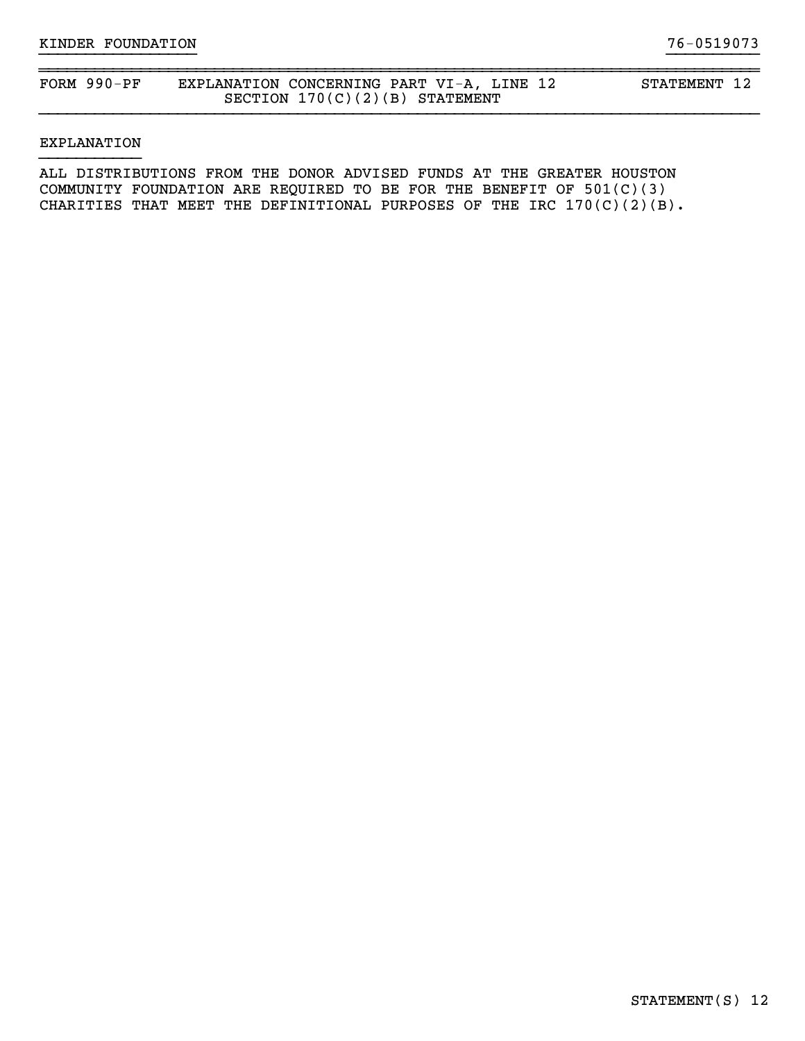KINDER FOUNDATION 76-0519073

FORM 990-PF EXPLANATION CONCERNING PART VI-A, LINE 12 SECTION 170(C)(2)(B) STATEMENT STATEMENT 12

EXPLANATION

ALL DISTRIBUTIONS FROM THE DONOR ADVISED FUNDS AT THE GREATER HOUSTON COMMUNITY FOUNDATION ARE REQUIRED TO BE FOR THE BENEFIT OF 501(C)(3) CHARITIES THAT MEET THE DEFINITIONAL PURPOSES OF THE IRC 170(C)(2)(B).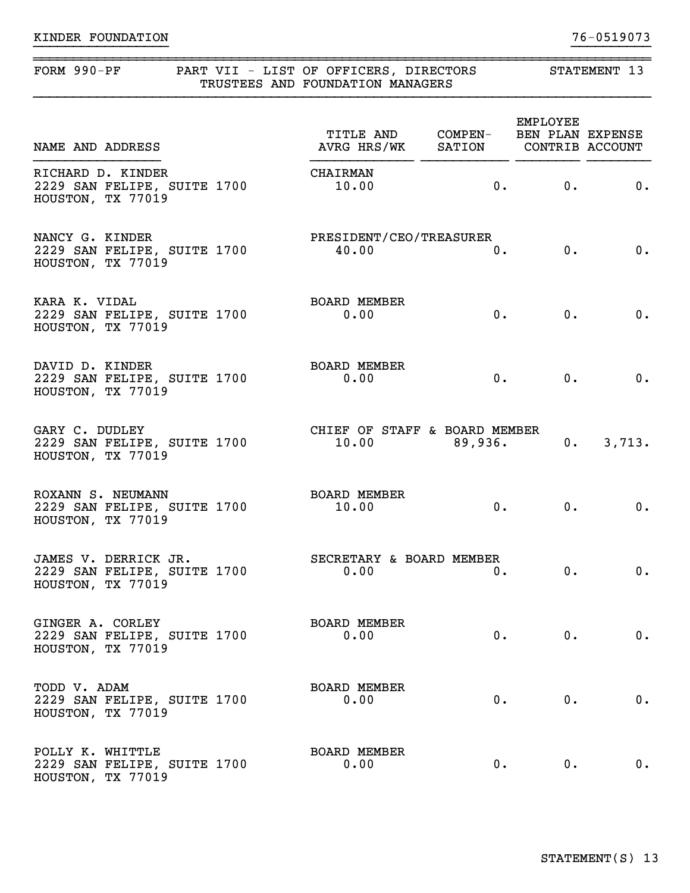KINDER FOUNDATION 76-0519073

## FORM 990-PF PART VII - LIST OF OFFICERS, DIRECTORS TRUSTEES AND FOUNDATION MANAGERS STATEMENT 13

| NAME AND ADDRESS | TITLE AND AVRG HRS/WK | COMPEN-SATION | EMPLOYEE BEN PLAN CONTRIB | EXPENSE ACCOUNT |
|---|---|---|---|---|
| RICHARD D. KINDER<br>2229 SAN FELIPE, SUITE 1700<br>HOUSTON, TX 77019 | CHAIRMAN<br>10.00 | 0. | 0. | 0. |
| NANCY G. KINDER<br>2229 SAN FELIPE, SUITE 1700<br>HOUSTON, TX 77019 | PRESIDENT/CEO/TREASURER<br>40.00 | 0. | 0. | 0. |
| KARA K. VIDAL<br>2229 SAN FELIPE, SUITE 1700<br>HOUSTON, TX 77019 | BOARD MEMBER<br>0.00 | 0. | 0. | 0. |
| DAVID D. KINDER<br>2229 SAN FELIPE, SUITE 1700<br>HOUSTON, TX 77019 | BOARD MEMBER<br>0.00 | 0. | 0. | 0. |
| GARY C. DUDLEY<br>2229 SAN FELIPE, SUITE 1700<br>HOUSTON, TX 77019 | CHIEF OF STAFF & BOARD MEMBER<br>10.00 | 89,936. | 0. | 3,713. |
| ROXANN S. NEUMANN<br>2229 SAN FELIPE, SUITE 1700<br>HOUSTON, TX 77019 | BOARD MEMBER<br>10.00 | 0. | 0. | 0. |
| JAMES V. DERRICK JR.<br>2229 SAN FELIPE, SUITE 1700<br>HOUSTON, TX 77019 | SECRETARY & BOARD MEMBER<br>0.00 | 0. | 0. | 0. |
| GINGER A. CORLEY<br>2229 SAN FELIPE, SUITE 1700<br>HOUSTON, TX 77019 | BOARD MEMBER<br>0.00 | 0. | 0. | 0. |
| TODD V. ADAM<br>2229 SAN FELIPE, SUITE 1700<br>HOUSTON, TX 77019 | BOARD MEMBER<br>0.00 | 0. | 0. | 0. |
| POLLY K. WHITTLE<br>2229 SAN FELIPE, SUITE 1700<br>HOUSTON, TX 77019 | BOARD MEMBER<br>0.00 | 0. | 0. | 0. |

STATEMENT(S) 13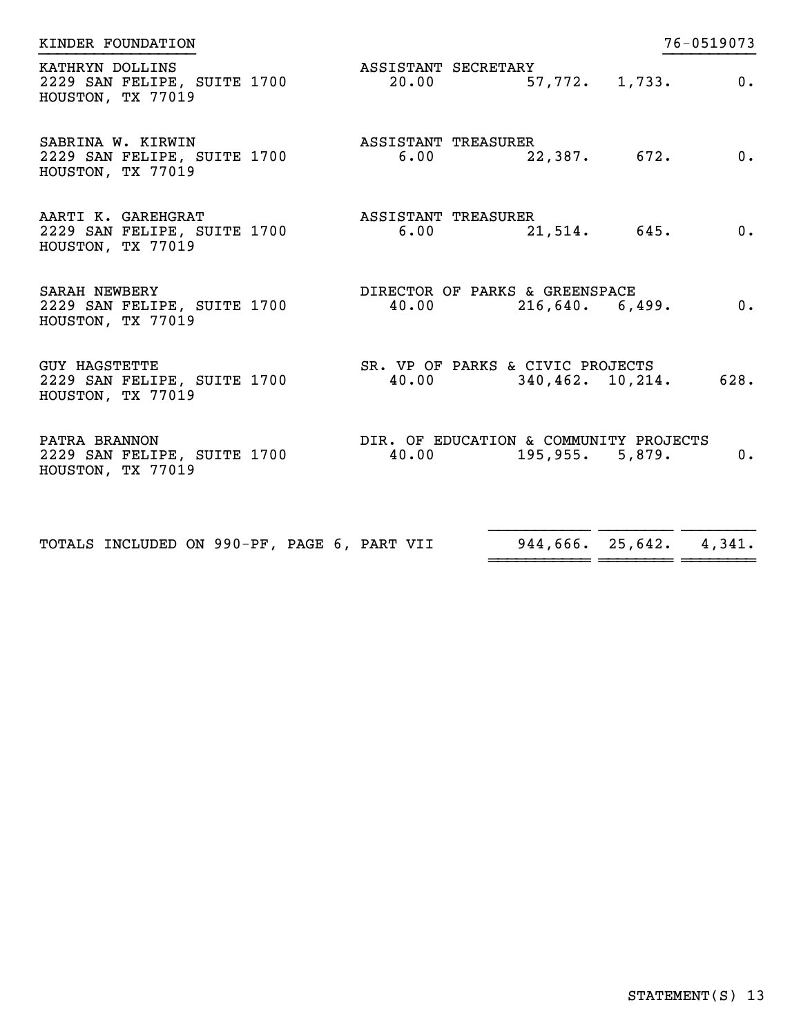KINDER FOUNDATION 76-0519073

| Name and Address | Title | Avg Hrs | Compensation | Benefit Contrib | Expense Account |
|---|---|---|---|---|---|
| KATHRYN DOLLINS<br>2229 SAN FELIPE, SUITE 1700<br>HOUSTON, TX 77019 | ASSISTANT SECRETARY | 20.00 | 57,772. | 1,733. | 0. |
| SABRINA W. KIRWIN<br>2229 SAN FELIPE, SUITE 1700<br>HOUSTON, TX 77019 | ASSISTANT TREASURER | 6.00 | 22,387. | 672. | 0. |
| AARTI K. GAREHGRAT<br>2229 SAN FELIPE, SUITE 1700<br>HOUSTON, TX 77019 | ASSISTANT TREASURER | 6.00 | 21,514. | 645. | 0. |
| SARAH NEWBERY<br>2229 SAN FELIPE, SUITE 1700<br>HOUSTON, TX 77019 | DIRECTOR OF PARKS & GREENSPACE | 40.00 | 216,640. | 6,499. | 0. |
| GUY HAGSTETTE<br>2229 SAN FELIPE, SUITE 1700<br>HOUSTON, TX 77019 | SR. VP OF PARKS & CIVIC PROJECTS | 40.00 | 340,462. | 10,214. | 628. |
| PATRA BRANNON<br>2229 SAN FELIPE, SUITE 1700<br>HOUSTON, TX 77019 | DIR. OF EDUCATION & COMMUNITY PROJECTS | 40.00 | 195,955. | 5,879. | 0. |
| TOTALS INCLUDED ON 990-PF, PAGE 6, PART VII | | | 944,666. | 25,642. | 4,341. |

STATEMENT(S) 13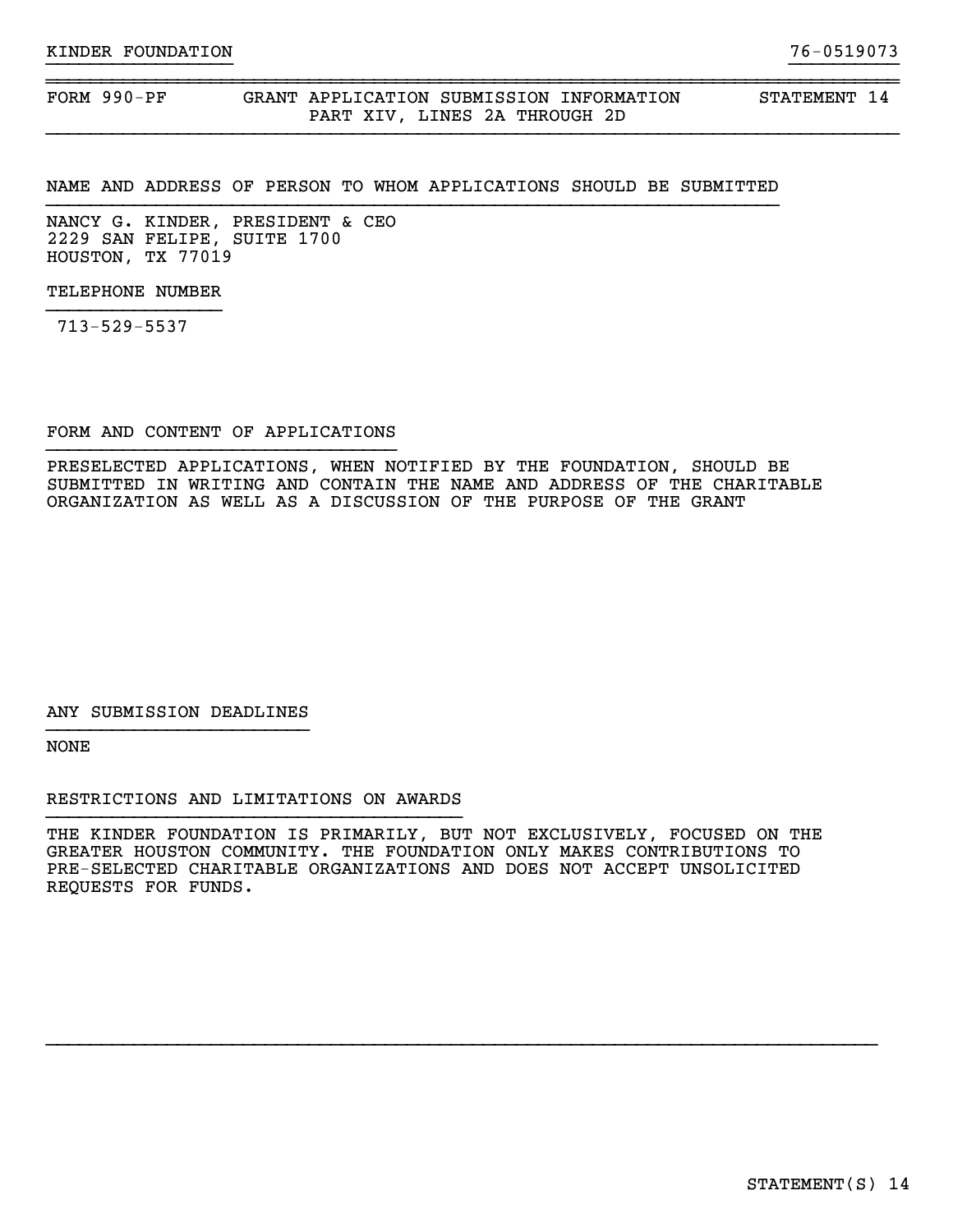KINDER FOUNDATION 76-0519073

## FORM 990-PF GRANT APPLICATION SUBMISSION INFORMATION PART XIV, LINES 2A THROUGH 2D STATEMENT 14

### NAME AND ADDRESS OF PERSON TO WHOM APPLICATIONS SHOULD BE SUBMITTED

NANCY G. KINDER, PRESIDENT & CEO
2229 SAN FELIPE, SUITE 1700
HOUSTON, TX 77019

### TELEPHONE NUMBER

713-529-5537

### FORM AND CONTENT OF APPLICATIONS

PRESELECTED APPLICATIONS, WHEN NOTIFIED BY THE FOUNDATION, SHOULD BE SUBMITTED IN WRITING AND CONTAIN THE NAME AND ADDRESS OF THE CHARITABLE ORGANIZATION AS WELL AS A DISCUSSION OF THE PURPOSE OF THE GRANT

### ANY SUBMISSION DEADLINES

NONE

### RESTRICTIONS AND LIMITATIONS ON AWARDS

THE KINDER FOUNDATION IS PRIMARILY, BUT NOT EXCLUSIVELY, FOCUSED ON THE GREATER HOUSTON COMMUNITY. THE FOUNDATION ONLY MAKES CONTRIBUTIONS TO PRE-SELECTED CHARITABLE ORGANIZATIONS AND DOES NOT ACCEPT UNSOLICITED REQUESTS FOR FUNDS.

STATEMENT(S) 14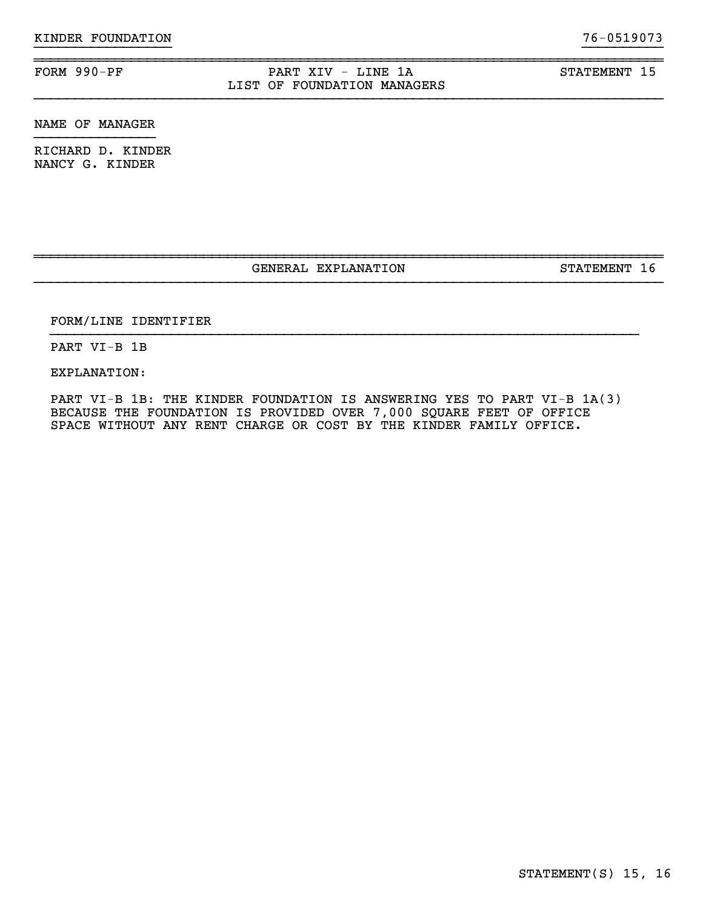KINDER FOUNDATION 76-0519073

## FORM 990-PF — PART XIV - LINE 1A — LIST OF FOUNDATION MANAGERS — STATEMENT 15

NAME OF MANAGER

RICHARD D. KINDER
NANCY G. KINDER

## GENERAL EXPLANATION — STATEMENT 16

FORM/LINE IDENTIFIER

PART VI-B 1B

EXPLANATION:

PART VI-B 1B: THE KINDER FOUNDATION IS ANSWERING YES TO PART VI-B 1A(3) BECAUSE THE FOUNDATION IS PROVIDED OVER 7,000 SQUARE FEET OF OFFICE SPACE WITHOUT ANY RENT CHARGE OR COST BY THE KINDER FAMILY OFFICE.

STATEMENT(S) 15, 16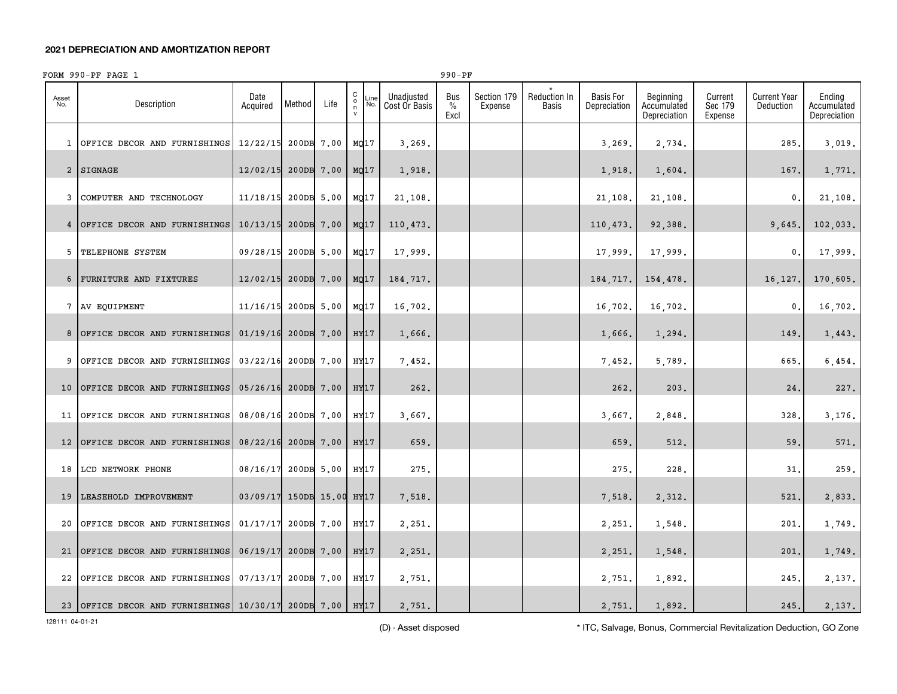## 2021 DEPRECIATION AND AMORTIZATION REPORT

FORM 990-PF PAGE 1 990-PF

| Asset No. | Description | Date Acquired | Method | Life | C o n v | Line No. | Unadjusted Cost Or Basis | Bus % Excl | Section 179 Expense | * Reduction In Basis | Basis For Depreciation | Beginning Accumulated Depreciation | Current Sec 179 Expense | Current Year Deduction | Ending Accumulated Depreciation |
|---|---|---|---|---|---|---|---|---|---|---|---|---|---|---|---|
| 1 | OFFICE DECOR AND FURNISHINGS | 12/22/15 | 200DB | 7.00 | MQ | 17 | 3,269. | | | | 3,269. | 2,734. | | 285. | 3,019. |
| 2 | SIGNAGE | 12/02/15 | 200DB | 7.00 | MQ | 17 | 1,918. | | | | 1,918. | 1,604. | | 167. | 1,771. |
| 3 | COMPUTER AND TECHNOLOGY | 11/18/15 | 200DB | 5.00 | MQ | 17 | 21,108. | | | | 21,108. | 21,108. | | 0. | 21,108. |
| 4 | OFFICE DECOR AND FURNISHINGS | 10/13/15 | 200DB | 7.00 | MQ | 17 | 110,473. | | | | 110,473. | 92,388. | | 9,645. | 102,033. |
| 5 | TELEPHONE SYSTEM | 09/28/15 | 200DB | 5.00 | MQ | 17 | 17,999. | | | | 17,999. | 17,999. | | 0. | 17,999. |
| 6 | FURNITURE AND FIXTURES | 12/02/15 | 200DB | 7.00 | MQ | 17 | 184,717. | | | | 184,717. | 154,478. | | 16,127. | 170,605. |
| 7 | AV EQUIPMENT | 11/16/15 | 200DB | 5.00 | MQ | 17 | 16,702. | | | | 16,702. | 16,702. | | 0. | 16,702. |
| 8 | OFFICE DECOR AND FURNISHINGS | 01/19/16 | 200DB | 7.00 | HY | 17 | 1,666. | | | | 1,666. | 1,294. | | 149. | 1,443. |
| 9 | OFFICE DECOR AND FURNISHINGS | 03/22/16 | 200DB | 7.00 | HY | 17 | 7,452. | | | | 7,452. | 5,789. | | 665. | 6,454. |
| 10 | OFFICE DECOR AND FURNISHINGS | 05/26/16 | 200DB | 7.00 | HY | 17 | 262. | | | | 262. | 203. | | 24. | 227. |
| 11 | OFFICE DECOR AND FURNISHINGS | 08/08/16 | 200DB | 7.00 | HY | 17 | 3,667. | | | | 3,667. | 2,848. | | 328. | 3,176. |
| 12 | OFFICE DECOR AND FURNISHINGS | 08/22/16 | 200DB | 7.00 | HY | 17 | 659. | | | | 659. | 512. | | 59. | 571. |
| 18 | LCD NETWORK PHONE | 08/16/17 | 200DB | 5.00 | HY | 17 | 275. | | | | 275. | 228. | | 31. | 259. |
| 19 | LEASEHOLD IMPROVEMENT | 03/09/17 | 150DB | 15.00 | HY | 17 | 7,518. | | | | 7,518. | 2,312. | | 521. | 2,833. |
| 20 | OFFICE DECOR AND FURNISHINGS | 01/17/17 | 200DB | 7.00 | HY | 17 | 2,251. | | | | 2,251. | 1,548. | | 201. | 1,749. |
| 21 | OFFICE DECOR AND FURNISHINGS | 06/19/17 | 200DB | 7.00 | HY | 17 | 2,251. | | | | 2,251. | 1,548. | | 201. | 1,749. |
| 22 | OFFICE DECOR AND FURNISHINGS | 07/13/17 | 200DB | 7.00 | HY | 17 | 2,751. | | | | 2,751. | 1,892. | | 245. | 2,137. |
| 23 | OFFICE DECOR AND FURNISHINGS | 10/30/17 | 200DB | 7.00 | HY | 17 | 2,751. | | | | 2,751. | 1,892. | | 245. | 2,137. |

128111 04-01-21

(D) - Asset disposed

* ITC, Salvage, Bonus, Commercial Revitalization Deduction, GO Zone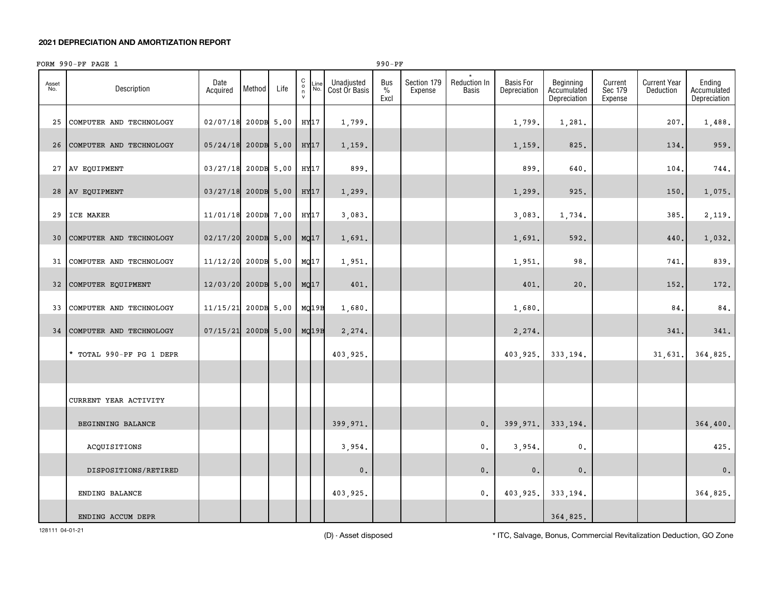## 2021 DEPRECIATION AND AMORTIZATION REPORT

FORM 990-PF PAGE 1 990-PF

| Asset No. | Description | Date Acquired | Method | Life | Conv | Line No. | Unadjusted Cost Or Basis | Bus % Excl | Section 179 Expense | * Reduction In Basis | Basis For Depreciation | Beginning Accumulated Depreciation | Current Sec 179 Expense | Current Year Deduction | Ending Accumulated Depreciation |
|---|---|---|---|---|---|---|---|---|---|---|---|---|---|---|---|
| 25 | COMPUTER AND TECHNOLOGY | 02/07/18 | 200DB | 5.00 | HY | 17 | 1,799. | | | | 1,799. | 1,281. | | 207. | 1,488. |
| 26 | COMPUTER AND TECHNOLOGY | 05/24/18 | 200DB | 5.00 | HY | 17 | 1,159. | | | | 1,159. | 825. | | 134. | 959. |
| 27 | AV EQUIPMENT | 03/27/18 | 200DB | 5.00 | HY | 17 | 899. | | | | 899. | 640. | | 104. | 744. |
| 28 | AV EQUIPMENT | 03/27/18 | 200DB | 5.00 | HY | 17 | 1,299. | | | | 1,299. | 925. | | 150. | 1,075. |
| 29 | ICE MAKER | 11/01/18 | 200DB | 7.00 | HY | 17 | 3,083. | | | | 3,083. | 1,734. | | 385. | 2,119. |
| 30 | COMPUTER AND TECHNOLOGY | 02/17/20 | 200DB | 5.00 | MQ | 17 | 1,691. | | | | 1,691. | 592. | | 440. | 1,032. |
| 31 | COMPUTER AND TECHNOLOGY | 11/12/20 | 200DB | 5.00 | MQ | 17 | 1,951. | | | | 1,951. | 98. | | 741. | 839. |
| 32 | COMPUTER EQUIPMENT | 12/03/20 | 200DB | 5.00 | MQ | 17 | 401. | | | | 401. | 20. | | 152. | 172. |
| 33 | COMPUTER AND TECHNOLOGY | 11/15/21 | 200DB | 5.00 | MQ | 19B | 1,680. | | | | 1,680. | | | 84. | 84. |
| 34 | COMPUTER AND TECHNOLOGY | 07/15/21 | 200DB | 5.00 | MQ | 19B | 2,274. | | | | 2,274. | | | 341. | 341. |
| | * TOTAL 990-PF PG 1 DEPR | | | | | | 403,925. | | | | 403,925. | 333,194. | | 31,631. | 364,825. |
| | | | | | | | | | | | | | | | |
| | CURRENT YEAR ACTIVITY | | | | | | | | | | | | | | |
| | BEGINNING BALANCE | | | | | | 399,971. | | | 0. | 399,971. | 333,194. | | | 364,400. |
| | ACQUISITIONS | | | | | | 3,954. | | | 0. | 3,954. | 0. | | | 425. |
| | DISPOSITIONS/RETIRED | | | | | | 0. | | | 0. | 0. | 0. | | | 0. |
| | ENDING BALANCE | | | | | | 403,925. | | | 0. | 403,925. | 333,194. | | | 364,825. |
| | ENDING ACCUM DEPR | | | | | | | | | | | 364,825. | | | |

128111 04-01-21

(D) - Asset disposed

* ITC, Salvage, Bonus, Commercial Revitalization Deduction, GO Zone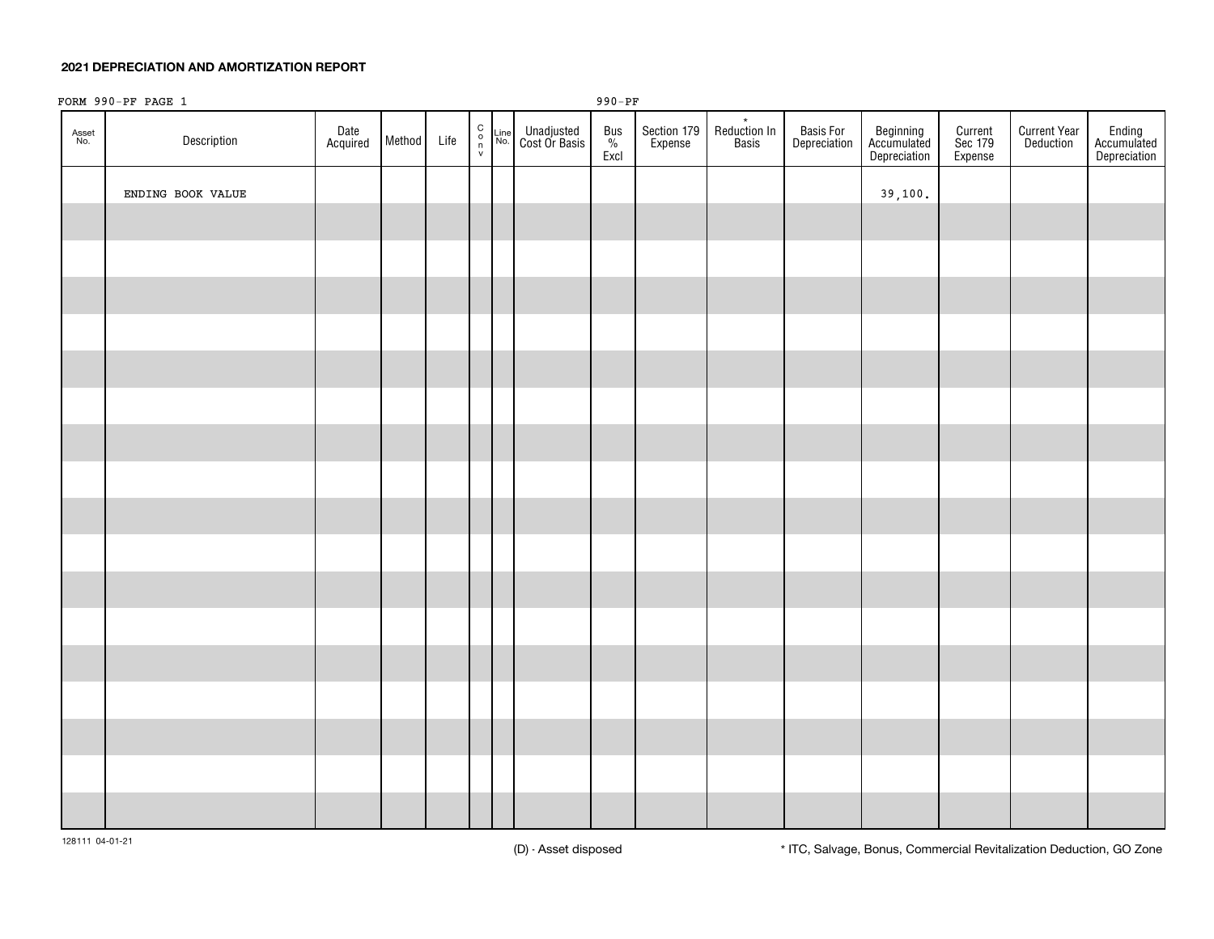**2021 DEPRECIATION AND AMORTIZATION REPORT**

FORM 990-PF PAGE 1 990-PF

| Asset No. | Description | Date Acquired | Method | Life | C o n v | Line No. | Unadjusted Cost Or Basis | Bus % Excl | Section 179 Expense | * Reduction In Basis | Basis For Depreciation | Beginning Accumulated Depreciation | Current Sec 179 Expense | Current Year Deduction | Ending Accumulated Depreciation |
|---|---|---|---|---|---|---|---|---|---|---|---|---|---|---|---|
| | ENDING BOOK VALUE | | | | | | | | | | | 39,100. | | | |

128111 04-01-21

(D) - Asset disposed

* ITC, Salvage, Bonus, Commercial Revitalization Deduction, GO Zone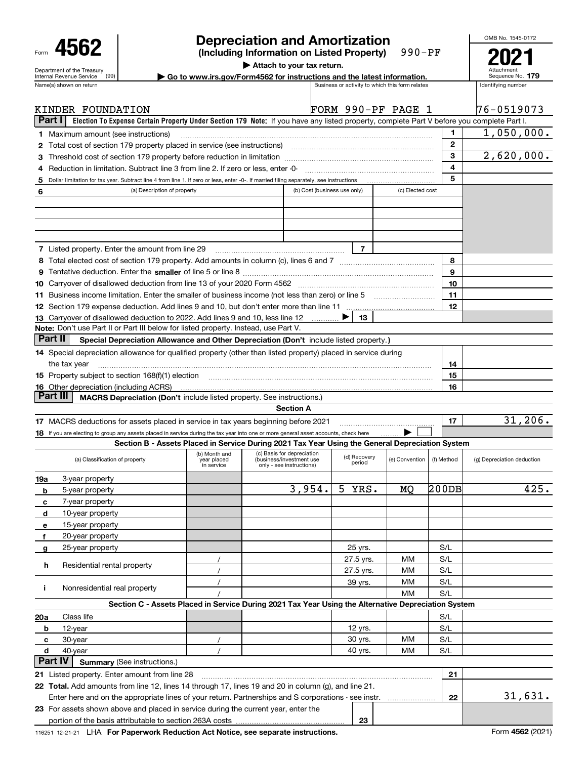Form **4562**

Department of the Treasury
Internal Revenue Service (99)

# Depreciation and Amortization
**(Including Information on Listed Property)** 990-PF

▶ Attach to your tax return.

▶ Go to www.irs.gov/Form4562 for instructions and the latest information.

OMB No. 1545-0172

**2021**
Attachment Sequence No. **179**

| Name(s) shown on return | Business or activity to which this form relates | Identifying number |
|---|---|---|
| KINDER FOUNDATION | FORM 990-PF PAGE 1 | 76-0519073 |

## Part I — Election To Expense Certain Property Under Section 179
**Note:** If you have any listed property, complete Part V before you complete Part I.

| Line | Description | | Amount |
|---|---|---|---|
| 1 | Maximum amount (see instructions) | 1 | 1,050,000. |
| 2 | Total cost of section 179 property placed in service (see instructions) | 2 | |
| 3 | Threshold cost of section 179 property before reduction in limitation | 3 | 2,620,000. |
| 4 | Reduction in limitation. Subtract line 3 from line 2. If zero or less, enter -0- | 4 | |
| 5 | Dollar limitation for tax year. Subtract line 4 from line 1. If zero or less, enter -0-. If married filing separately, see instructions | 5 | |

| 6 (a) Description of property | (b) Cost (business use only) | (c) Elected cost |
|---|---|---|
| | | |
| | | |
| | | |

| Line | Description | | Amount |
|---|---|---|---|
| 7 | Listed property. Enter the amount from line 29 | 7 | |
| 8 | Total elected cost of section 179 property. Add amounts in column (c), lines 6 and 7 | 8 | |
| 9 | Tentative deduction. Enter the **smaller** of line 5 or line 8 | 9 | |
| 10 | Carryover of disallowed deduction from line 13 of your 2020 Form 4562 | 10 | |
| 11 | Business income limitation. Enter the smaller of business income (not less than zero) or line 5 | 11 | |
| 12 | Section 179 expense deduction. Add lines 9 and 10, but don't enter more than line 11 | 12 | |
| 13 | Carryover of disallowed deduction to 2022. Add lines 9 and 10, less line 12 ▶ | 13 | |

**Note:** Don't use Part II or Part III below for listed property. Instead, use Part V.

## Part II — Special Depreciation Allowance and Other Depreciation (Don't include listed property.)

| Line | Description | | Amount |
|---|---|---|---|
| 14 | Special depreciation allowance for qualified property (other than listed property) placed in service during the tax year | 14 | |
| 15 | Property subject to section 168(f)(1) election | 15 | |
| 16 | Other depreciation (including ACRS) | 16 | |

## Part III — MACRS Depreciation (Don't include listed property. See instructions.)

### Section A

| Line | Description | | Amount |
|---|---|---|---|
| 17 | MACRS deductions for assets placed in service in tax years beginning before 2021 | 17 | 31,206. |
| 18 | If you are electing to group any assets placed in service during the tax year into one or more general asset accounts, check here ▶ ☐ | | |

### Section B - Assets Placed in Service During 2021 Tax Year Using the General Depreciation System

| | (a) Classification of property | (b) Month and year placed in service | (c) Basis for depreciation (business/investment use only - see instructions) | (d) Recovery period | (e) Convention | (f) Method | (g) Depreciation deduction |
|---|---|---|---|---|---|---|---|
| 19a | 3-year property | | | | | | |
| b | 5-year property | | 3,954. | 5 YRS. | MQ | 200DB | 425. |
| c | 7-year property | | | | | | |
| d | 10-year property | | | | | | |
| e | 15-year property | | | | | | |
| f | 20-year property | | | | | | |
| g | 25-year property | | | 25 yrs. | | S/L | |
| h | Residential rental property | / | | 27.5 yrs. | MM | S/L | |
| | | / | | 27.5 yrs. | MM | S/L | |
| i | Nonresidential real property | / | | 39 yrs. | MM | S/L | |
| | | / | | | MM | S/L | |

### Section C - Assets Placed in Service During 2021 Tax Year Using the Alternative Depreciation System

| | (a) Classification of property | (b) Month and year placed in service | (c) Basis for depreciation | (d) Recovery period | (e) Convention | (f) Method | (g) Depreciation deduction |
|---|---|---|---|---|---|---|---|
| 20a | Class life | | | | | S/L | |
| b | 12-year | | | 12 yrs. | | S/L | |
| c | 30-year | / | | 30 yrs. | MM | S/L | |
| d | 40-year | / | | 40 yrs. | MM | S/L | |

## Part IV — Summary (See instructions.)

| Line | Description | | Amount |
|---|---|---|---|
| 21 | Listed property. Enter amount from line 28 | 21 | |
| 22 | **Total.** Add amounts from line 12, lines 14 through 17, lines 19 and 20 in column (g), and line 21. Enter here and on the appropriate lines of your return. Partnerships and S corporations - see instr. | 22 | 31,631. |
| 23 | For assets shown above and placed in service during the current year, enter the portion of the basis attributable to section 263A costs | 23 | |

116251 12-21-21 LHA **For Paperwork Reduction Act Notice, see separate instructions.** Form **4562** (2021)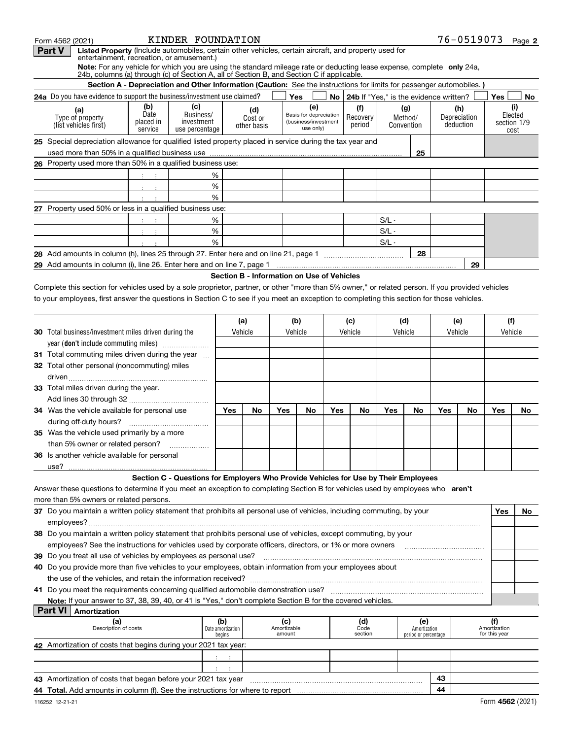Form 4562 (2021) KINDER FOUNDATION 76-0519073 Page **2**

## Part V Listed Property

(Include automobiles, certain other vehicles, certain aircraft, and property used for entertainment, recreation, or amusement.)

**Note:** For any vehicle for which you are using the standard mileage rate or deducting lease expense, complete **only** 24a, 24b, columns (a) through (c) of Section A, all of Section B, and Section C if applicable.

### Section A - Depreciation and Other Information (Caution: See the instructions for limits for passenger automobiles.)

**24a** Do you have evidence to support the business/investment use claimed? Yes No **24b** If "Yes," is the evidence written? Yes No

| (a) Type of property (list vehicles first) | (b) Date placed in service | (c) Business/ investment use percentage | (d) Cost or other basis | (e) Basis for depreciation (business/investment use only) | (f) Recovery period | (g) Method/ Convention | (h) Depreciation deduction | (i) Elected section 179 cost |
|---|---|---|---|---|---|---|---|---|
| **25** Special depreciation allowance for qualified listed property placed in service during the tax year and used more than 50% in a qualified business use | | | | | | 25 | | |
| **26** Property used more than 50% in a qualified business use: | | | | | | | | |
| | | % | | | | | | |
| | | % | | | | | | |
| | | % | | | | | | |
| **27** Property used 50% or less in a qualified business use: | | | | | | | | |
| | | % | | | | S/L - | | |
| | | % | | | | S/L - | | |
| | | % | | | | S/L - | | |
| **28** Add amounts in column (h), lines 25 through 27. Enter here and on line 21, page 1 | | | | | | 28 | | |
| **29** Add amounts in column (i), line 26. Enter here and on line 7, page 1 | | | | | | | 29 | |

### Section B - Information on Use of Vehicles

Complete this section for vehicles used by a sole proprietor, partner, or other "more than 5% owner," or related person. If you provided vehicles to your employees, first answer the questions in Section C to see if you meet an exception to completing this section for those vehicles.

| | (a) Vehicle | | (b) Vehicle | | (c) Vehicle | | (d) Vehicle | | (e) Vehicle | | (f) Vehicle | |
|---|---|---|---|---|---|---|---|---|---|---|---|---|
| **30** Total business/investment miles driven during the year (**don't** include commuting miles) | | | | | | | | | | | | |
| **31** Total commuting miles driven during the year | | | | | | | | | | | | |
| **32** Total other personal (noncommuting) miles driven | | | | | | | | | | | | |
| **33** Total miles driven during the year. Add lines 30 through 32 | | | | | | | | | | | | |
| | Yes | No | Yes | No | Yes | No | Yes | No | Yes | No | Yes | No |
| **34** Was the vehicle available for personal use during off-duty hours? | | | | | | | | | | | | |
| **35** Was the vehicle used primarily by a more than 5% owner or related person? | | | | | | | | | | | | |
| **36** Is another vehicle available for personal use? | | | | | | | | | | | | |

### Section C - Questions for Employers Who Provide Vehicles for Use by Their Employees

Answer these questions to determine if you meet an exception to completing Section B for vehicles used by employees who **aren't** more than 5% owners or related persons.

| | Yes | No |
|---|---|---|
| **37** Do you maintain a written policy statement that prohibits all personal use of vehicles, including commuting, by your employees? | | |
| **38** Do you maintain a written policy statement that prohibits personal use of vehicles, except commuting, by your employees? See the instructions for vehicles used by corporate officers, directors, or 1% or more owners | | |
| **39** Do you treat all use of vehicles by employees as personal use? | | |
| **40** Do you provide more than five vehicles to your employees, obtain information from your employees about the use of the vehicles, and retain the information received? | | |
| **41** Do you meet the requirements concerning qualified automobile demonstration use? | | |

**Note:** If your answer to 37, 38, 39, 40, or 41 is "Yes," don't complete Section B for the covered vehicles.

## Part VI Amortization

| (a) Description of costs | (b) Date amortization begins | (c) Amortizable amount | (d) Code section | (e) Amortization period or percentage | (f) Amortization for this year |
|---|---|---|---|---|---|
| **42** Amortization of costs that begins during your 2021 tax year: | | | | | |
| | | | | | |
| | | | | | |
| **43** Amortization of costs that began before your 2021 tax year | | | | 43 | |
| **44 Total.** Add amounts in column (f). See the instructions for where to report | | | | 44 | |

116252 12-21-21 Form **4562** (2021)